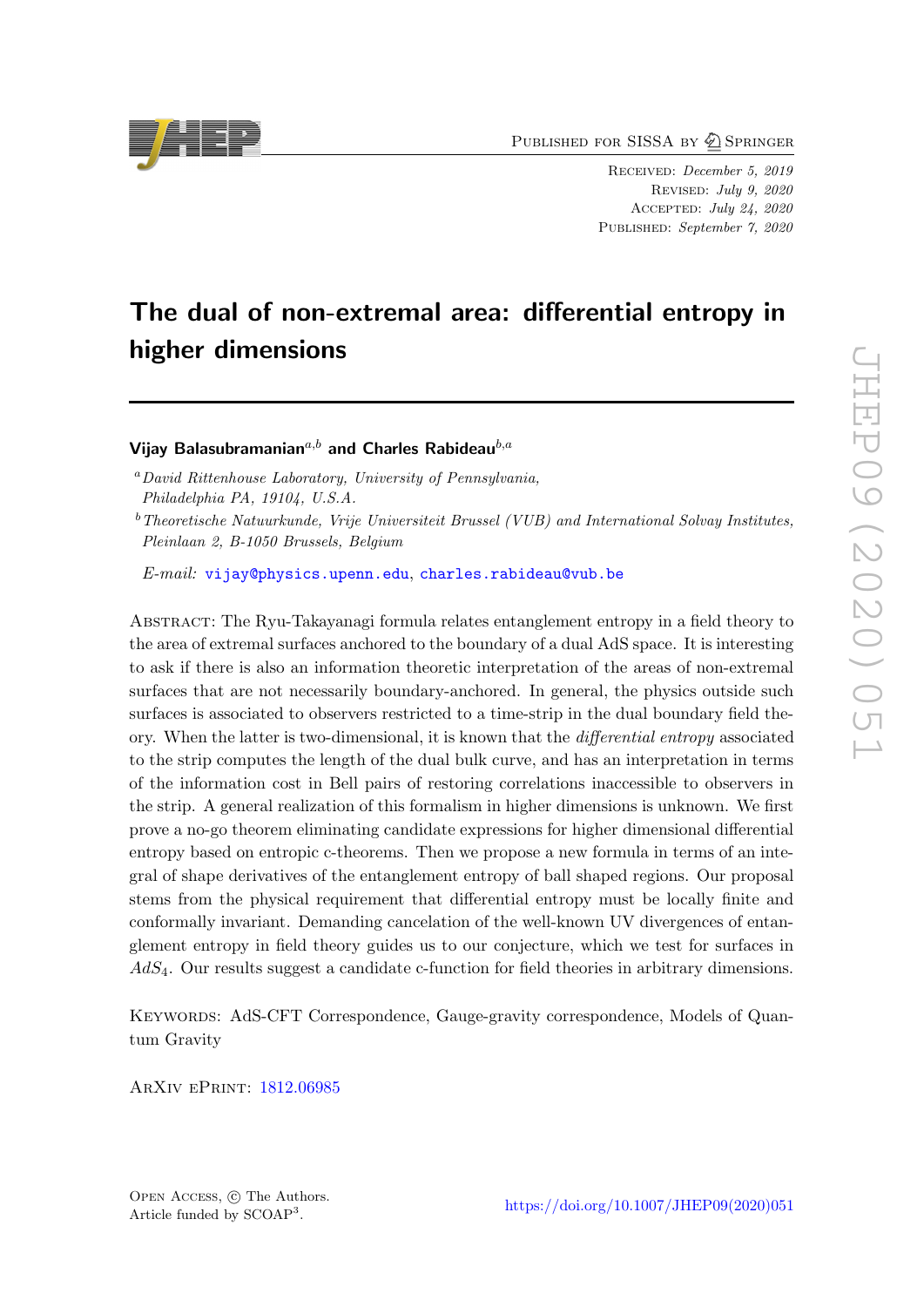Published for SISSA by Springer

Received: *December 5, 2019*
Revised: *July 9, 2020*
Accepted: *July 24, 2020*
Published: *September 7, 2020*

# The dual of non-extremal area: differential entropy in higher dimensions

**Vijay Balasubramanian**[a,b] **and Charles Rabideau**[b,a]

[a] *David Rittenhouse Laboratory, University of Pennsylvania, Philadelphia PA, 19104, U.S.A.*

[b] *Theoretische Natuurkunde, Vrije Universiteit Brussel (VUB) and International Solvay Institutes, Pleinlaan 2, B-1050 Brussels, Belgium*

*E-mail:* vijay@physics.upenn.edu, charles.rabideau@vub.be

Abstract: The Ryu-Takayanagi formula relates entanglement entropy in a field theory to the area of extremal surfaces anchored to the boundary of a dual AdS space. It is interesting to ask if there is also an information theoretic interpretation of the areas of non-extremal surfaces that are not necessarily boundary-anchored. In general, the physics outside such surfaces is associated to observers restricted to a time-strip in the dual boundary field theory. When the latter is two-dimensional, it is known that the *differential entropy* associated to the strip computes the length of the dual bulk curve, and has an interpretation in terms of the information cost in Bell pairs of restoring correlations inaccessible to observers in the strip. A general realization of this formalism in higher dimensions is unknown. We first prove a no-go theorem eliminating candidate expressions for higher dimensional differential entropy based on entropic c-theorems. Then we propose a new formula in terms of an integral of shape derivatives of the entanglement entropy of ball shaped regions. Our proposal stems from the physical requirement that differential entropy must be locally finite and conformally invariant. Demanding cancelation of the well-known UV divergences of entanglement entropy in field theory guides us to our conjecture, which we test for surfaces in $AdS_4$. Our results suggest a candidate c-function for field theories in arbitrary dimensions.

Keywords: AdS-CFT Correspondence, Gauge-gravity correspondence, Models of Quantum Gravity

ArXiv ePrint: 1812.06985

Open Access, © The Authors.
Article funded by SCOAP[3].

https://doi.org/10.1007/JHEP09(2020)051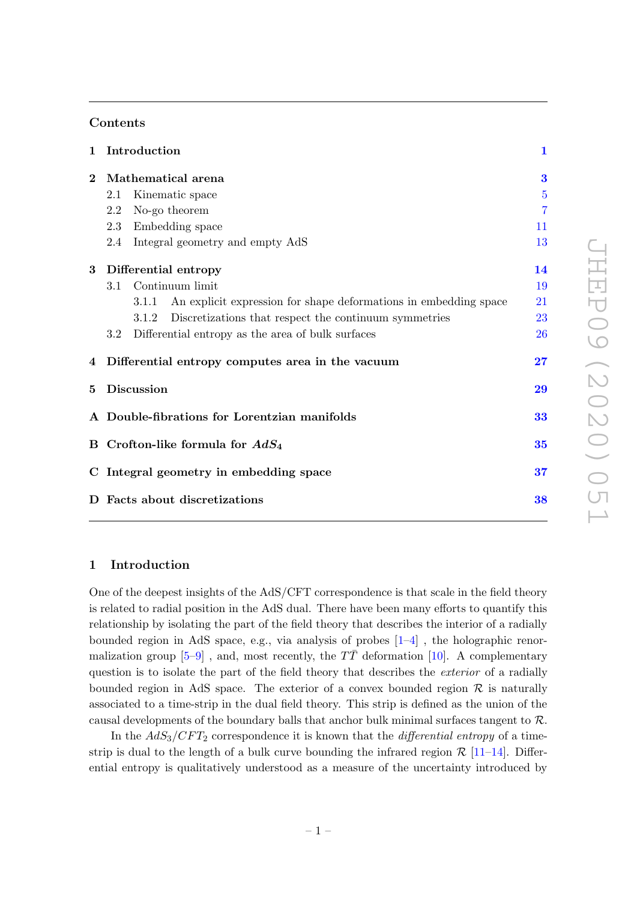## Contents

| | | |
|---|---|---|
| **1** | **Introduction** | **1** |
| **2** | **Mathematical arena** | **3** |
| | 2.1 Kinematic space | 5 |
| | 2.2 No-go theorem | 7 |
| | 2.3 Embedding space | 11 |
| | 2.4 Integral geometry and empty AdS | 13 |
| **3** | **Differential entropy** | **14** |
| | 3.1 Continuum limit | 19 |
| | 3.1.1 An explicit expression for shape deformations in embedding space | 21 |
| | 3.1.2 Discretizations that respect the continuum symmetries | 23 |
| | 3.2 Differential entropy as the area of bulk surfaces | 26 |
| **4** | **Differential entropy computes area in the vacuum** | **27** |
| **5** | **Discussion** | **29** |
| **A** | **Double-fibrations for Lorentzian manifolds** | **33** |
| **B** | **Crofton-like formula for $AdS_4$** | **35** |
| **C** | **Integral geometry in embedding space** | **37** |
| **D** | **Facts about discretizations** | **38** |

# 1 Introduction

One of the deepest insights of the AdS/CFT correspondence is that scale in the field theory is related to radial position in the AdS dual. There have been many efforts to quantify this relationship by isolating the part of the field theory that describes the interior of a radially bounded region in AdS space, e.g., via analysis of probes [1–4] , the holographic renormalization group [5–9] , and, most recently, the $T\bar{T}$ deformation [10]. A complementary question is to isolate the part of the field theory that describes the *exterior* of a radially bounded region in AdS space. The exterior of a convex bounded region $\mathcal{R}$ is naturally associated to a time-strip in the dual field theory. This strip is defined as the union of the causal developments of the boundary balls that anchor bulk minimal surfaces tangent to $\mathcal{R}$.

In the $AdS_3/CFT_2$ correspondence it is known that the *differential entropy* of a time-strip is dual to the length of a bulk curve bounding the infrared region $\mathcal{R}$ [11–14]. Differential entropy is qualitatively understood as a measure of the uncertainty introduced by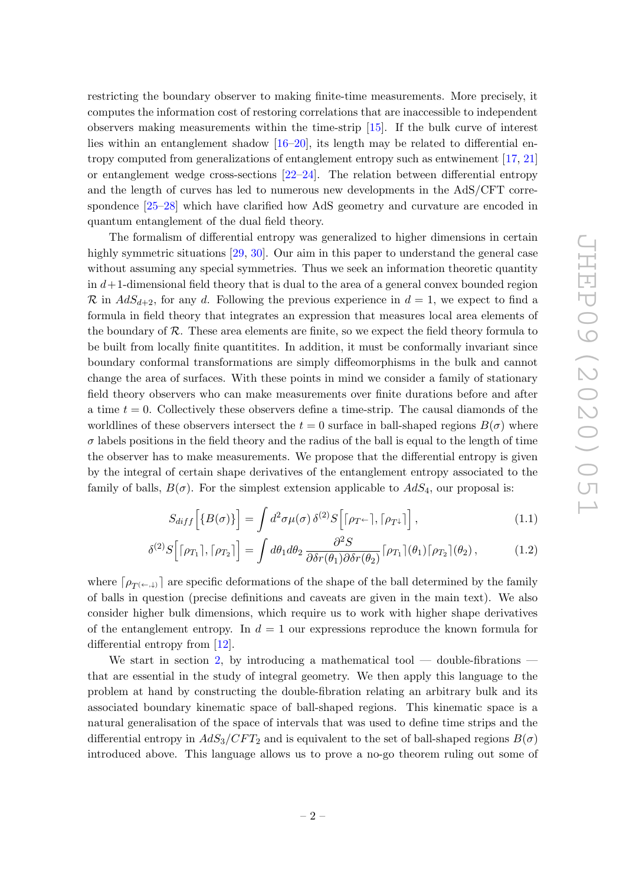restricting the boundary observer to making finite-time measurements. More precisely, it computes the information cost of restoring correlations that are inaccessible to independent observers making measurements within the time-strip [15]. If the bulk curve of interest lies within an entanglement shadow [16–20], its length may be related to differential entropy computed from generalizations of entanglement entropy such as entwinement [17, 21] or entanglement wedge cross-sections [22–24]. The relation between differential entropy and the length of curves has led to numerous new developments in the AdS/CFT correspondence [25–28] which have clarified how AdS geometry and curvature are encoded in quantum entanglement of the dual field theory.

The formalism of differential entropy was generalized to higher dimensions in certain highly symmetric situations [29, 30]. Our aim in this paper to understand the general case without assuming any special symmetries. Thus we seek an information theoretic quantity in $d+1$-dimensional field theory that is dual to the area of a general convex bounded region $\mathcal{R}$ in $AdS_{d+2}$, for any $d$. Following the previous experience in $d = 1$, we expect to find a formula in field theory that integrates an expression that measures local area elements of the boundary of $\mathcal{R}$. These area elements are finite, so we expect the field theory formula to be built from locally finite quantitites. In addition, it must be conformally invariant since boundary conformal transformations are simply diffeomorphisms in the bulk and cannot change the area of surfaces. With these points in mind we consider a family of stationary field theory observers who can make measurements over finite durations before and after a time $t = 0$. Collectively these observers define a time-strip. The causal diamonds of the worldlines of these observers intersect the $t = 0$ surface in ball-shaped regions $B(\sigma)$ where $\sigma$ labels positions in the field theory and the radius of the ball is equal to the length of time the observer has to make measurements. We propose that the differential entropy is given by the integral of certain shape derivatives of the entanglement entropy associated to the family of balls, $B(\sigma)$. For the simplest extension applicable to $AdS_4$, our proposal is:

$$S_{diff}\Big[\{B(\sigma)\}\Big] = \int d^2\sigma \mu(\sigma)\, \delta^{(2)} S\Big[\lceil \rho_{T^{\leftarrow}} \rceil, \lceil \rho_{T^{\downarrow}} \rceil\Big]\,, \tag{1.1}$$

$$\delta^{(2)} S\Big[\lceil \rho_{T_1} \rceil, \lceil \rho_{T_2} \rceil\Big] = \int d\theta_1 d\theta_2 \,\frac{\partial^2 S}{\partial \delta r(\theta_1) \partial \delta r(\theta_2)} \lceil \rho_{T_1} \rceil(\theta_1) \lceil \rho_{T_2} \rceil(\theta_2)\,, \tag{1.2}$$

where $\lceil \rho_{T^{(\leftarrow,\downarrow)}} \rceil$ are specific deformations of the shape of the ball determined by the family of balls in question (precise definitions and caveats are given in the main text). We also consider higher bulk dimensions, which require us to work with higher shape derivatives of the entanglement entropy. In $d = 1$ our expressions reproduce the known formula for differential entropy from [12].

We start in section 2, by introducing a mathematical tool — double-fibrations — that are essential in the study of integral geometry. We then apply this language to the problem at hand by constructing the double-fibration relating an arbitrary bulk and its associated boundary kinematic space of ball-shaped regions. This kinematic space is a natural generalisation of the space of intervals that was used to define time strips and the differential entropy in $AdS_3/CFT_2$ and is equivalent to the set of ball-shaped regions $B(\sigma)$ introduced above. This language allows us to prove a no-go theorem ruling out some of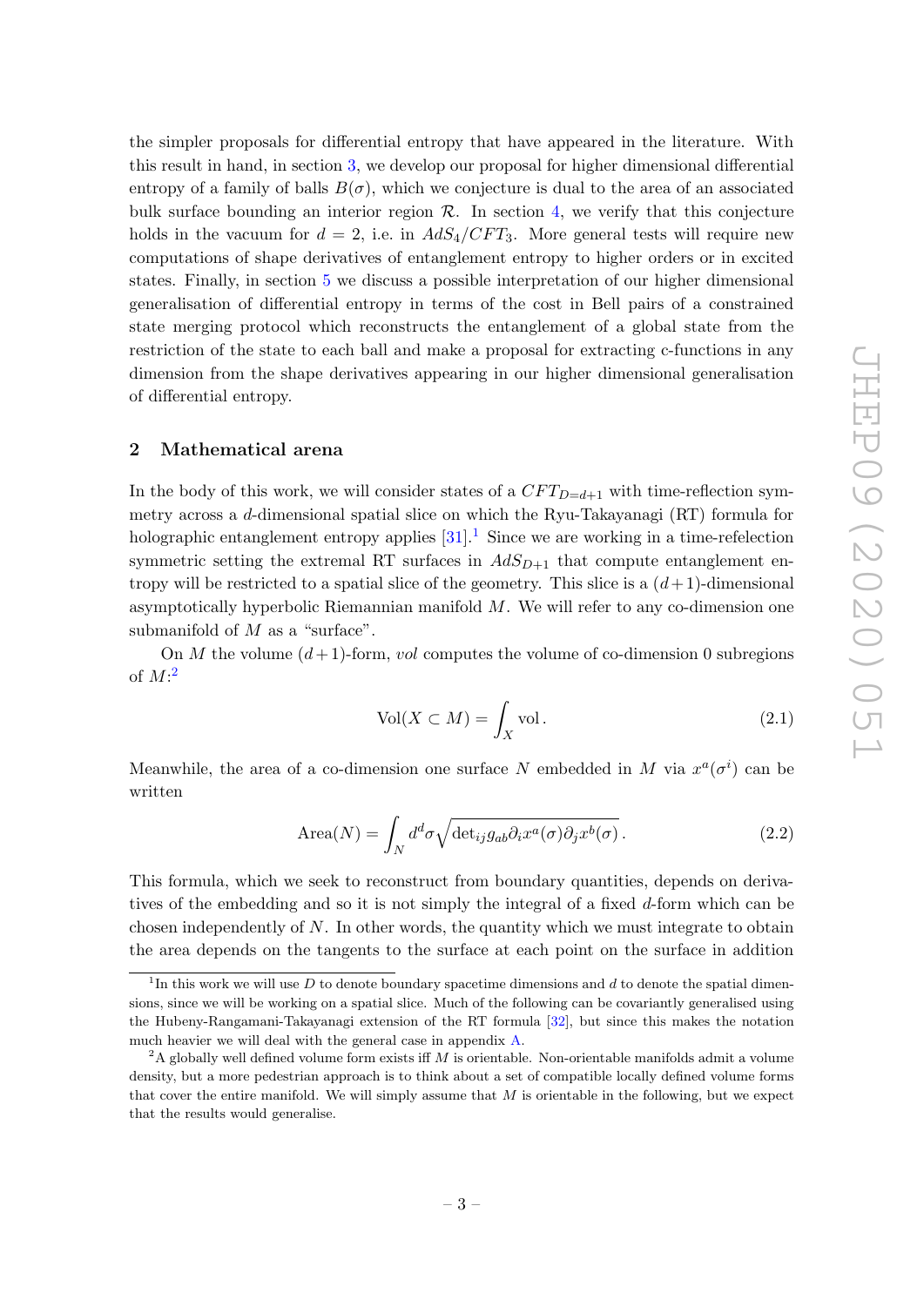the simpler proposals for differential entropy that have appeared in the literature. With this result in hand, in section 3, we develop our proposal for higher dimensional differential entropy of a family of balls $B(\sigma)$, which we conjecture is dual to the area of an associated bulk surface bounding an interior region $\mathcal{R}$. In section 4, we verify that this conjecture holds in the vacuum for $d = 2$, i.e. in $AdS_4/CFT_3$. More general tests will require new computations of shape derivatives of entanglement entropy to higher orders or in excited states. Finally, in section 5 we discuss a possible interpretation of our higher dimensional generalisation of differential entropy in terms of the cost in Bell pairs of a constrained state merging protocol which reconstructs the entanglement of a global state from the restriction of the state to each ball and make a proposal for extracting c-functions in any dimension from the shape derivatives appearing in our higher dimensional generalisation of differential entropy.

## 2 Mathematical arena

In the body of this work, we will consider states of a $CFT_{D=d+1}$ with time-reflection symmetry across a $d$-dimensional spatial slice on which the Ryu-Takayanagi (RT) formula for holographic entanglement entropy applies [31].[1] Since we are working in a time-refelection symmetric setting the extremal RT surfaces in $AdS_{D+1}$ that compute entanglement entropy will be restricted to a spatial slice of the geometry. This slice is a $(d+1)$-dimensional asymptotically hyperbolic Riemannian manifold $M$. We will refer to any co-dimension one submanifold of $M$ as a "surface".

On $M$ the volume $(d+1)$-form, *vol* computes the volume of co-dimension 0 subregions of $M$:[2]

$$\mathrm{Vol}(X \subset M) = \int_X \mathrm{vol}\,. \tag{2.1}$$

Meanwhile, the area of a co-dimension one surface $N$ embedded in $M$ via $x^a(\sigma^i)$ can be written

$$\mathrm{Area}(N) = \int_N d^d\sigma \sqrt{\det_{ij} g_{ab} \partial_i x^a(\sigma) \partial_j x^b(\sigma)}\,. \tag{2.2}$$

This formula, which we seek to reconstruct from boundary quantities, depends on derivatives of the embedding and so it is not simply the integral of a fixed $d$-form which can be chosen independently of $N$. In other words, the quantity which we must integrate to obtain the area depends on the tangents to the surface at each point on the surface in addition

[1] In this work we will use $D$ to denote boundary spacetime dimensions and $d$ to denote the spatial dimensions, since we will be working on a spatial slice. Much of the following can be covariantly generalised using the Hubeny-Rangamani-Takayanagi extension of the RT formula [32], but since this makes the notation much heavier we will deal with the general case in appendix A.

[2] A globally well defined volume form exists iff $M$ is orientable. Non-orientable manifolds admit a volume density, but a more pedestrian approach is to think about a set of compatible locally defined volume forms that cover the entire manifold. We will simply assume that $M$ is orientable in the following, but we expect that the results would generalise.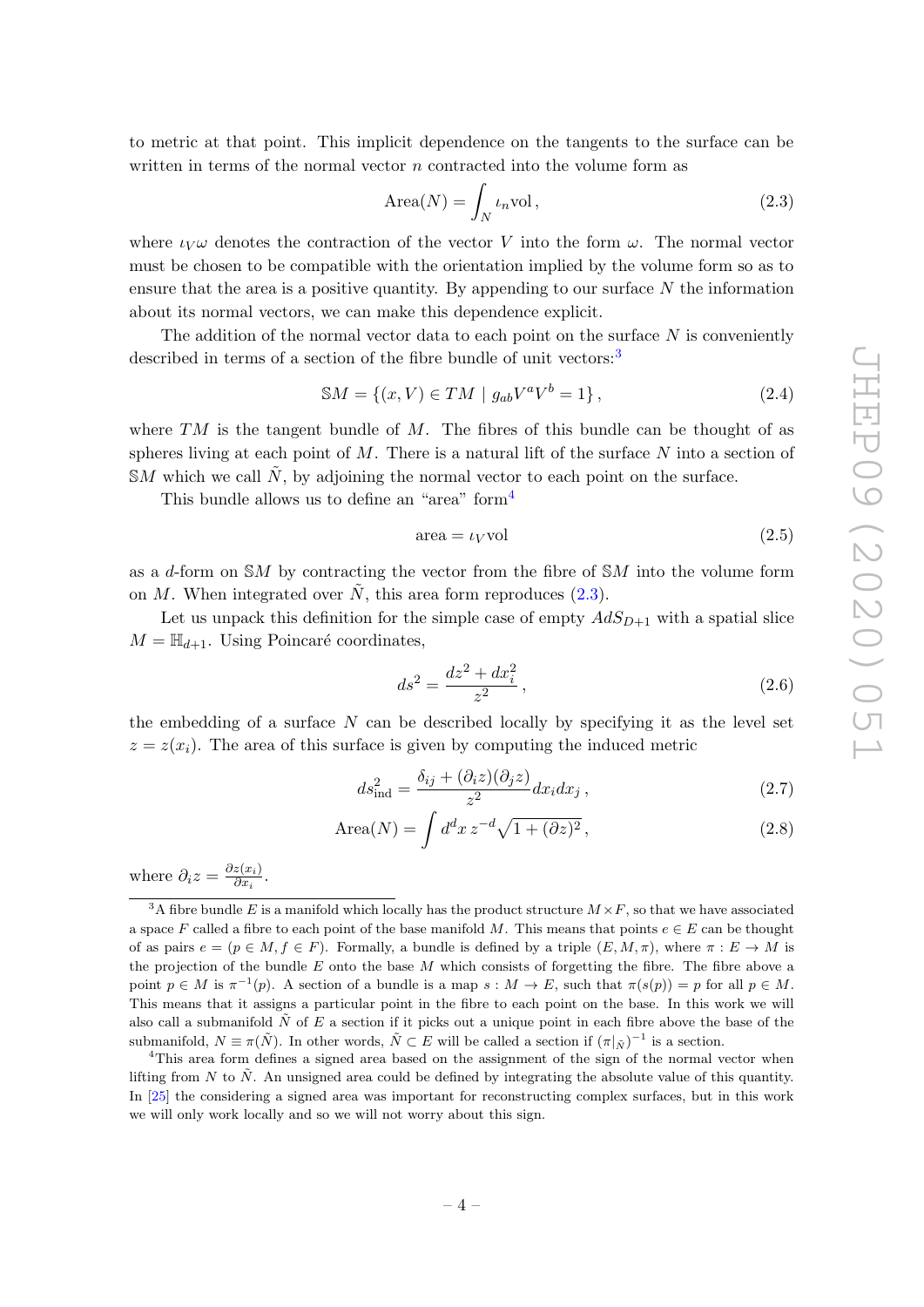to metric at that point. This implicit dependence on the tangents to the surface can be written in terms of the normal vector $n$ contracted into the volume form as

$$\text{Area}(N) = \int_N \iota_n \text{vol}\,, \tag{2.3}$$

where $\iota_V \omega$ denotes the contraction of the vector $V$ into the form $\omega$. The normal vector must be chosen to be compatible with the orientation implied by the volume form so as to ensure that the area is a positive quantity. By appending to our surface $N$ the information about its normal vectors, we can make this dependence explicit.

The addition of the normal vector data to each point on the surface $N$ is conveniently described in terms of a section of the fibre bundle of unit vectors:[3]

$$\mathbb{S}M = \{(x, V) \in TM \mid g_{ab}V^a V^b = 1\}\,, \tag{2.4}$$

where $TM$ is the tangent bundle of $M$. The fibres of this bundle can be thought of as spheres living at each point of $M$. There is a natural lift of the surface $N$ into a section of $\mathbb{S}M$ which we call $\tilde{N}$, by adjoining the normal vector to each point on the surface.

This bundle allows us to define an "area" form[4]

$$\text{area} = \iota_V \text{vol} \tag{2.5}$$

as a $d$-form on $\mathbb{S}M$ by contracting the vector from the fibre of $\mathbb{S}M$ into the volume form on $M$. When integrated over $\tilde{N}$, this area form reproduces (2.3).

Let us unpack this definition for the simple case of empty $AdS_{D+1}$ with a spatial slice $M = \mathbb{H}_{d+1}$. Using Poincaré coordinates,

$$ds^2 = \frac{dz^2 + dx_i^2}{z^2}\,, \tag{2.6}$$

the embedding of a surface $N$ can be described locally by specifying it as the level set $z = z(x_i)$. The area of this surface is given by computing the induced metric

$$ds^2_{\text{ind}} = \frac{\delta_{ij} + (\partial_i z)(\partial_j z)}{z^2} dx_i dx_j\,, \tag{2.7}$$

$$\text{Area}(N) = \int d^d x\, z^{-d} \sqrt{1 + (\partial z)^2}\,, \tag{2.8}$$

where $\partial_i z = \frac{\partial z(x_i)}{\partial x_i}$.

---

[3] A fibre bundle $E$ is a manifold which locally has the product structure $M \times F$, so that we have associated a space $F$ called a fibre to each point of the base manifold $M$. This means that points $e \in E$ can be thought of as pairs $e = (p \in M, f \in F)$. Formally, a bundle is defined by a triple $(E, M, \pi)$, where $\pi : E \to M$ is the projection of the bundle $E$ onto the base $M$ which consists of forgetting the fibre. The fibre above a point $p \in M$ is $\pi^{-1}(p)$. A section of a bundle is a map $s : M \to E$, such that $\pi(s(p)) = p$ for all $p \in M$. This means that it assigns a particular point in the fibre to each point on the base. In this work we will also call a submanifold $\tilde{N}$ of $E$ a section if it picks out a unique point in each fibre above the base of the submanifold, $N \equiv \pi(\tilde{N})$. In other words, $\tilde{N} \subset E$ will be called a section if $(\pi|_{\tilde{N}})^{-1}$ is a section.

[4] This area form defines a signed area based on the assignment of the sign of the normal vector when lifting from $N$ to $\tilde{N}$. An unsigned area could be defined by integrating the absolute value of this quantity. In [25] the considering a signed area was important for reconstructing complex surfaces, but in this work we will only work locally and so we will not worry about this sign.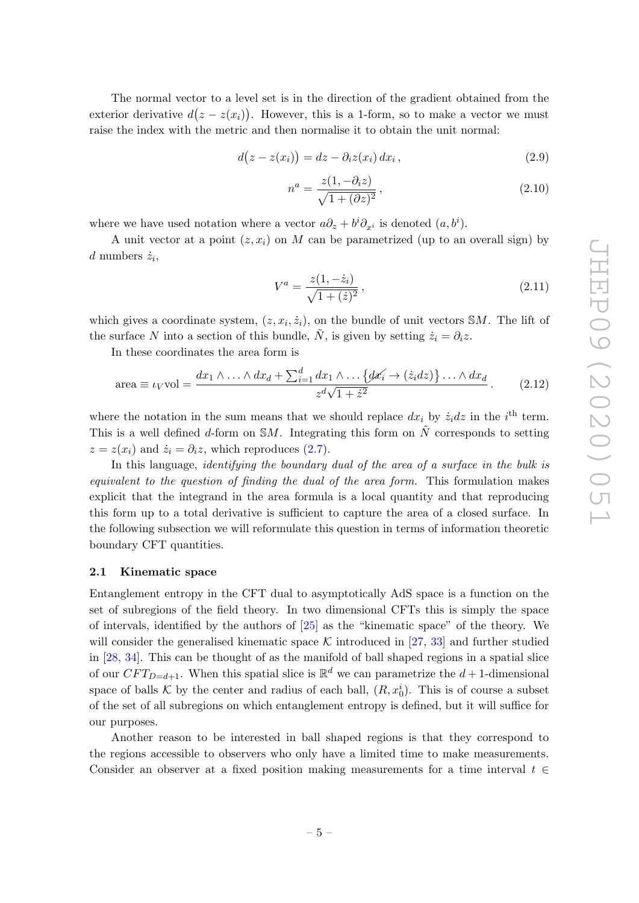The normal vector to a level set is in the direction of the gradient obtained from the exterior derivative $d\big(z - z(x_i)\big)$. However, this is a 1-form, so to make a vector we must raise the index with the metric and then normalise it to obtain the unit normal:

$$d\big(z - z(x_i)\big) = dz - \partial_i z(x_i)\, dx_i\,, \tag{2.9}$$

$$n^a = \frac{z(1, -\partial_i z)}{\sqrt{1 + (\partial z)^2}}\,, \tag{2.10}$$

where we have used notation where a vector $a\partial_z + b^i \partial_{x^i}$ is denoted $(a, b^i)$.

A unit vector at a point $(z, x_i)$ on $M$ can be parametrized (up to an overall sign) by $d$ numbers $\dot{z}_i$,

$$V^a = \frac{z(1, -\dot{z}_i)}{\sqrt{1 + (\dot{z})^2}}\,, \tag{2.11}$$

which gives a coordinate system, $(z, x_i, \dot{z}_i)$, on the bundle of unit vectors $\mathbb{S}M$. The lift of the surface $N$ into a section of this bundle, $\tilde{N}$, is given by setting $\dot{z}_i = \partial_i z$.

In these coordinates the area form is

$$\text{area} \equiv \iota_V \text{vol} = \frac{dx_1 \wedge \ldots \wedge dx_d + \sum_{i=1}^d dx_1 \wedge \ldots \left\{ \cancel{dx_i} \to (\dot{z}_i dz) \right\} \ldots \wedge dx_d}{z^d \sqrt{1 + \dot{z}^2}}\,. \tag{2.12}$$

where the notation in the sum means that we should replace $dx_i$ by $\dot{z}_i dz$ in the $i^{\text{th}}$ term. This is a well defined $d$-form on $\mathbb{S}M$. Integrating this form on $\tilde{N}$ corresponds to setting $z = z(x_i)$ and $\dot{z}_i = \partial_i z$, which reproduces (2.7).

In this language, *identifying the boundary dual of the area of a surface in the bulk is equivalent to the question of finding the dual of the area form.* This formulation makes explicit that the integrand in the area formula is a local quantity and that reproducing this form up to a total derivative is sufficient to capture the area of a closed surface. In the following subsection we will reformulate this question in terms of information theoretic boundary CFT quantities.

### 2.1 Kinematic space

Entanglement entropy in the CFT dual to asymptotically AdS space is a function on the set of subregions of the field theory. In two dimensional CFTs this is simply the space of intervals, identified by the authors of [25] as the "kinematic space" of the theory. We will consider the generalised kinematic space $\mathcal{K}$ introduced in [27, 33] and further studied in [28, 34]. This can be thought of as the manifold of ball shaped regions in a spatial slice of our $CFT_{D=d+1}$. When this spatial slice is $\mathbb{R}^d$ we can parametrize the $d+1$-dimensional space of balls $\mathcal{K}$ by the center and radius of each ball, $(R, x_0^i)$. This is of course a subset of the set of all subregions on which entanglement entropy is defined, but it will suffice for our purposes.

Another reason to be interested in ball shaped regions is that they correspond to the regions accessible to observers who only have a limited time to make measurements. Consider an observer at a fixed position making measurements for a time interval $t \in$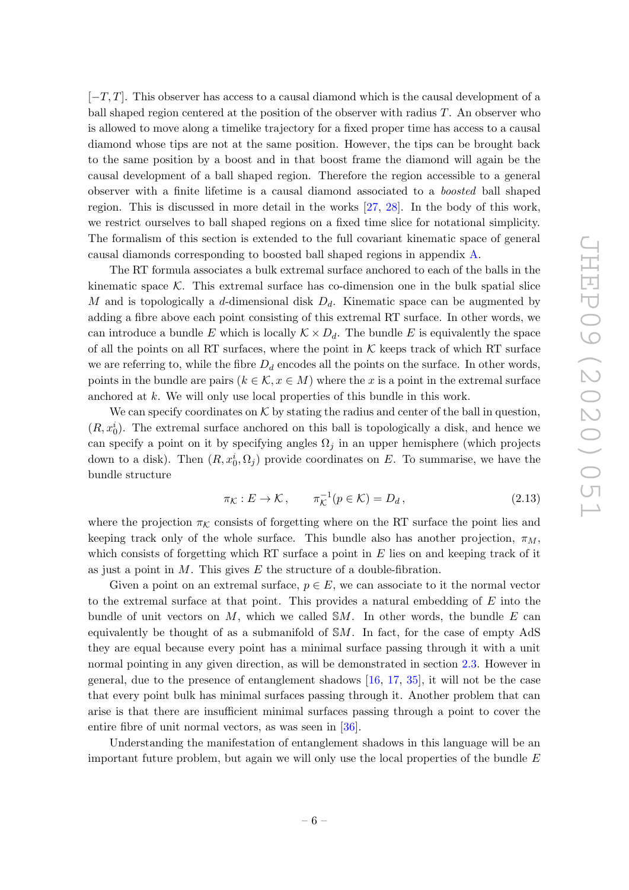$[-T, T]$. This observer has access to a causal diamond which is the causal development of a ball shaped region centered at the position of the observer with radius $T$. An observer who is allowed to move along a timelike trajectory for a fixed proper time has access to a causal diamond whose tips are not at the same position. However, the tips can be brought back to the same position by a boost and in that boost frame the diamond will again be the causal development of a ball shaped region. Therefore the region accessible to a general observer with a finite lifetime is a causal diamond associated to a *boosted* ball shaped region. This is discussed in more detail in the works [27, 28]. In the body of this work, we restrict ourselves to ball shaped regions on a fixed time slice for notational simplicity. The formalism of this section is extended to the full covariant kinematic space of general causal diamonds corresponding to boosted ball shaped regions in appendix A.

The RT formula associates a bulk extremal surface anchored to each of the balls in the kinematic space $\mathcal{K}$. This extremal surface has co-dimension one in the bulk spatial slice $M$ and is topologically a $d$-dimensional disk $D_d$. Kinematic space can be augmented by adding a fibre above each point consisting of this extremal RT surface. In other words, we can introduce a bundle $E$ which is locally $\mathcal{K} \times D_d$. The bundle $E$ is equivalently the space of all the points on all RT surfaces, where the point in $\mathcal{K}$ keeps track of which RT surface we are referring to, while the fibre $D_d$ encodes all the points on the surface. In other words, points in the bundle are pairs $(k \in \mathcal{K}, x \in M)$ where the $x$ is a point in the extremal surface anchored at $k$. We will only use local properties of this bundle in this work.

We can specify coordinates on $\mathcal{K}$ by stating the radius and center of the ball in question, $(R, x_0^i)$. The extremal surface anchored on this ball is topologically a disk, and hence we can specify a point on it by specifying angles $\Omega_j$ in an upper hemisphere (which projects down to a disk). Then $(R, x_0^i, \Omega_j)$ provide coordinates on $E$. To summarise, we have the bundle structure

$$\pi_{\mathcal{K}} : E \to \mathcal{K} , \qquad \pi_{\mathcal{K}}^{-1}(p \in \mathcal{K}) = D_d , \tag{2.13}$$

where the projection $\pi_{\mathcal{K}}$ consists of forgetting where on the RT surface the point lies and keeping track only of the whole surface. This bundle also has another projection, $\pi_M$, which consists of forgetting which RT surface a point in $E$ lies on and keeping track of it as just a point in $M$. This gives $E$ the structure of a double-fibration.

Given a point on an extremal surface, $p \in E$, we can associate to it the normal vector to the extremal surface at that point. This provides a natural embedding of $E$ into the bundle of unit vectors on $M$, which we called $\mathbb{S}M$. In other words, the bundle $E$ can equivalently be thought of as a submanifold of $\mathbb{S}M$. In fact, for the case of empty AdS they are equal because every point has a minimal surface passing through it with a unit normal pointing in any given direction, as will be demonstrated in section 2.3. However in general, due to the presence of entanglement shadows [16, 17, 35], it will not be the case that every point bulk has minimal surfaces passing through it. Another problem that can arise is that there are insufficient minimal surfaces passing through a point to cover the entire fibre of unit normal vectors, as was seen in [36].

Understanding the manifestation of entanglement shadows in this language will be an important future problem, but again we will only use the local properties of the bundle $E$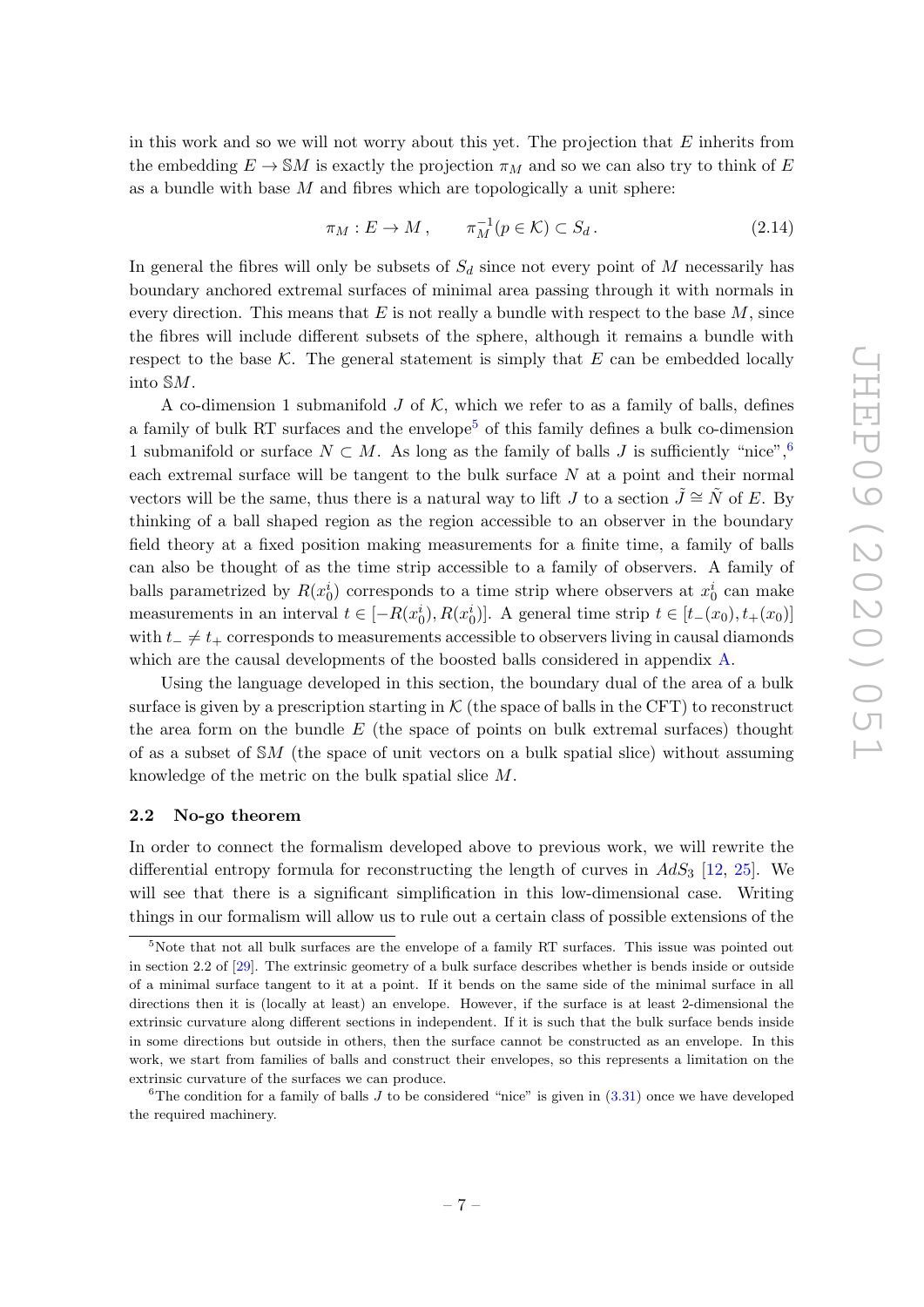in this work and so we will not worry about this yet. The projection that $E$ inherits from the embedding $E \to \mathbb{S}M$ is exactly the projection $\pi_M$ and so we can also try to think of $E$ as a bundle with base $M$ and fibres which are topologically a unit sphere:

$$\pi_M : E \to M\,, \qquad \pi_M^{-1}(p \in \mathcal{K}) \subset S_d\,. \tag{2.14}$$

In general the fibres will only be subsets of $S_d$ since not every point of $M$ necessarily has boundary anchored extremal surfaces of minimal area passing through it with normals in every direction. This means that $E$ is not really a bundle with respect to the base $M$, since the fibres will include different subsets of the sphere, although it remains a bundle with respect to the base $\mathcal{K}$. The general statement is simply that $E$ can be embedded locally into $\mathbb{S}M$.

A co-dimension 1 submanifold $J$ of $\mathcal{K}$, which we refer to as a family of balls, defines a family of bulk RT surfaces and the envelope[5] of this family defines a bulk co-dimension 1 submanifold or surface $N \subset M$. As long as the family of balls $J$ is sufficiently "nice",[6] each extremal surface will be tangent to the bulk surface $N$ at a point and their normal vectors will be the same, thus there is a natural way to lift $J$ to a section $\tilde{J} \cong \tilde{N}$ of $E$. By thinking of a ball shaped region as the region accessible to an observer in the boundary field theory at a fixed position making measurements for a finite time, a family of balls can also be thought of as the time strip accessible to a family of observers. A family of balls parametrized by $R(x_0^i)$ corresponds to a time strip where observers at $x_0^i$ can make measurements in an interval $t \in [-R(x_0^i), R(x_0^i)]$. A general time strip $t \in [t_-(x_0), t_+(x_0)]$ with $t_- \neq t_+$ corresponds to measurements accessible to observers living in causal diamonds which are the causal developments of the boosted balls considered in appendix A.

Using the language developed in this section, the boundary dual of the area of a bulk surface is given by a prescription starting in $\mathcal{K}$ (the space of balls in the CFT) to reconstruct the area form on the bundle $E$ (the space of points on bulk extremal surfaces) thought of as a subset of $\mathbb{S}M$ (the space of unit vectors on a bulk spatial slice) without assuming knowledge of the metric on the bulk spatial slice $M$.

### 2.2 No-go theorem

In order to connect the formalism developed above to previous work, we will rewrite the differential entropy formula for reconstructing the length of curves in $AdS_3$ [12, 25]. We will see that there is a significant simplification in this low-dimensional case. Writing things in our formalism will allow us to rule out a certain class of possible extensions of the

---

[5] Note that not all bulk surfaces are the envelope of a family RT surfaces. This issue was pointed out in section 2.2 of [29]. The extrinsic geometry of a bulk surface describes whether is bends inside or outside of a minimal surface tangent to it at a point. If it bends on the same side of the minimal surface in all directions then it is (locally at least) an envelope. However, if the surface is at least 2-dimensional the extrinsic curvature along different sections in independent. If it is such that the bulk surface bends inside in some directions but outside in others, then the surface cannot be constructed as an envelope. In this work, we start from families of balls and construct their envelopes, so this represents a limitation on the extrinsic curvature of the surfaces we can produce.

[6] The condition for a family of balls $J$ to be considered "nice" is given in (3.31) once we have developed the required machinery.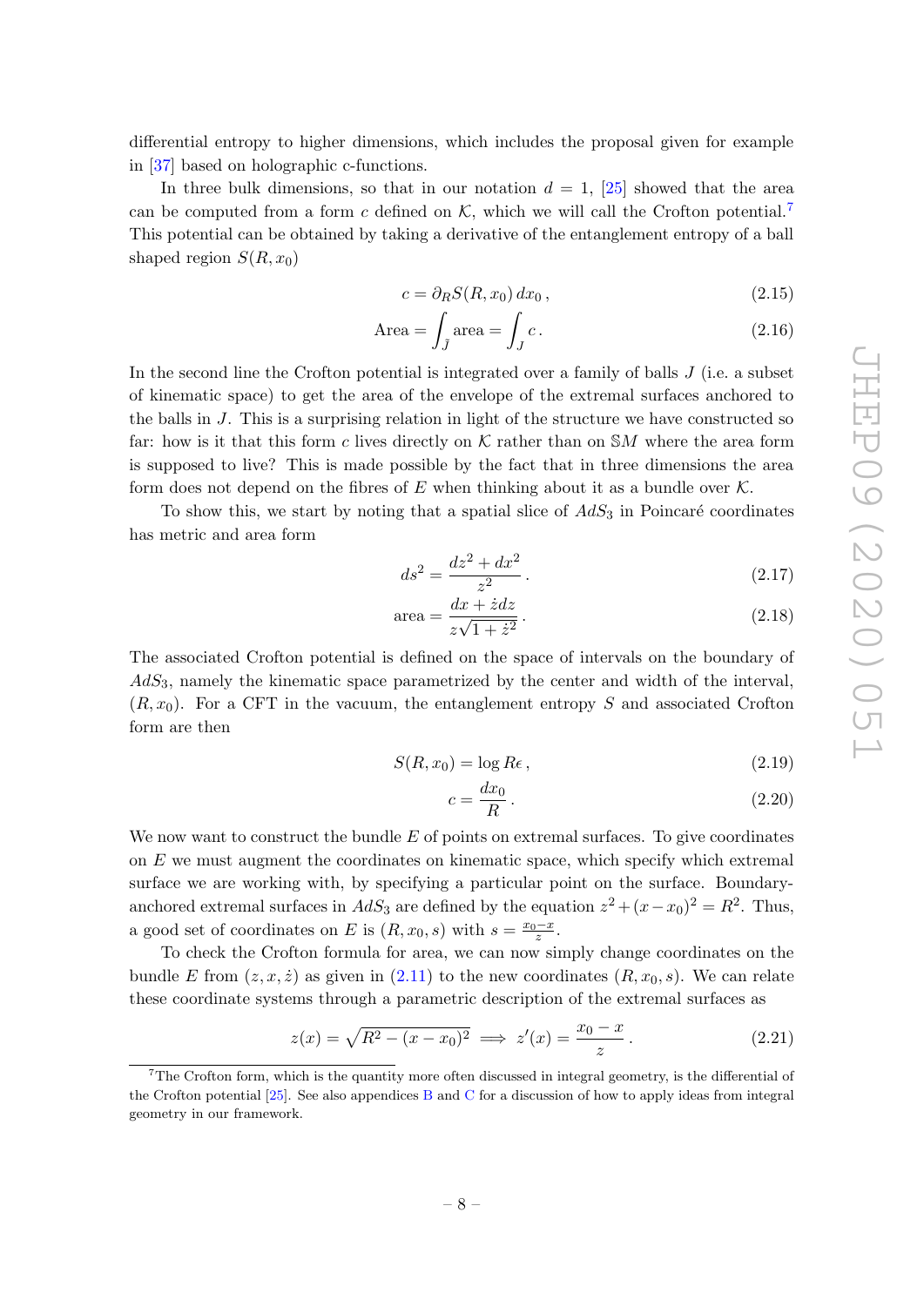differential entropy to higher dimensions, which includes the proposal given for example in [37] based on holographic c-functions.

In three bulk dimensions, so that in our notation $d = 1$, [25] showed that the area can be computed from a form $c$ defined on $\mathcal{K}$, which we will call the Crofton potential.[7] This potential can be obtained by taking a derivative of the entanglement entropy of a ball shaped region $S(R, x_0)$

$$c = \partial_R S(R, x_0)\, dx_0\,, \tag{2.15}$$

$$\text{Area} = \int_{\tilde{J}} \text{area} = \int_J c\,. \tag{2.16}$$

In the second line the Crofton potential is integrated over a family of balls $J$ (i.e. a subset of kinematic space) to get the area of the envelope of the extremal surfaces anchored to the balls in $J$. This is a surprising relation in light of the structure we have constructed so far: how is it that this form $c$ lives directly on $\mathcal{K}$ rather than on $\mathbb{S}M$ where the area form is supposed to live? This is made possible by the fact that in three dimensions the area form does not depend on the fibres of $E$ when thinking about it as a bundle over $\mathcal{K}$.

To show this, we start by noting that a spatial slice of $AdS_3$ in Poincaré coordinates has metric and area form

$$ds^2 = \frac{dz^2 + dx^2}{z^2}\,. \tag{2.17}$$

$$\text{area} = \frac{dx + \dot{z} dz}{z\sqrt{1+\dot{z}^2}}\,. \tag{2.18}$$

The associated Crofton potential is defined on the space of intervals on the boundary of $AdS_3$, namely the kinematic space parametrized by the center and width of the interval, $(R, x_0)$. For a CFT in the vacuum, the entanglement entropy $S$ and associated Crofton form are then

$$S(R, x_0) = \log R\epsilon\,, \tag{2.19}$$

$$c = \frac{dx_0}{R}\,. \tag{2.20}$$

We now want to construct the bundle $E$ of points on extremal surfaces. To give coordinates on $E$ we must augment the coordinates on kinematic space, which specify which extremal surface we are working with, by specifying a particular point on the surface. Boundary-anchored extremal surfaces in $AdS_3$ are defined by the equation $z^2 + (x - x_0)^2 = R^2$. Thus, a good set of coordinates on $E$ is $(R, x_0, s)$ with $s = \frac{x_0 - x}{z}$.

To check the Crofton formula for area, we can now simply change coordinates on the bundle $E$ from $(z, x, \dot{z})$ as given in (2.11) to the new coordinates $(R, x_0, s)$. We can relate these coordinate systems through a parametric description of the extremal surfaces as

$$z(x) = \sqrt{R^2 - (x - x_0)^2} \implies z'(x) = \frac{x_0 - x}{z}\,. \tag{2.21}$$

[7] The Crofton form, which is the quantity more often discussed in integral geometry, is the differential of the Crofton potential [25]. See also appendices B and C for a discussion of how to apply ideas from integral geometry in our framework.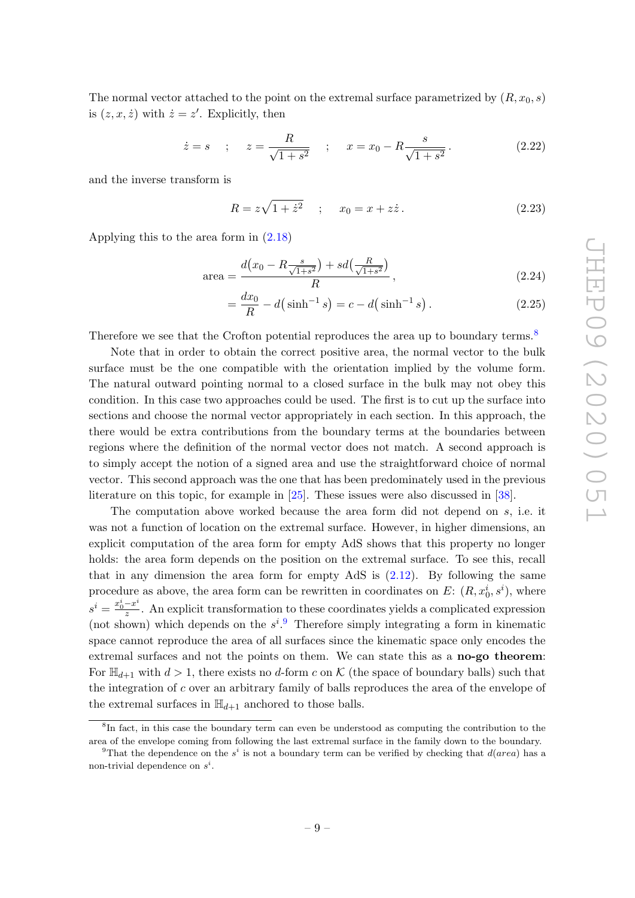The normal vector attached to the point on the extremal surface parametrized by $(R, x_0, s)$ is $(z, x, \dot{z})$ with $\dot{z} = z'$. Explicitly, then

$$\dot{z} = s \quad ; \quad z = \frac{R}{\sqrt{1+s^2}} \quad ; \quad x = x_0 - R\frac{s}{\sqrt{1+s^2}}. \tag{2.22}$$

and the inverse transform is

$$R = z\sqrt{1+\dot{z}^2} \quad ; \quad x_0 = x + z\dot{z}. \tag{2.23}$$

Applying this to the area form in (2.18)

$$\text{area} = \frac{d\big(x_0 - R\frac{s}{\sqrt{1+s^2}}\big) + s d\big(\frac{R}{\sqrt{1+s^2}}\big)}{R}, \tag{2.24}$$

$$= \frac{dx_0}{R} - d\big(\sinh^{-1} s\big) = c - d\big(\sinh^{-1} s\big). \tag{2.25}$$

Therefore we see that the Crofton potential reproduces the area up to boundary terms.[8]

Note that in order to obtain the correct positive area, the normal vector to the bulk surface must be the one compatible with the orientation implied by the volume form. The natural outward pointing normal to a closed surface in the bulk may not obey this condition. In this case two approaches could be used. The first is to cut up the surface into sections and choose the normal vector appropriately in each section. In this approach, the there would be extra contributions from the boundary terms at the boundaries between regions where the definition of the normal vector does not match. A second approach is to simply accept the notion of a signed area and use the straightforward choice of normal vector. This second approach was the one that has been predominately used in the previous literature on this topic, for example in [25]. These issues were also discussed in [38].

The computation above worked because the area form did not depend on $s$, i.e. it was not a function of location on the extremal surface. However, in higher dimensions, an explicit computation of the area form for empty AdS shows that this property no longer holds: the area form depends on the position on the extremal surface. To see this, recall that in any dimension the area form for empty AdS is (2.12). By following the same procedure as above, the area form can be rewritten in coordinates on $E$: $(R, x_0^i, s^i)$, where $s^i = \frac{x_0^i - x^i}{z}$. An explicit transformation to these coordinates yields a complicated expression (not shown) which depends on the $s^i$.[9] Therefore simply integrating a form in kinematic space cannot reproduce the area of all surfaces since the kinematic space only encodes the extremal surfaces and not the points on them. We can state this as a **no-go theorem**: For $\mathbb{H}_{d+1}$ with $d > 1$, there exists no $d$-form $c$ on $\mathcal{K}$ (the space of boundary balls) such that the integration of $c$ over an arbitrary family of balls reproduces the area of the envelope of the extremal surfaces in $\mathbb{H}_{d+1}$ anchored to those balls.

---

[8] In fact, in this case the boundary term can even be understood as computing the contribution to the area of the envelope coming from following the last extremal surface in the family down to the boundary.

[9] That the dependence on the $s^i$ is not a boundary term can be verified by checking that $d(area)$ has a non-trivial dependence on $s^i$.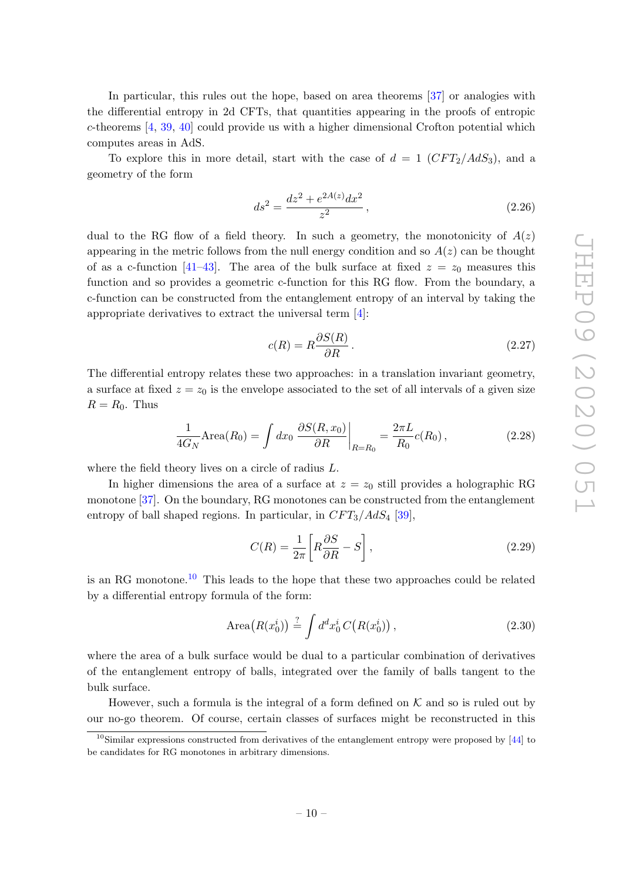In particular, this rules out the hope, based on area theorems [37] or analogies with the differential entropy in 2d CFTs, that quantities appearing in the proofs of entropic $c$-theorems [4, 39, 40] could provide us with a higher dimensional Crofton potential which computes areas in AdS.

To explore this in more detail, start with the case of $d = 1$ ($CFT_2/AdS_3$), and a geometry of the form

$$ds^2 = \frac{dz^2 + e^{2A(z)}dx^2}{z^2}\,, \tag{2.26}$$

dual to the RG flow of a field theory. In such a geometry, the monotonicity of $A(z)$ appearing in the metric follows from the null energy condition and so $A(z)$ can be thought of as a c-function [41–43]. The area of the bulk surface at fixed $z = z_0$ measures this function and so provides a geometric c-function for this RG flow. From the boundary, a c-function can be constructed from the entanglement entropy of an interval by taking the appropriate derivatives to extract the universal term [4]:

$$c(R) = R\frac{\partial S(R)}{\partial R}\,. \tag{2.27}$$

The differential entropy relates these two approaches: in a translation invariant geometry, a surface at fixed $z = z_0$ is the envelope associated to the set of all intervals of a given size $R = R_0$. Thus

$$\frac{1}{4G_N}\text{Area}(R_0) = \int dx_0\, \frac{\partial S(R, x_0)}{\partial R}\bigg|_{R=R_0} = \frac{2\pi L}{R_0}c(R_0)\,, \tag{2.28}$$

where the field theory lives on a circle of radius $L$.

In higher dimensions the area of a surface at $z = z_0$ still provides a holographic RG monotone [37]. On the boundary, RG monotones can be constructed from the entanglement entropy of ball shaped regions. In particular, in $CFT_3/AdS_4$ [39],

$$C(R) = \frac{1}{2\pi}\left[R\frac{\partial S}{\partial R} - S\right], \tag{2.29}$$

is an RG monotone.[10] This leads to the hope that these two approaches could be related by a differential entropy formula of the form:

$$\text{Area}\big(R(x_0^i)\big) \stackrel{?}{=} \int d^d x_0^i\, C\big(R(x_0^i)\big)\,, \tag{2.30}$$

where the area of a bulk surface would be dual to a particular combination of derivatives of the entanglement entropy of balls, integrated over the family of balls tangent to the bulk surface.

However, such a formula is the integral of a form defined on $\mathcal{K}$ and so is ruled out by our no-go theorem. Of course, certain classes of surfaces might be reconstructed in this

[10] Similar expressions constructed from derivatives of the entanglement entropy were proposed by [44] to be candidates for RG monotones in arbitrary dimensions.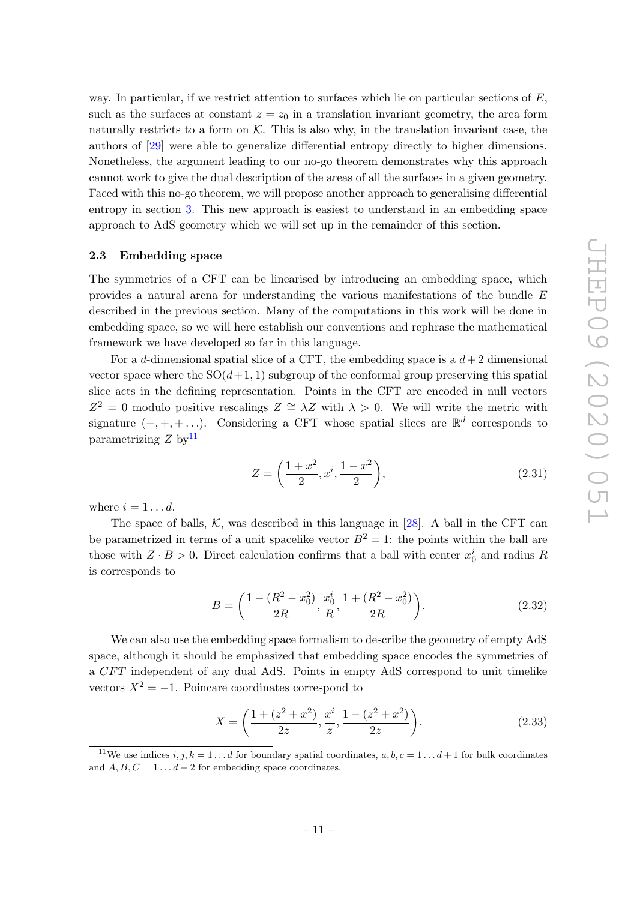way. In particular, if we restrict attention to surfaces which lie on particular sections of $E$, such as the surfaces at constant $z = z_0$ in a translation invariant geometry, the area form naturally restricts to a form on $\mathcal{K}$. This is also why, in the translation invariant case, the authors of [29] were able to generalize differential entropy directly to higher dimensions. Nonetheless, the argument leading to our no-go theorem demonstrates why this approach cannot work to give the dual description of the areas of all the surfaces in a given geometry. Faced with this no-go theorem, we will propose another approach to generalising differential entropy in section 3. This new approach is easiest to understand in an embedding space approach to AdS geometry which we will set up in the remainder of this section.

### 2.3 Embedding space

The symmetries of a CFT can be linearised by introducing an embedding space, which provides a natural arena for understanding the various manifestations of the bundle $E$ described in the previous section. Many of the computations in this work will be done in embedding space, so we will here establish our conventions and rephrase the mathematical framework we have developed so far in this language.

For a $d$-dimensional spatial slice of a CFT, the embedding space is a $d+2$ dimensional vector space where the $\mathrm{SO}(d+1,1)$ subgroup of the conformal group preserving this spatial slice acts in the defining representation. Points in the CFT are encoded in null vectors $Z^2 = 0$ modulo positive rescalings $Z \cong \lambda Z$ with $\lambda > 0$. We will write the metric with signature $(-,+,+\ldots)$. Considering a CFT whose spatial slices are $\mathbb{R}^d$ corresponds to parametrizing $Z$ by[11]

$$Z = \left(\frac{1+x^2}{2}, x^i, \frac{1-x^2}{2}\right), \tag{2.31}$$

where $i = 1 \ldots d$.

The space of balls, $\mathcal{K}$, was described in this language in [28]. A ball in the CFT can be parametrized in terms of a unit spacelike vector $B^2 = 1$: the points within the ball are those with $Z \cdot B > 0$. Direct calculation confirms that a ball with center $x_0^i$ and radius $R$ is corresponds to

$$B = \left(\frac{1-(R^2-x_0^2)}{2R}, \frac{x_0^i}{R}, \frac{1+(R^2-x_0^2)}{2R}\right). \tag{2.32}$$

We can also use the embedding space formalism to describe the geometry of empty AdS space, although it should be emphasized that embedding space encodes the symmetries of a *CFT* independent of any dual AdS. Points in empty AdS correspond to unit timelike vectors $X^2 = -1$. Poincare coordinates correspond to

$$X = \left(\frac{1+(z^2+x^2)}{2z}, \frac{x^i}{z}, \frac{1-(z^2+x^2)}{2z}\right). \tag{2.33}$$

[11] We use indices $i, j, k = 1 \ldots d$ for boundary spatial coordinates, $a, b, c = 1 \ldots d+1$ for bulk coordinates and $A, B, C = 1 \ldots d+2$ for embedding space coordinates.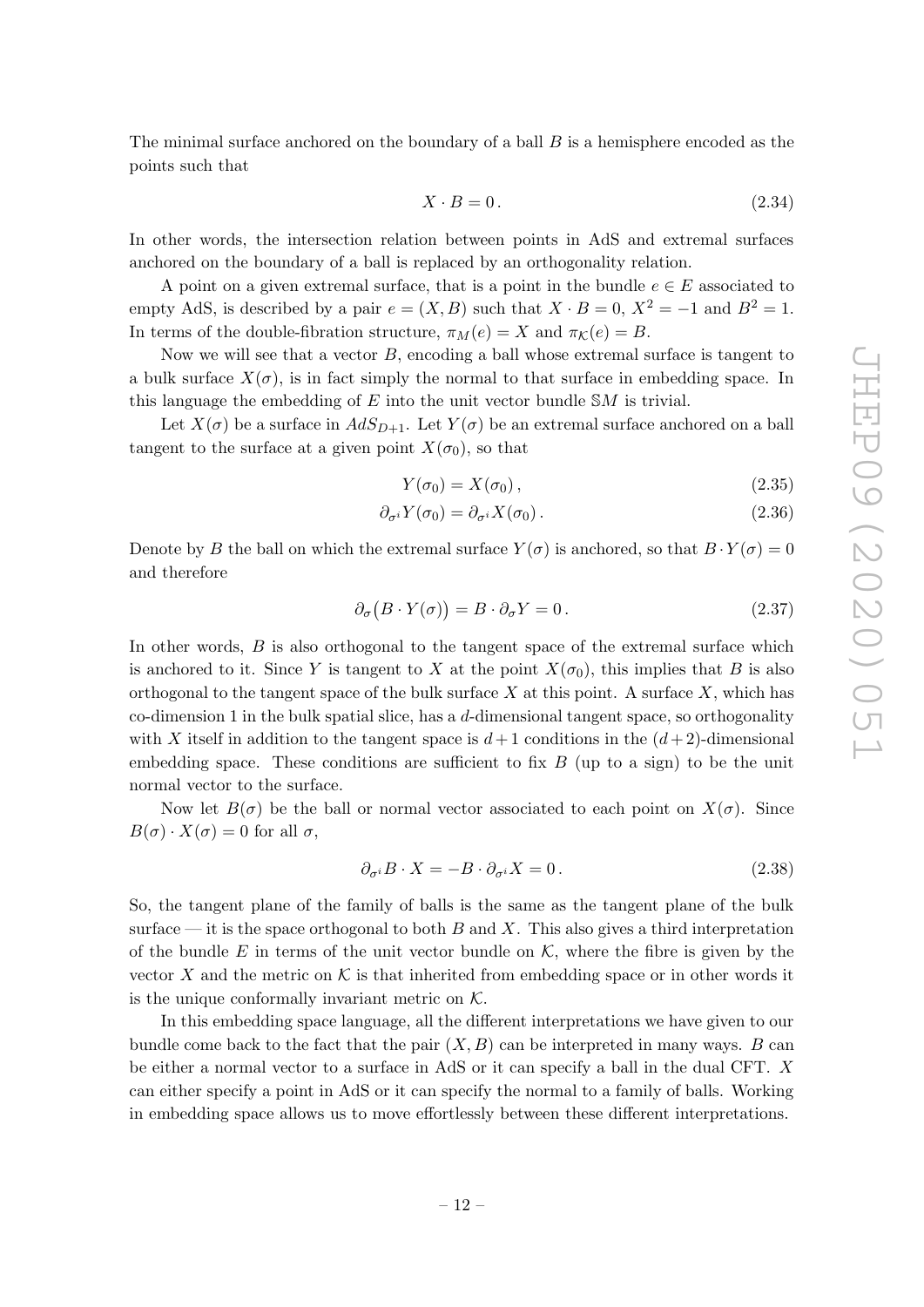The minimal surface anchored on the boundary of a ball $B$ is a hemisphere encoded as the points such that

$$X \cdot B = 0\,. \tag{2.34}$$

In other words, the intersection relation between points in AdS and extremal surfaces anchored on the boundary of a ball is replaced by an orthogonality relation.

A point on a given extremal surface, that is a point in the bundle $e \in E$ associated to empty AdS, is described by a pair $e = (X, B)$ such that $X \cdot B = 0$, $X^2 = -1$ and $B^2 = 1$. In terms of the double-fibration structure, $\pi_M(e) = X$ and $\pi_{\mathcal{K}}(e) = B$.

Now we will see that a vector $B$, encoding a ball whose extremal surface is tangent to a bulk surface $X(\sigma)$, is in fact simply the normal to that surface in embedding space. In this language the embedding of $E$ into the unit vector bundle $\mathbb{S}M$ is trivial.

Let $X(\sigma)$ be a surface in $AdS_{D+1}$. Let $Y(\sigma)$ be an extremal surface anchored on a ball tangent to the surface at a given point $X(\sigma_0)$, so that

$$Y(\sigma_0) = X(\sigma_0)\,, \tag{2.35}$$

$$\partial_{\sigma^i} Y(\sigma_0) = \partial_{\sigma^i} X(\sigma_0)\,. \tag{2.36}$$

Denote by $B$ the ball on which the extremal surface $Y(\sigma)$ is anchored, so that $B \cdot Y(\sigma) = 0$ and therefore

$$\partial_\sigma\big(B \cdot Y(\sigma)\big) = B \cdot \partial_\sigma Y = 0\,. \tag{2.37}$$

In other words, $B$ is also orthogonal to the tangent space of the extremal surface which is anchored to it. Since $Y$ is tangent to $X$ at the point $X(\sigma_0)$, this implies that $B$ is also orthogonal to the tangent space of the bulk surface $X$ at this point. A surface $X$, which has co-dimension 1 in the bulk spatial slice, has a $d$-dimensional tangent space, so orthogonality with $X$ itself in addition to the tangent space is $d+1$ conditions in the $(d+2)$-dimensional embedding space. These conditions are sufficient to fix $B$ (up to a sign) to be the unit normal vector to the surface.

Now let $B(\sigma)$ be the ball or normal vector associated to each point on $X(\sigma)$. Since $B(\sigma) \cdot X(\sigma) = 0$ for all $\sigma$,

$$\partial_{\sigma^i} B \cdot X = -B \cdot \partial_{\sigma^i} X = 0\,. \tag{2.38}$$

So, the tangent plane of the family of balls is the same as the tangent plane of the bulk surface — it is the space orthogonal to both $B$ and $X$. This also gives a third interpretation of the bundle $E$ in terms of the unit vector bundle on $\mathcal{K}$, where the fibre is given by the vector $X$ and the metric on $\mathcal{K}$ is that inherited from embedding space or in other words it is the unique conformally invariant metric on $\mathcal{K}$.

In this embedding space language, all the different interpretations we have given to our bundle come back to the fact that the pair $(X, B)$ can be interpreted in many ways. $B$ can be either a normal vector to a surface in AdS or it can specify a ball in the dual CFT. $X$ can either specify a point in AdS or it can specify the normal to a family of balls. Working in embedding space allows us to move effortlessly between these different interpretations.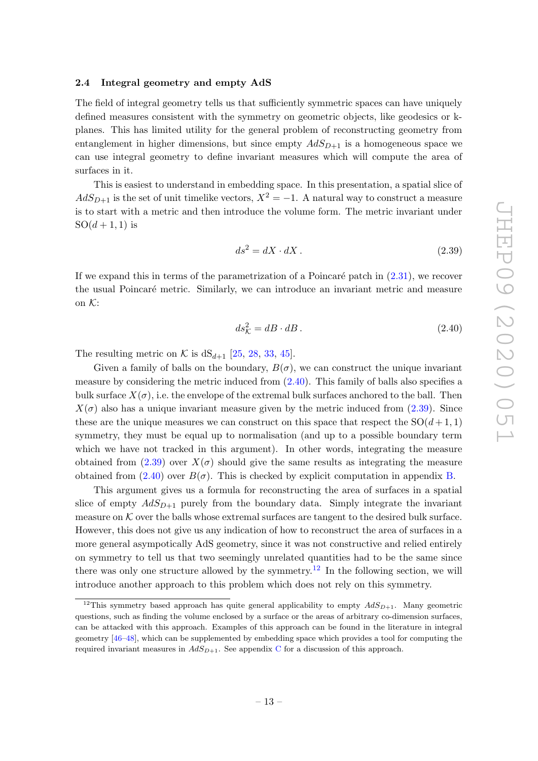### 2.4 Integral geometry and empty AdS

The field of integral geometry tells us that sufficiently symmetric spaces can have uniquely defined measures consistent with the symmetry on geometric objects, like geodesics or k-planes. This has limited utility for the general problem of reconstructing geometry from entanglement in higher dimensions, but since empty $AdS_{D+1}$ is a homogeneous space we can use integral geometry to define invariant measures which will compute the area of surfaces in it.

This is easiest to understand in embedding space. In this presentation, a spatial slice of $AdS_{D+1}$ is the set of unit timelike vectors, $X^2 = -1$. A natural way to construct a measure is to start with a metric and then introduce the volume form. The metric invariant under $\mathrm{SO}(d+1,1)$ is

$$ds^2 = dX \cdot dX \,. \tag{2.39}$$

If we expand this in terms of the parametrization of a Poincaré patch in (2.31), we recover the usual Poincaré metric. Similarly, we can introduce an invariant metric and measure on $\mathcal{K}$:

$$ds^2_{\mathcal{K}} = dB \cdot dB \,. \tag{2.40}$$

The resulting metric on $\mathcal{K}$ is $\mathrm{dS}_{d+1}$ [25, 28, 33, 45].

Given a family of balls on the boundary, $B(\sigma)$, we can construct the unique invariant measure by considering the metric induced from (2.40). This family of balls also specifies a bulk surface $X(\sigma)$, i.e. the envelope of the extremal bulk surfaces anchored to the ball. Then $X(\sigma)$ also has a unique invariant measure given by the metric induced from (2.39). Since these are the unique measures we can construct on this space that respect the $\mathrm{SO}(d+1,1)$ symmetry, they must be equal up to normalisation (and up to a possible boundary term which we have not tracked in this argument). In other words, integrating the measure obtained from (2.39) over $X(\sigma)$ should give the same results as integrating the measure obtained from (2.40) over $B(\sigma)$. This is checked by explicit computation in appendix B.

This argument gives us a formula for reconstructing the area of surfaces in a spatial slice of empty $AdS_{D+1}$ purely from the boundary data. Simply integrate the invariant measure on $\mathcal{K}$ over the balls whose extremal surfaces are tangent to the desired bulk surface. However, this does not give us any indication of how to reconstruct the area of surfaces in a more general asympotically AdS geometry, since it was not constructive and relied entirely on symmetry to tell us that two seemingly unrelated quantities had to be the same since there was only one structure allowed by the symmetry.[12] In the following section, we will introduce another approach to this problem which does not rely on this symmetry.

[12] This symmetry based approach has quite general applicability to empty $AdS_{D+1}$. Many geometric questions, such as finding the volume enclosed by a surface or the areas of arbitrary co-dimension surfaces, can be attacked with this approach. Examples of this approach can be found in the literature in integral geometry [46–48], which can be supplemented by embedding space which provides a tool for computing the required invariant measures in $AdS_{D+1}$. See appendix C for a discussion of this approach.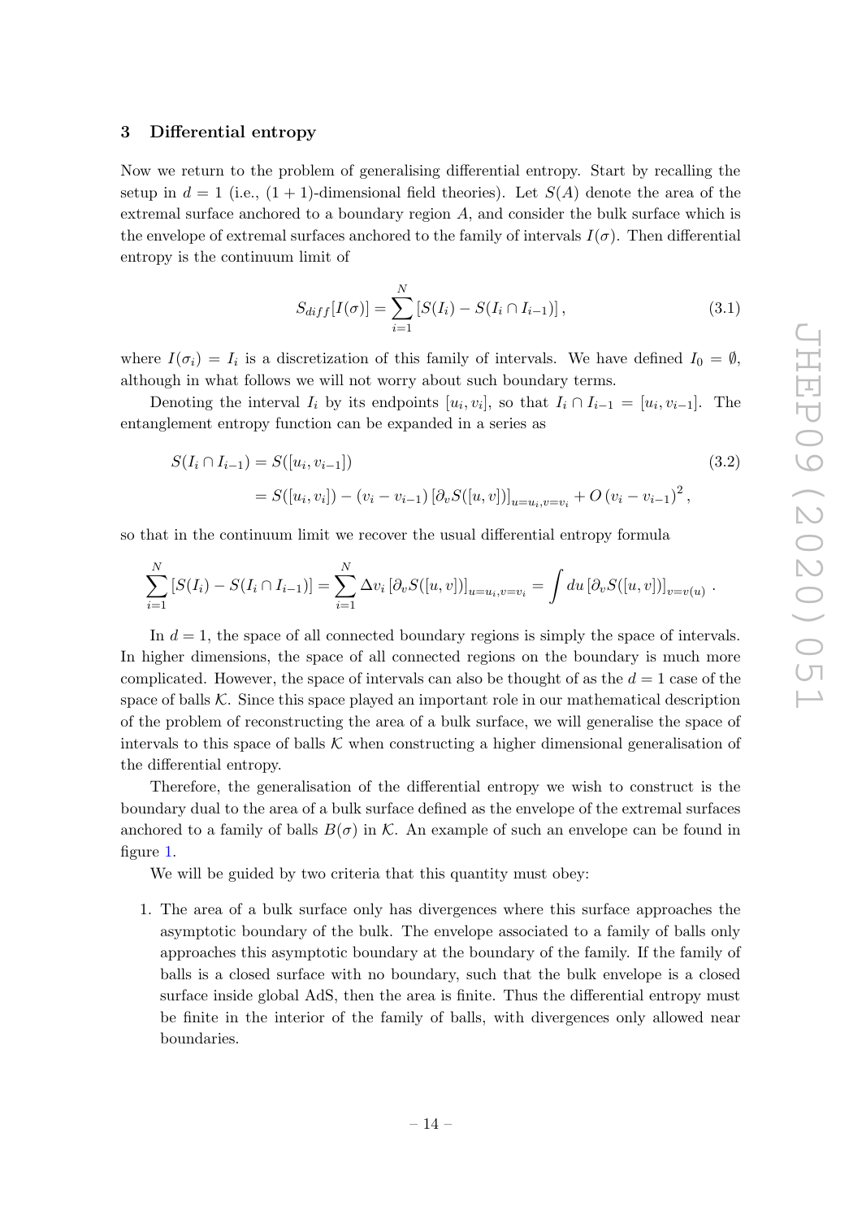## 3 Differential entropy

Now we return to the problem of generalising differential entropy. Start by recalling the setup in $d = 1$ (i.e., $(1+1)$-dimensional field theories). Let $S(A)$ denote the area of the extremal surface anchored to a boundary region $A$, and consider the bulk surface which is the envelope of extremal surfaces anchored to the family of intervals $I(\sigma)$. Then differential entropy is the continuum limit of

$$S_{diff}[I(\sigma)] = \sum_{i=1}^{N} \left[S(I_i) - S(I_i \cap I_{i-1})\right], \tag{3.1}$$

where $I(\sigma_i) = I_i$ is a discretization of this family of intervals. We have defined $I_0 = \emptyset$, although in what follows we will not worry about such boundary terms.

Denoting the interval $I_i$ by its endpoints $[u_i, v_i]$, so that $I_i \cap I_{i-1} = [u_i, v_{i-1}]$. The entanglement entropy function can be expanded in a series as

$$\begin{aligned} S(I_i \cap I_{i-1}) &= S([u_i, v_{i-1}]) \\ &= S([u_i, v_i]) - (v_i - v_{i-1}) \left[\partial_v S([u, v])\right]_{u=u_i, v=v_i} + O\left(v_i - v_{i-1}\right)^2, \end{aligned} \tag{3.2}$$

so that in the continuum limit we recover the usual differential entropy formula

$$\sum_{i=1}^{N} \left[S(I_i) - S(I_i \cap I_{i-1})\right] = \sum_{i=1}^{N} \Delta v_i \left[\partial_v S([u, v])\right]_{u=u_i, v=v_i} = \int du \left[\partial_v S([u, v])\right]_{v=v(u)}.$$

In $d = 1$, the space of all connected boundary regions is simply the space of intervals. In higher dimensions, the space of all connected regions on the boundary is much more complicated. However, the space of intervals can also be thought of as the $d = 1$ case of the space of balls $\mathcal{K}$. Since this space played an important role in our mathematical description of the problem of reconstructing the area of a bulk surface, we will generalise the space of intervals to this space of balls $\mathcal{K}$ when constructing a higher dimensional generalisation of the differential entropy.

Therefore, the generalisation of the differential entropy we wish to construct is the boundary dual to the area of a bulk surface defined as the envelope of the extremal surfaces anchored to a family of balls $B(\sigma)$ in $\mathcal{K}$. An example of such an envelope can be found in figure 1.

We will be guided by two criteria that this quantity must obey:

1. The area of a bulk surface only has divergences where this surface approaches the asymptotic boundary of the bulk. The envelope associated to a family of balls only approaches this asymptotic boundary at the boundary of the family. If the family of balls is a closed surface with no boundary, such that the bulk envelope is a closed surface inside global AdS, then the area is finite. Thus the differential entropy must be finite in the interior of the family of balls, with divergences only allowed near boundaries.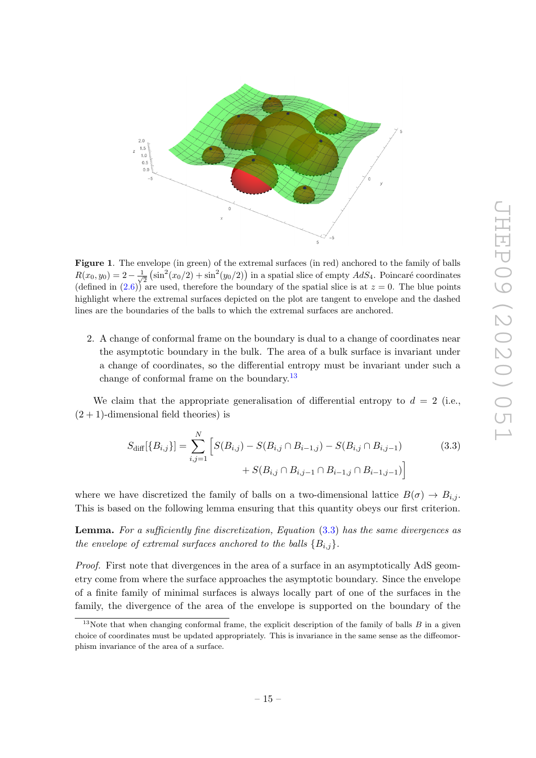**Figure 1**. The envelope (in green) of the extremal surfaces (in red) anchored to the family of balls $R(x_0, y_0) = 2 - \frac{1}{\sqrt{2}}\left(\sin^2(x_0/2) + \sin^2(y_0/2)\right)$ in a spatial slice of empty $AdS_4$. Poincaré coordinates (defined in (2.6)) are used, therefore the boundary of the spatial slice is at $z = 0$. The blue points highlight where the extremal surfaces depicted on the plot are tangent to envelope and the dashed lines are the boundaries of the balls to which the extremal surfaces are anchored.

2. A change of conformal frame on the boundary is dual to a change of coordinates near the asymptotic boundary in the bulk. The area of a bulk surface is invariant under a change of coordinates, so the differential entropy must be invariant under such a change of conformal frame on the boundary.[13]

We claim that the appropriate generalisation of differential entropy to $d = 2$ (i.e., $(2+1)$-dimensional field theories) is

$$S_{\text{diff}}[\{B_{i,j}\}] = \sum_{i,j=1}^{N} \Big[ S(B_{i,j}) - S(B_{i,j} \cap B_{i-1,j}) - S(B_{i,j} \cap B_{i,j-1}) + S(B_{i,j} \cap B_{i,j-1} \cap B_{i-1,j} \cap B_{i-1,j-1}) \Big] \tag{3.3}$$

where we have discretized the family of balls on a two-dimensional lattice $B(\sigma) \to B_{i,j}$. This is based on the following lemma ensuring that this quantity obeys our first criterion.

**Lemma.** *For a sufficiently fine discretization, Equation (3.3) has the same divergences as the envelope of extremal surfaces anchored to the balls $\{B_{i,j}\}$.*

*Proof.* First note that divergences in the area of a surface in an asymptotically AdS geometry come from where the surface approaches the asymptotic boundary. Since the envelope of a finite family of minimal surfaces is always locally part of one of the surfaces in the family, the divergence of the area of the envelope is supported on the boundary of the

[13] Note that when changing conformal frame, the explicit description of the family of balls $B$ in a given choice of coordinates must be updated appropriately. This is invariance in the same sense as the diffeomorphism invariance of the area of a surface.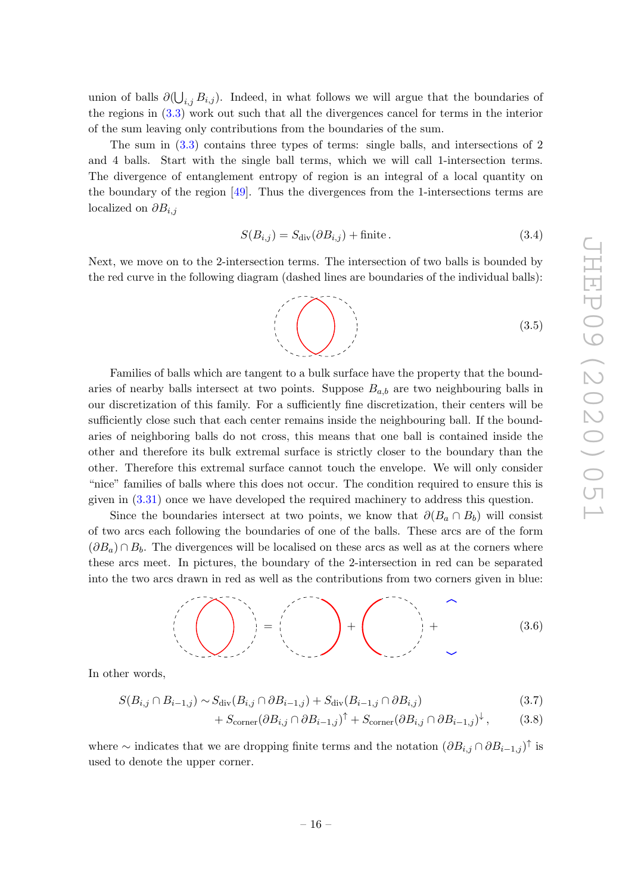union of balls $\partial(\bigcup_{i,j} B_{i,j})$. Indeed, in what follows we will argue that the boundaries of the regions in (3.3) work out such that all the divergences cancel for terms in the interior of the sum leaving only contributions from the boundaries of the sum.

The sum in (3.3) contains three types of terms: single balls, and intersections of 2 and 4 balls. Start with the single ball terms, which we will call 1-intersection terms. The divergence of entanglement entropy of region is an integral of a local quantity on the boundary of the region [49]. Thus the divergences from the 1-intersections terms are localized on $\partial B_{i,j}$

$$S(B_{i,j}) = S_{\text{div}}(\partial B_{i,j}) + \text{finite}\,. \tag{3.4}$$

Next, we move on to the 2-intersection terms. The intersection of two balls is bounded by the red curve in the following diagram (dashed lines are boundaries of the individual balls):

(3.5)

Families of balls which are tangent to a bulk surface have the property that the boundaries of nearby balls intersect at two points. Suppose $B_{a,b}$ are two neighbouring balls in our discretization of this family. For a sufficiently fine discretization, their centers will be sufficiently close such that each center remains inside the neighbouring ball. If the boundaries of neighboring balls do not cross, this means that one ball is contained inside the other and therefore its bulk extremal surface is strictly closer to the boundary than the other. Therefore this extremal surface cannot touch the envelope. We will only consider "nice" families of balls where this does not occur. The condition required to ensure this is given in (3.31) once we have developed the required machinery to address this question.

Since the boundaries intersect at two points, we know that $\partial(B_a \cap B_b)$ will consist of two arcs each following the boundaries of one of the balls. These arcs are of the form $(\partial B_a) \cap B_b$. The divergences will be localised on these arcs as well as at the corners where these arcs meet. In pictures, the boundary of the 2-intersection in red can be separated into the two arcs drawn in red as well as the contributions from two corners given in blue:

(3.6)

In other words,

$$\begin{aligned} S(B_{i,j} \cap B_{i-1,j}) \sim\, & S_{\text{div}}(B_{i,j} \cap \partial B_{i-1,j}) + S_{\text{div}}(B_{i-1,j} \cap \partial B_{i,j}) & (3.7)\\ & + S_{\text{corner}}(\partial B_{i,j} \cap \partial B_{i-1,j})^{\uparrow} + S_{\text{corner}}(\partial B_{i,j} \cap \partial B_{i-1,j})^{\downarrow}\,, & (3.8) \end{aligned}$$

where $\sim$ indicates that we are dropping finite terms and the notation $(\partial B_{i,j} \cap \partial B_{i-1,j})^{\uparrow}$ is used to denote the upper corner.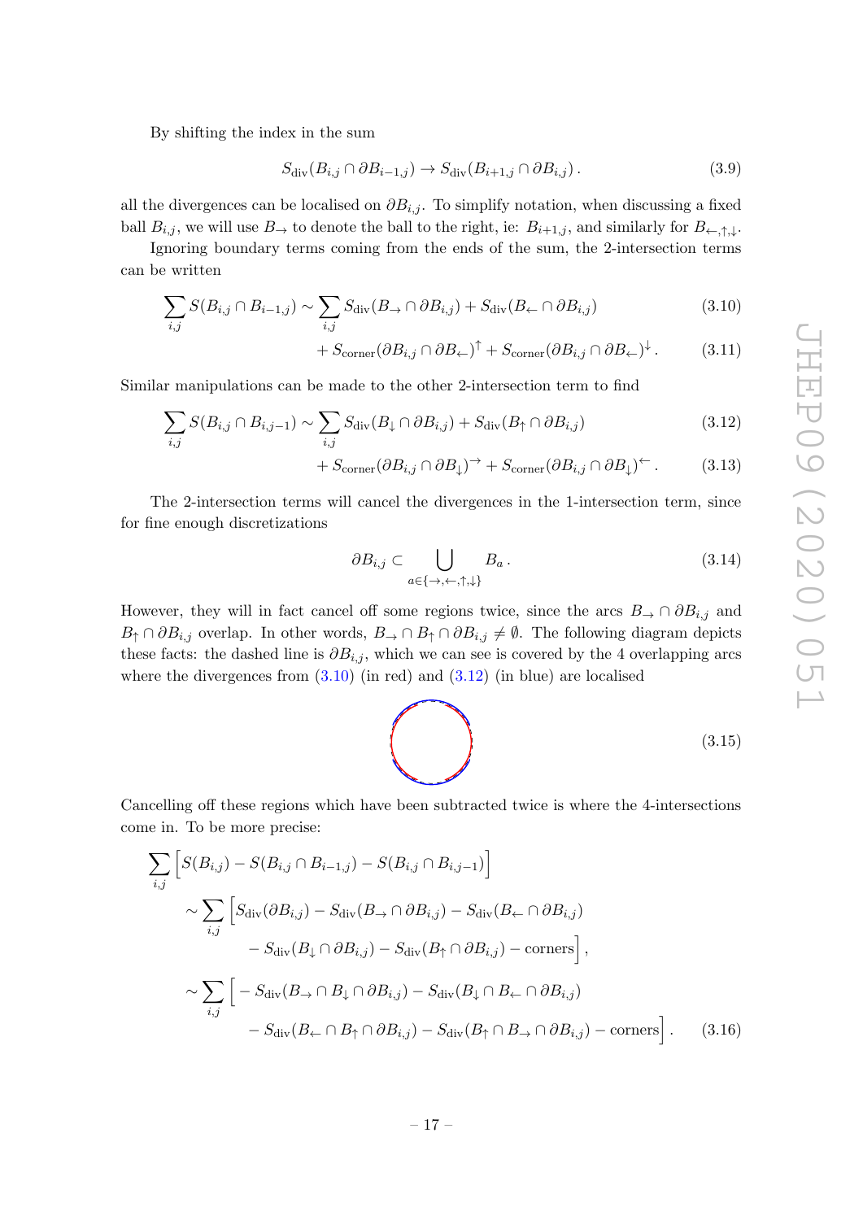By shifting the index in the sum

$$S_{\rm div}(B_{i,j}\cap\partial B_{i-1,j})\to S_{\rm div}(B_{i+1,j}\cap\partial B_{i,j})\,. \tag{3.9}$$

all the divergences can be localised on $\partial B_{i,j}$. To simplify notation, when discussing a fixed ball $B_{i,j}$, we will use $B_\rightarrow$ to denote the ball to the right, ie: $B_{i+1,j}$, and similarly for $B_{\leftarrow,\uparrow,\downarrow}$.

Ignoring boundary terms coming from the ends of the sum, the 2-intersection terms can be written

$$\sum_{i,j}S(B_{i,j}\cap B_{i-1,j})\sim\sum_{i,j}S_{\rm div}(B_\rightarrow\cap\partial B_{i,j})+S_{\rm div}(B_\leftarrow\cap\partial B_{i,j}) \tag{3.10}$$

$$+\,S_{\rm corner}(\partial B_{i,j}\cap\partial B_\leftarrow)^\uparrow+S_{\rm corner}(\partial B_{i,j}\cap\partial B_\leftarrow)^\downarrow\,. \tag{3.11}$$

Similar manipulations can be made to the other 2-intersection term to find

$$\sum_{i,j}S(B_{i,j}\cap B_{i,j-1})\sim\sum_{i,j}S_{\rm div}(B_\downarrow\cap\partial B_{i,j})+S_{\rm div}(B_\uparrow\cap\partial B_{i,j}) \tag{3.12}$$

$$+\,S_{\rm corner}(\partial B_{i,j}\cap\partial B_\downarrow)^\rightarrow+S_{\rm corner}(\partial B_{i,j}\cap\partial B_\downarrow)^\leftarrow\,. \tag{3.13}$$

The 2-intersection terms will cancel the divergences in the 1-intersection term, since for fine enough discretizations

$$\partial B_{i,j}\subset\bigcup_{a\in\{\rightarrow,\leftarrow,\uparrow,\downarrow\}}B_a\,. \tag{3.14}$$

However, they will in fact cancel off some regions twice, since the arcs $B_\rightarrow\cap\partial B_{i,j}$ and $B_\uparrow\cap\partial B_{i,j}$ overlap. In other words, $B_\rightarrow\cap B_\uparrow\cap\partial B_{i,j}\neq\emptyset$. The following diagram depicts these facts: the dashed line is $\partial B_{i,j}$, which we can see is covered by the 4 overlapping arcs where the divergences from (3.10) (in red) and (3.12) (in blue) are localised

(3.15)

Cancelling off these regions which have been subtracted twice is where the 4-intersections come in. To be more precise:

$$\begin{aligned}
&\sum_{i,j}\Big[S(B_{i,j})-S(B_{i,j}\cap B_{i-1,j})-S(B_{i,j}\cap B_{i,j-1})\Big]\\
&\quad\sim\sum_{i,j}\Big[S_{\rm div}(\partial B_{i,j})-S_{\rm div}(B_\rightarrow\cap\partial B_{i,j})-S_{\rm div}(B_\leftarrow\cap\partial B_{i,j})\\
&\qquad\qquad-S_{\rm div}(B_\downarrow\cap\partial B_{i,j})-S_{\rm div}(B_\uparrow\cap\partial B_{i,j})-\text{corners}\Big]\,,\\
&\quad\sim\sum_{i,j}\Big[-S_{\rm div}(B_\rightarrow\cap B_\downarrow\cap\partial B_{i,j})-S_{\rm div}(B_\downarrow\cap B_\leftarrow\cap\partial B_{i,j})\\
&\qquad\qquad-S_{\rm div}(B_\leftarrow\cap B_\uparrow\cap\partial B_{i,j})-S_{\rm div}(B_\uparrow\cap B_\rightarrow\cap\partial B_{i,j})-\text{corners}\Big]\,.
\end{aligned} \tag{3.16}$$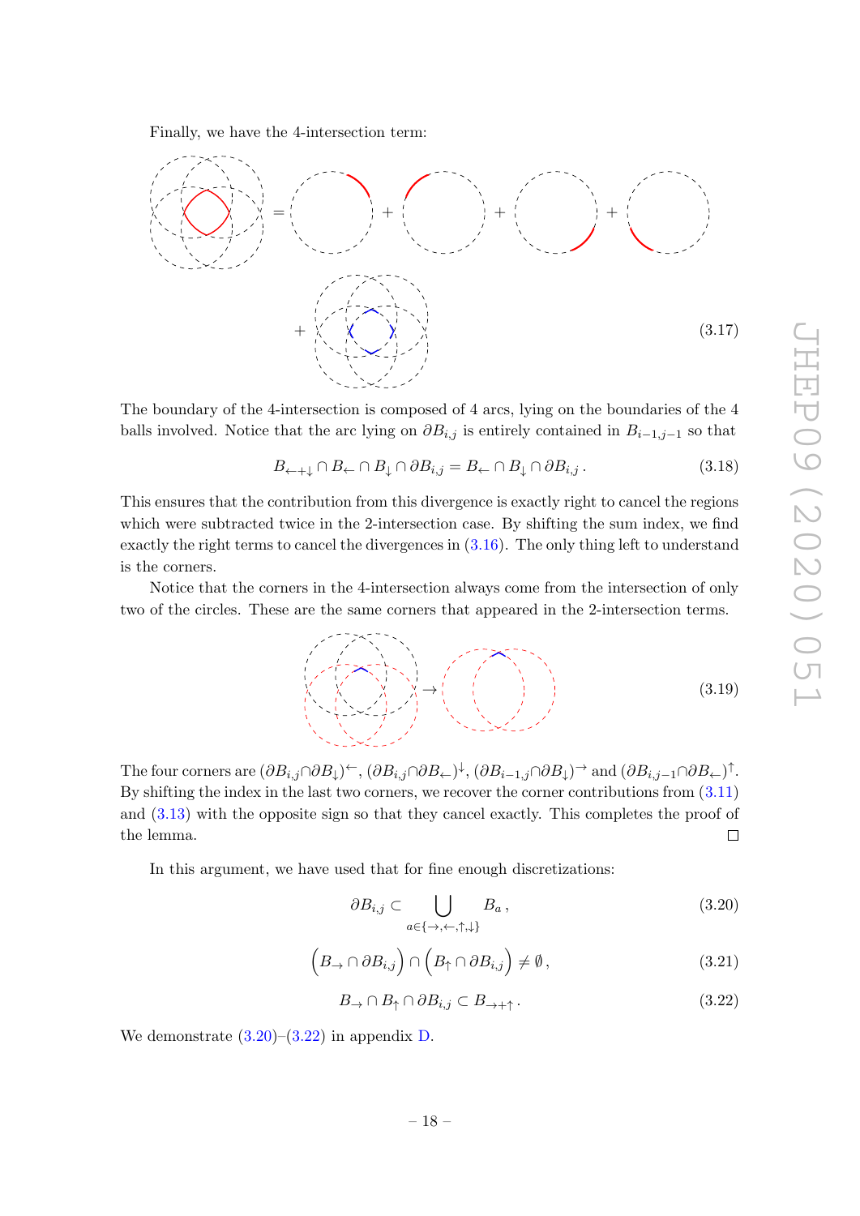Finally, we have the 4-intersection term:

$$(3.17)$$

The boundary of the 4-intersection is composed of 4 arcs, lying on the boundaries of the 4 balls involved. Notice that the arc lying on $\partial B_{i,j}$ is entirely contained in $B_{i-1,j-1}$ so that

$$B_{\leftarrow+\downarrow} \cap B_{\leftarrow} \cap B_{\downarrow} \cap \partial B_{i,j} = B_{\leftarrow} \cap B_{\downarrow} \cap \partial B_{i,j} \,. \tag{3.18}$$

This ensures that the contribution from this divergence is exactly right to cancel the regions which were subtracted twice in the 2-intersection case. By shifting the sum index, we find exactly the right terms to cancel the divergences in (3.16). The only thing left to understand is the corners.

Notice that the corners in the 4-intersection always come from the intersection of only two of the circles. These are the same corners that appeared in the 2-intersection terms.

$$(3.19)$$

The four corners are $(\partial B_{i,j} \cap \partial B_{\downarrow})^{\leftarrow}$, $(\partial B_{i,j} \cap \partial B_{\leftarrow})^{\downarrow}$, $(\partial B_{i-1,j} \cap \partial B_{\downarrow})^{\rightarrow}$ and $(\partial B_{i,j-1} \cap \partial B_{\leftarrow})^{\uparrow}$. By shifting the index in the last two corners, we recover the corner contributions from (3.11) and (3.13) with the opposite sign so that they cancel exactly. This completes the proof of the lemma. □

In this argument, we have used that for fine enough discretizations:

$$\partial B_{i,j} \subset \bigcup_{a \in \{\rightarrow,\leftarrow,\uparrow,\downarrow\}} B_a \,, \tag{3.20}$$

$$\left(B_{\rightarrow} \cap \partial B_{i,j}\right) \cap \left(B_{\uparrow} \cap \partial B_{i,j}\right) \neq \emptyset \,, \tag{3.21}$$

$$B_{\rightarrow} \cap B_{\uparrow} \cap \partial B_{i,j} \subset B_{\rightarrow+\uparrow} \,. \tag{3.22}$$

We demonstrate (3.20)–(3.22) in appendix D.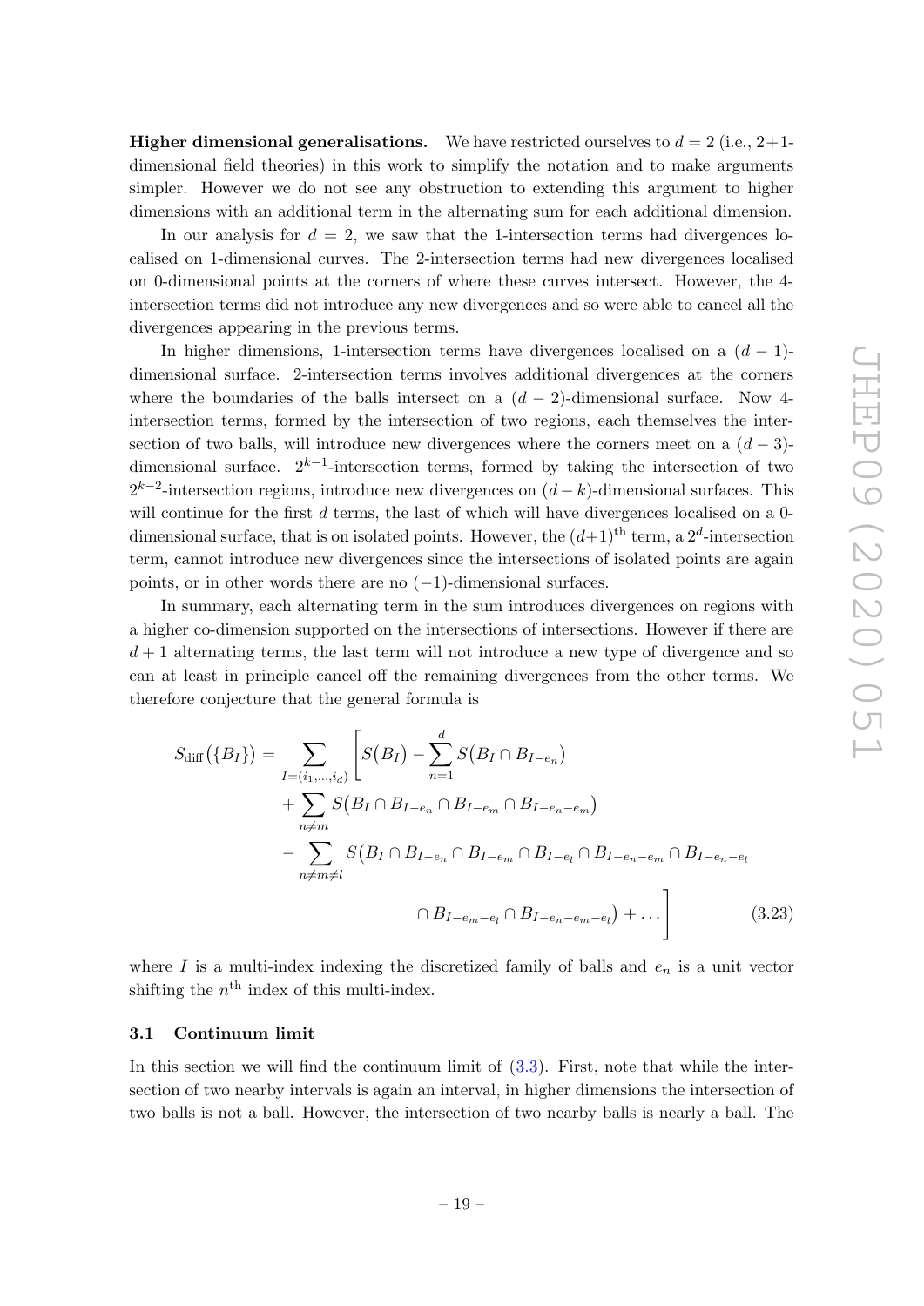**Higher dimensional generalisations.** We have restricted ourselves to $d = 2$ (i.e., 2+1-dimensional field theories) in this work to simplify the notation and to make arguments simpler. However we do not see any obstruction to extending this argument to higher dimensions with an additional term in the alternating sum for each additional dimension.

In our analysis for $d = 2$, we saw that the 1-intersection terms had divergences localised on 1-dimensional curves. The 2-intersection terms had new divergences localised on 0-dimensional points at the corners of where these curves intersect. However, the 4-intersection terms did not introduce any new divergences and so were able to cancel all the divergences appearing in the previous terms.

In higher dimensions, 1-intersection terms have divergences localised on a $(d-1)$-dimensional surface. 2-intersection terms involves additional divergences at the corners where the boundaries of the balls intersect on a $(d-2)$-dimensional surface. Now 4-intersection terms, formed by the intersection of two regions, each themselves the intersection of two balls, will introduce new divergences where the corners meet on a $(d-3)$-dimensional surface. $2^{k-1}$-intersection terms, formed by taking the intersection of two $2^{k-2}$-intersection regions, introduce new divergences on $(d-k)$-dimensional surfaces. This will continue for the first $d$ terms, the last of which will have divergences localised on a 0-dimensional surface, that is on isolated points. However, the $(d+1)^{\text{th}}$ term, a $2^d$-intersection term, cannot introduce new divergences since the intersections of isolated points are again points, or in other words there are no $(-1)$-dimensional surfaces.

In summary, each alternating term in the sum introduces divergences on regions with a higher co-dimension supported on the intersections of intersections. However if there are $d+1$ alternating terms, the last term will not introduce a new type of divergence and so can at least in principle cancel off the remaining divergences from the other terms. We therefore conjecture that the general formula is

$$
\begin{aligned}
S_{\text{diff}}\big(\{B_I\}\big) = \sum_{I=(i_1,\ldots,i_d)} \Bigg[ & S\big(B_I\big) - \sum_{n=1}^{d} S\big(B_I \cap B_{I-e_n}\big) \\
& + \sum_{n \neq m} S\big(B_I \cap B_{I-e_n} \cap B_{I-e_m} \cap B_{I-e_n-e_m}\big) \\
& - \sum_{n \neq m \neq l} S\big(B_I \cap B_{I-e_n} \cap B_{I-e_m} \cap B_{I-e_l} \cap B_{I-e_n-e_m} \cap B_{I-e_n-e_l} \\
& \qquad\qquad \cap B_{I-e_m-e_l} \cap B_{I-e_n-e_m-e_l}\big) + \ldots \Bigg]
\end{aligned}
\tag{3.23}
$$

where $I$ is a multi-index indexing the discretized family of balls and $e_n$ is a unit vector shifting the $n^{\text{th}}$ index of this multi-index.

### 3.1 Continuum limit

In this section we will find the continuum limit of (3.3). First, note that while the intersection of two nearby intervals is again an interval, in higher dimensions the intersection of two balls is not a ball. However, the intersection of two nearby balls is nearly a ball. The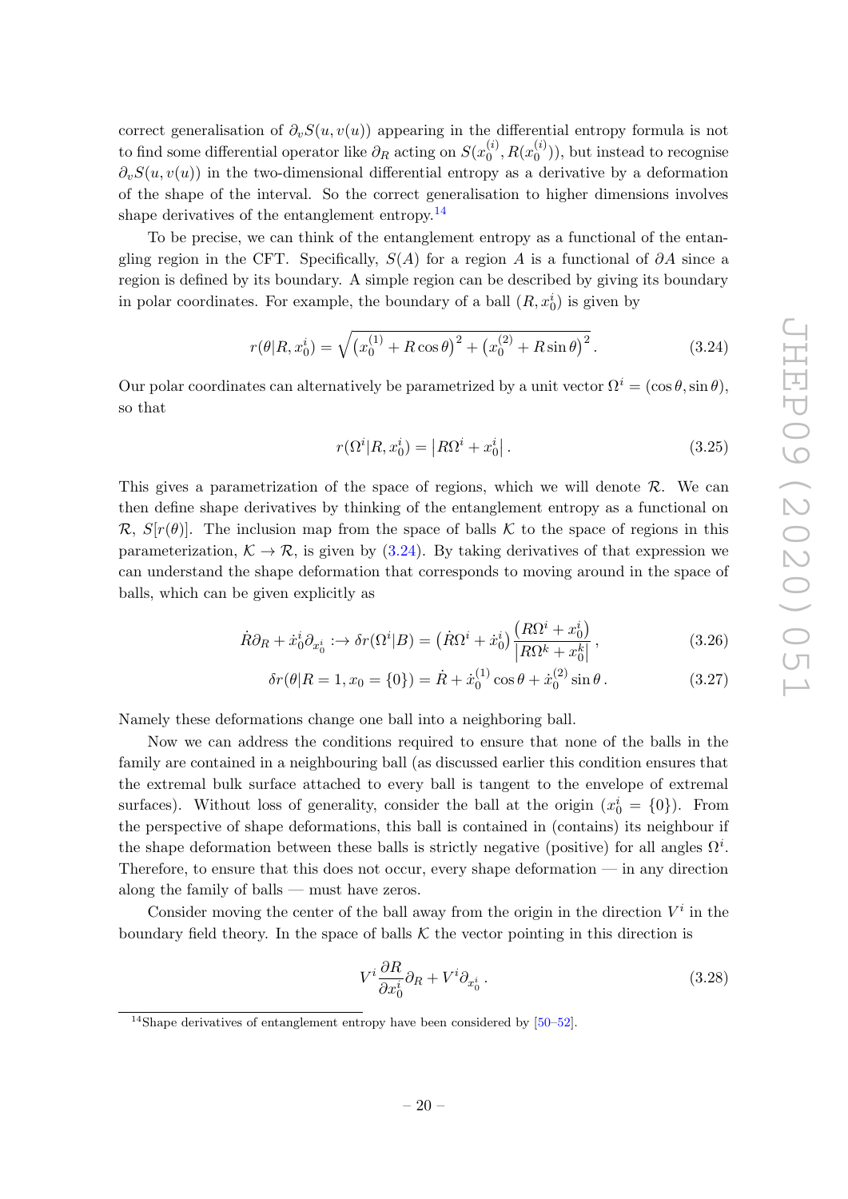correct generalisation of $\partial_v S(u, v(u))$ appearing in the differential entropy formula is not to find some differential operator like $\partial_R$ acting on $S(x_0^{(i)}, R(x_0^{(i)}))$, but instead to recognise $\partial_v S(u, v(u))$ in the two-dimensional differential entropy as a derivative by a deformation of the shape of the interval. So the correct generalisation to higher dimensions involves shape derivatives of the entanglement entropy.[14]

To be precise, we can think of the entanglement entropy as a functional of the entangling region in the CFT. Specifically, $S(A)$ for a region $A$ is a functional of $\partial A$ since a region is defined by its boundary. A simple region can be described by giving its boundary in polar coordinates. For example, the boundary of a ball $(R, x_0^i)$ is given by

$$r(\theta|R, x_0^i) = \sqrt{\left(x_0^{(1)} + R\cos\theta\right)^2 + \left(x_0^{(2)} + R\sin\theta\right)^2}\,. \tag{3.24}$$

Our polar coordinates can alternatively be parametrized by a unit vector $\Omega^i = (\cos\theta, \sin\theta)$, so that

$$r(\Omega^i|R, x_0^i) = \left|R\Omega^i + x_0^i\right|. \tag{3.25}$$

This gives a parametrization of the space of regions, which we will denote $\mathcal{R}$. We can then define shape derivatives by thinking of the entanglement entropy as a functional on $\mathcal{R}$, $S[r(\theta)]$. The inclusion map from the space of balls $\mathcal{K}$ to the space of regions in this parameterization, $\mathcal{K} \to \mathcal{R}$, is given by (3.24). By taking derivatives of that expression we can understand the shape deformation that corresponds to moving around in the space of balls, which can be given explicitly as

$$\dot{R}\partial_R + \dot{x}_0^i \partial_{x_0^i} :\to \delta r(\Omega^i|B) = \left(\dot{R}\Omega^i + \dot{x}_0^i\right)\frac{\left(R\Omega^i + x_0^i\right)}{\left|R\Omega^k + x_0^k\right|}\,, \tag{3.26}$$

$$\delta r(\theta|R = 1, x_0 = \{0\}) = \dot{R} + \dot{x}_0^{(1)}\cos\theta + \dot{x}_0^{(2)}\sin\theta\,. \tag{3.27}$$

Namely these deformations change one ball into a neighboring ball.

Now we can address the conditions required to ensure that none of the balls in the family are contained in a neighbouring ball (as discussed earlier this condition ensures that the extremal bulk surface attached to every ball is tangent to the envelope of extremal surfaces). Without loss of generality, consider the ball at the origin ($x_0^i = \{0\}$). From the perspective of shape deformations, this ball is contained in (contains) its neighbour if the shape deformation between these balls is strictly negative (positive) for all angles $\Omega^i$. Therefore, to ensure that this does not occur, every shape deformation — in any direction along the family of balls — must have zeros.

Consider moving the center of the ball away from the origin in the direction $V^i$ in the boundary field theory. In the space of balls $\mathcal{K}$ the vector pointing in this direction is

$$V^i \frac{\partial R}{\partial x_0^i}\partial_R + V^i \partial_{x_0^i}\,. \tag{3.28}$$

---

[14] Shape derivatives of entanglement entropy have been considered by [50–52].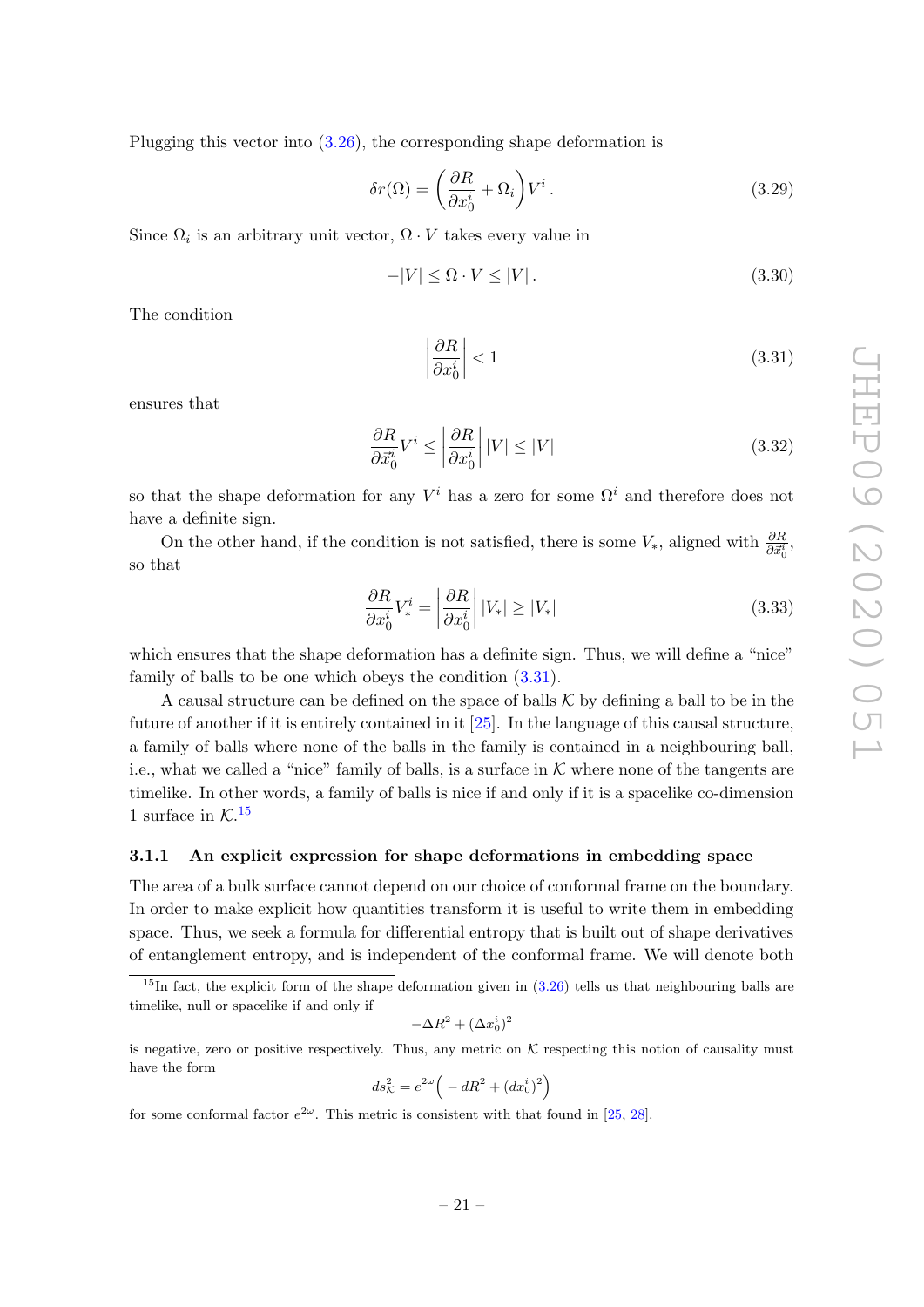Plugging this vector into (3.26), the corresponding shape deformation is

$$\delta r(\Omega) = \left(\frac{\partial R}{\partial x_0^i} + \Omega_i\right) V^i \,. \tag{3.29}$$

Since $\Omega_i$ is an arbitrary unit vector, $\Omega \cdot V$ takes every value in

$$-|V| \leq \Omega \cdot V \leq |V| \,. \tag{3.30}$$

The condition

$$\left|\frac{\partial R}{\partial x_0^i}\right| < 1 \tag{3.31}$$

ensures that

$$\frac{\partial R}{\partial \vec{x}_0^i} V^i \leq \left|\frac{\partial R}{\partial x_0^i}\right| |V| \leq |V| \tag{3.32}$$

so that the shape deformation for any $V^i$ has a zero for some $\Omega^i$ and therefore does not have a definite sign.

On the other hand, if the condition is not satisfied, there is some $V_*$, aligned with $\frac{\partial R}{\partial \vec{x}_0^i}$, so that

$$\frac{\partial R}{\partial x_0^i} V_*^i = \left|\frac{\partial R}{\partial x_0^i}\right| |V_*| \geq |V_*| \tag{3.33}$$

which ensures that the shape deformation has a definite sign. Thus, we will define a "nice" family of balls to be one which obeys the condition (3.31).

A causal structure can be defined on the space of balls $\mathcal{K}$ by defining a ball to be in the future of another if it is entirely contained in it [25]. In the language of this causal structure, a family of balls where none of the balls in the family is contained in a neighbouring ball, i.e., what we called a "nice" family of balls, is a surface in $\mathcal{K}$ where none of the tangents are timelike. In other words, a family of balls is nice if and only if it is a spacelike co-dimension 1 surface in $\mathcal{K}$.[15]

### 3.1.1 An explicit expression for shape deformations in embedding space

The area of a bulk surface cannot depend on our choice of conformal frame on the boundary. In order to make explicit how quantities transform it is useful to write them in embedding space. Thus, we seek a formula for differential entropy that is built out of shape derivatives of entanglement entropy, and is independent of the conformal frame. We will denote both

[15] In fact, the explicit form of the shape deformation given in (3.26) tells us that neighbouring balls are timelike, null or spacelike if and only if

$$-\Delta R^2 + (\Delta x_0^i)^2$$

is negative, zero or positive respectively. Thus, any metric on $\mathcal{K}$ respecting this notion of causality must have the form

$$ds^2_{\mathcal{K}} = e^{2\omega}\Big(-dR^2 + (dx_0^i)^2\Big)$$

for some conformal factor $e^{2\omega}$. This metric is consistent with that found in [25, 28].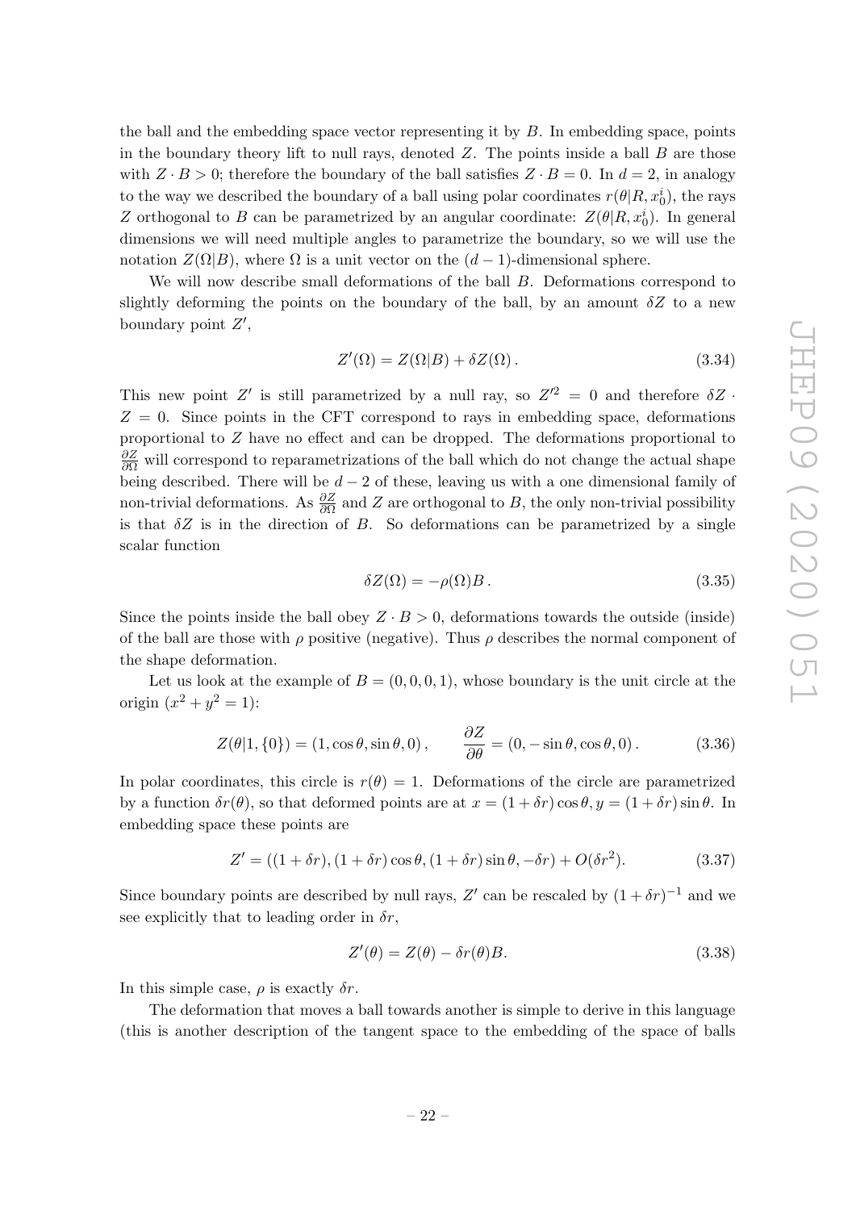the ball and the embedding space vector representing it by $B$. In embedding space, points in the boundary theory lift to null rays, denoted $Z$. The points inside a ball $B$ are those with $Z \cdot B > 0$; therefore the boundary of the ball satisfies $Z \cdot B = 0$. In $d = 2$, in analogy to the way we described the boundary of a ball using polar coordinates $r(\theta|R, x_0^i)$, the rays $Z$ orthogonal to $B$ can be parametrized by an angular coordinate: $Z(\theta|R, x_0^i)$. In general dimensions we will need multiple angles to parametrize the boundary, so we will use the notation $Z(\Omega|B)$, where $\Omega$ is a unit vector on the $(d-1)$-dimensional sphere.

We will now describe small deformations of the ball $B$. Deformations correspond to slightly deforming the points on the boundary of the ball, by an amount $\delta Z$ to a new boundary point $Z'$,

$$Z'(\Omega) = Z(\Omega|B) + \delta Z(\Omega)\,. \tag{3.34}$$

This new point $Z'$ is still parametrized by a null ray, so $Z'^2 = 0$ and therefore $\delta Z \cdot Z = 0$. Since points in the CFT correspond to rays in embedding space, deformations proportional to $Z$ have no effect and can be dropped. The deformations proportional to $\frac{\partial Z}{\partial \Omega}$ will correspond to reparametrizations of the ball which do not change the actual shape being described. There will be $d-2$ of these, leaving us with a one dimensional family of non-trivial deformations. As $\frac{\partial Z}{\partial \Omega}$ and $Z$ are orthogonal to $B$, the only non-trivial possibility is that $\delta Z$ is in the direction of $B$. So deformations can be parametrized by a single scalar function

$$\delta Z(\Omega) = -\rho(\Omega) B\,. \tag{3.35}$$

Since the points inside the ball obey $Z \cdot B > 0$, deformations towards the outside (inside) of the ball are those with $\rho$ positive (negative). Thus $\rho$ describes the normal component of the shape deformation.

Let us look at the example of $B = (0, 0, 0, 1)$, whose boundary is the unit circle at the origin ($x^2 + y^2 = 1$):

$$Z(\theta|1, \{0\}) = (1, \cos\theta, \sin\theta, 0)\,, \qquad \frac{\partial Z}{\partial \theta} = (0, -\sin\theta, \cos\theta, 0)\,. \tag{3.36}$$

In polar coordinates, this circle is $r(\theta) = 1$. Deformations of the circle are parametrized by a function $\delta r(\theta)$, so that deformed points are at $x = (1 + \delta r)\cos\theta, y = (1 + \delta r)\sin\theta$. In embedding space these points are

$$Z' = ((1 + \delta r), (1 + \delta r)\cos\theta, (1 + \delta r)\sin\theta, -\delta r) + O(\delta r^2). \tag{3.37}$$

Since boundary points are described by null rays, $Z'$ can be rescaled by $(1 + \delta r)^{-1}$ and we see explicitly that to leading order in $\delta r$,

$$Z'(\theta) = Z(\theta) - \delta r(\theta) B. \tag{3.38}$$

In this simple case, $\rho$ is exactly $\delta r$.

The deformation that moves a ball towards another is simple to derive in this language (this is another description of the tangent space to the embedding of the space of balls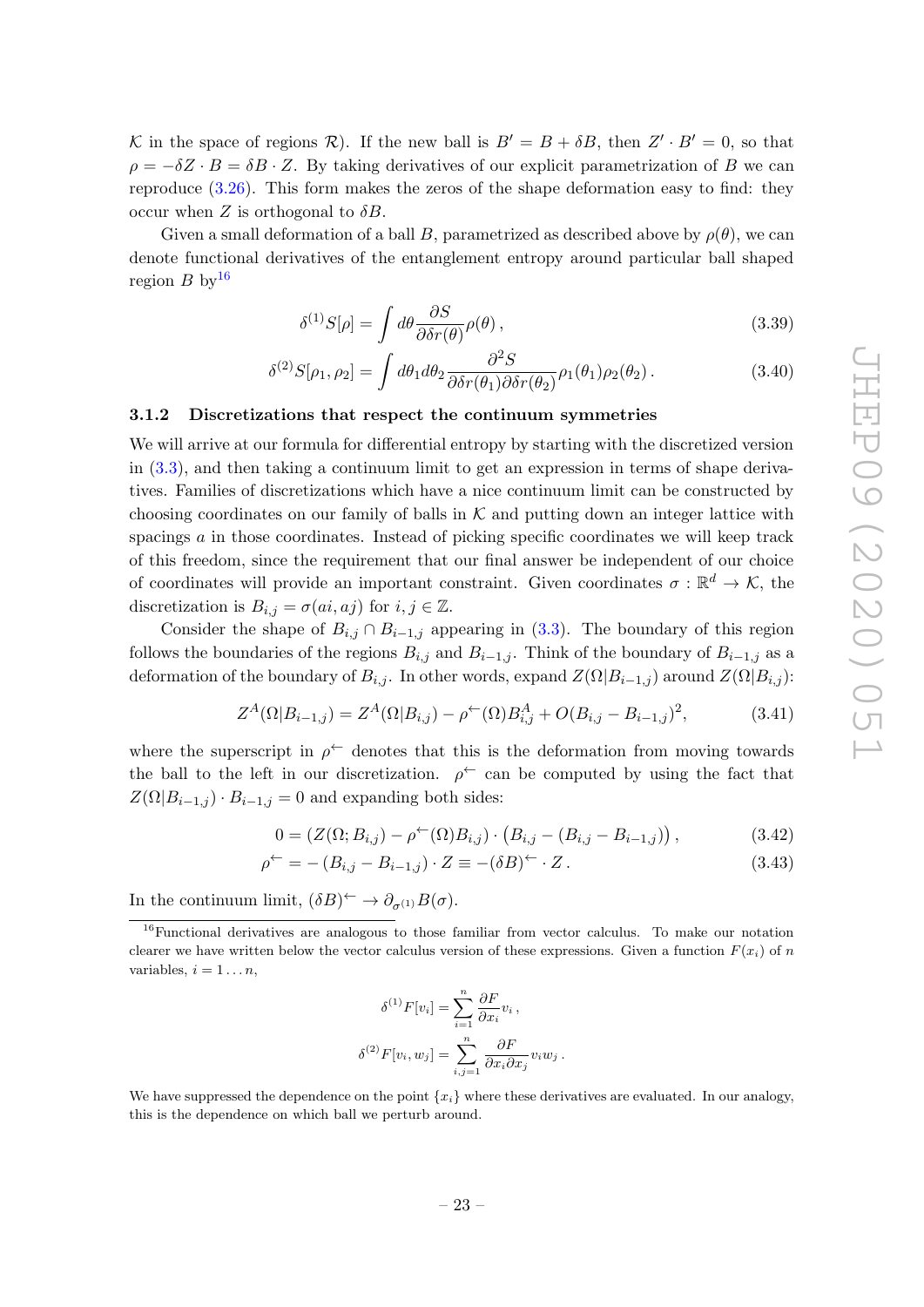$\mathcal{K}$ in the space of regions $\mathcal{R}$). If the new ball is $B' = B + \delta B$, then $Z' \cdot B' = 0$, so that $\rho = -\delta Z \cdot B = \delta B \cdot Z$. By taking derivatives of our explicit parametrization of $B$ we can reproduce (3.26). This form makes the zeros of the shape deformation easy to find: they occur when $Z$ is orthogonal to $\delta B$.

Given a small deformation of a ball $B$, parametrized as described above by $\rho(\theta)$, we can denote functional derivatives of the entanglement entropy around particular ball shaped region $B$ by[16]

$$\delta^{(1)} S[\rho] = \int d\theta \frac{\partial S}{\partial \delta r(\theta)} \rho(\theta)\,, \tag{3.39}$$

$$\delta^{(2)} S[\rho_1, \rho_2] = \int d\theta_1 d\theta_2 \frac{\partial^2 S}{\partial \delta r(\theta_1) \partial \delta r(\theta_2)} \rho_1(\theta_1) \rho_2(\theta_2)\,. \tag{3.40}$$

### 3.1.2 Discretizations that respect the continuum symmetries

We will arrive at our formula for differential entropy by starting with the discretized version in (3.3), and then taking a continuum limit to get an expression in terms of shape derivatives. Families of discretizations which have a nice continuum limit can be constructed by choosing coordinates on our family of balls in $\mathcal{K}$ and putting down an integer lattice with spacings $a$ in those coordinates. Instead of picking specific coordinates we will keep track of this freedom, since the requirement that our final answer be independent of our choice of coordinates will provide an important constraint. Given coordinates $\sigma : \mathbb{R}^d \to \mathcal{K}$, the discretization is $B_{i,j} = \sigma(ai, aj)$ for $i, j \in \mathbb{Z}$.

Consider the shape of $B_{i,j} \cap B_{i-1,j}$ appearing in (3.3). The boundary of this region follows the boundaries of the regions $B_{i,j}$ and $B_{i-1,j}$. Think of the boundary of $B_{i-1,j}$ as a deformation of the boundary of $B_{i,j}$. In other words, expand $Z(\Omega | B_{i-1,j})$ around $Z(\Omega | B_{i,j})$:

$$Z^A(\Omega | B_{i-1,j}) = Z^A(\Omega | B_{i,j}) - \rho^{\leftarrow}(\Omega) B^A_{i,j} + O(B_{i,j} - B_{i-1,j})^2, \tag{3.41}$$

where the superscript in $\rho^{\leftarrow}$ denotes that this is the deformation from moving towards the ball to the left in our discretization. $\rho^{\leftarrow}$ can be computed by using the fact that $Z(\Omega | B_{i-1,j}) \cdot B_{i-1,j} = 0$ and expanding both sides:

$$0 = \left(Z(\Omega; B_{i,j}) - \rho^{\leftarrow}(\Omega) B_{i,j}\right) \cdot \left(B_{i,j} - (B_{i,j} - B_{i-1,j})\right), \tag{3.42}$$

$$\rho^{\leftarrow} = -\left(B_{i,j} - B_{i-1,j}\right) \cdot Z \equiv -(\delta B)^{\leftarrow} \cdot Z\,. \tag{3.43}$$

In the continuum limit, $(\delta B)^{\leftarrow} \to \partial_{\sigma^{(1)}} B(\sigma)$.

---

[16] Functional derivatives are analogous to those familiar from vector calculus. To make our notation clearer we have written below the vector calculus version of these expressions. Given a function $F(x_i)$ of $n$ variables, $i = 1 \ldots n$,

$$\delta^{(1)} F[v_i] = \sum_{i=1}^{n} \frac{\partial F}{\partial x_i} v_i\,,$$

$$\delta^{(2)} F[v_i, w_j] = \sum_{i,j=1}^{n} \frac{\partial F}{\partial x_i \partial x_j} v_i w_j\,.$$

We have suppressed the dependence on the point $\{x_i\}$ where these derivatives are evaluated. In our analogy, this is the dependence on which ball we perturb around.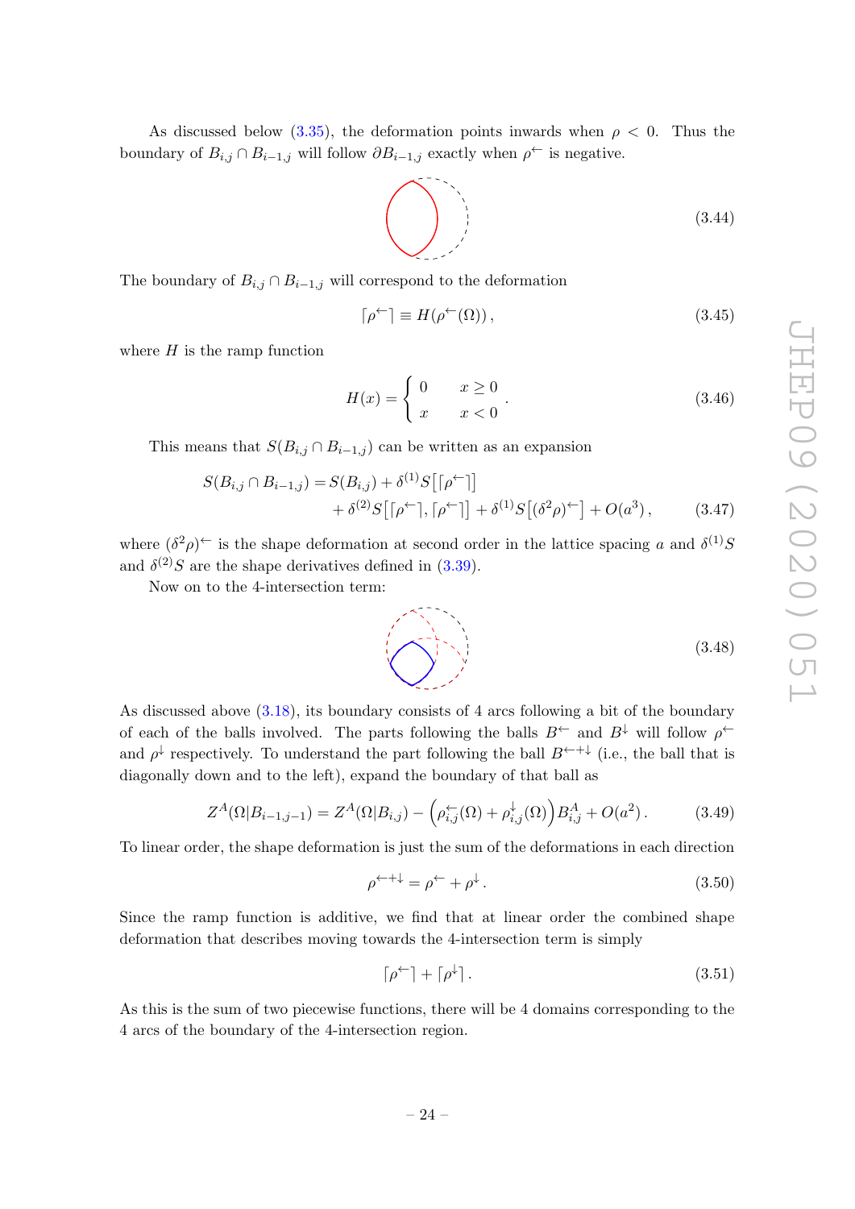As discussed below (3.35), the deformation points inwards when $\rho < 0$. Thus the boundary of $B_{i,j} \cap B_{i-1,j}$ will follow $\partial B_{i-1,j}$ exactly when $\rho^{\leftarrow}$ is negative.

$$(3.44)$$

The boundary of $B_{i,j} \cap B_{i-1,j}$ will correspond to the deformation

$$\lceil \rho^{\leftarrow} \rceil \equiv H(\rho^{\leftarrow}(\Omega)) , \tag{3.45}$$

where $H$ is the ramp function

$$H(x) = \begin{cases} 0 & x \geq 0 \\ x & x < 0 \end{cases} . \tag{3.46}$$

This means that $S(B_{i,j} \cap B_{i-1,j})$ can be written as an expansion

$$\begin{aligned} S(B_{i,j} \cap B_{i-1,j}) = S(B_{i,j}) + \delta^{(1)} S\big[\lceil \rho^{\leftarrow} \rceil\big] \\ + \delta^{(2)} S\big[\lceil \rho^{\leftarrow} \rceil , \lceil \rho^{\leftarrow} \rceil\big] + \delta^{(1)} S\big[(\delta^2 \rho)^{\leftarrow}\big] + O(a^3) , \end{aligned} \tag{3.47}$$

where $(\delta^2 \rho)^{\leftarrow}$ is the shape deformation at second order in the lattice spacing $a$ and $\delta^{(1)} S$ and $\delta^{(2)} S$ are the shape derivatives defined in (3.39).

Now on to the 4-intersection term:

$$(3.48)$$

As discussed above (3.18), its boundary consists of 4 arcs following a bit of the boundary of each of the balls involved. The parts following the balls $B^{\leftarrow}$ and $B^{\downarrow}$ will follow $\rho^{\leftarrow}$ and $\rho^{\downarrow}$ respectively. To understand the part following the ball $B^{\leftarrow + \downarrow}$ (i.e., the ball that is diagonally down and to the left), expand the boundary of that ball as

$$Z^A(\Omega | B_{i-1,j-1}) = Z^A(\Omega | B_{i,j}) - \Big(\rho^{\leftarrow}_{i,j}(\Omega) + \rho^{\downarrow}_{i,j}(\Omega)\Big) B^A_{i,j} + O(a^2) . \tag{3.49}$$

To linear order, the shape deformation is just the sum of the deformations in each direction

$$\rho^{\leftarrow + \downarrow} = \rho^{\leftarrow} + \rho^{\downarrow} . \tag{3.50}$$

Since the ramp function is additive, we find that at linear order the combined shape deformation that describes moving towards the 4-intersection term is simply

$$\lceil \rho^{\leftarrow} \rceil + \lceil \rho^{\downarrow} \rceil . \tag{3.51}$$

As this is the sum of two piecewise functions, there will be 4 domains corresponding to the 4 arcs of the boundary of the 4-intersection region.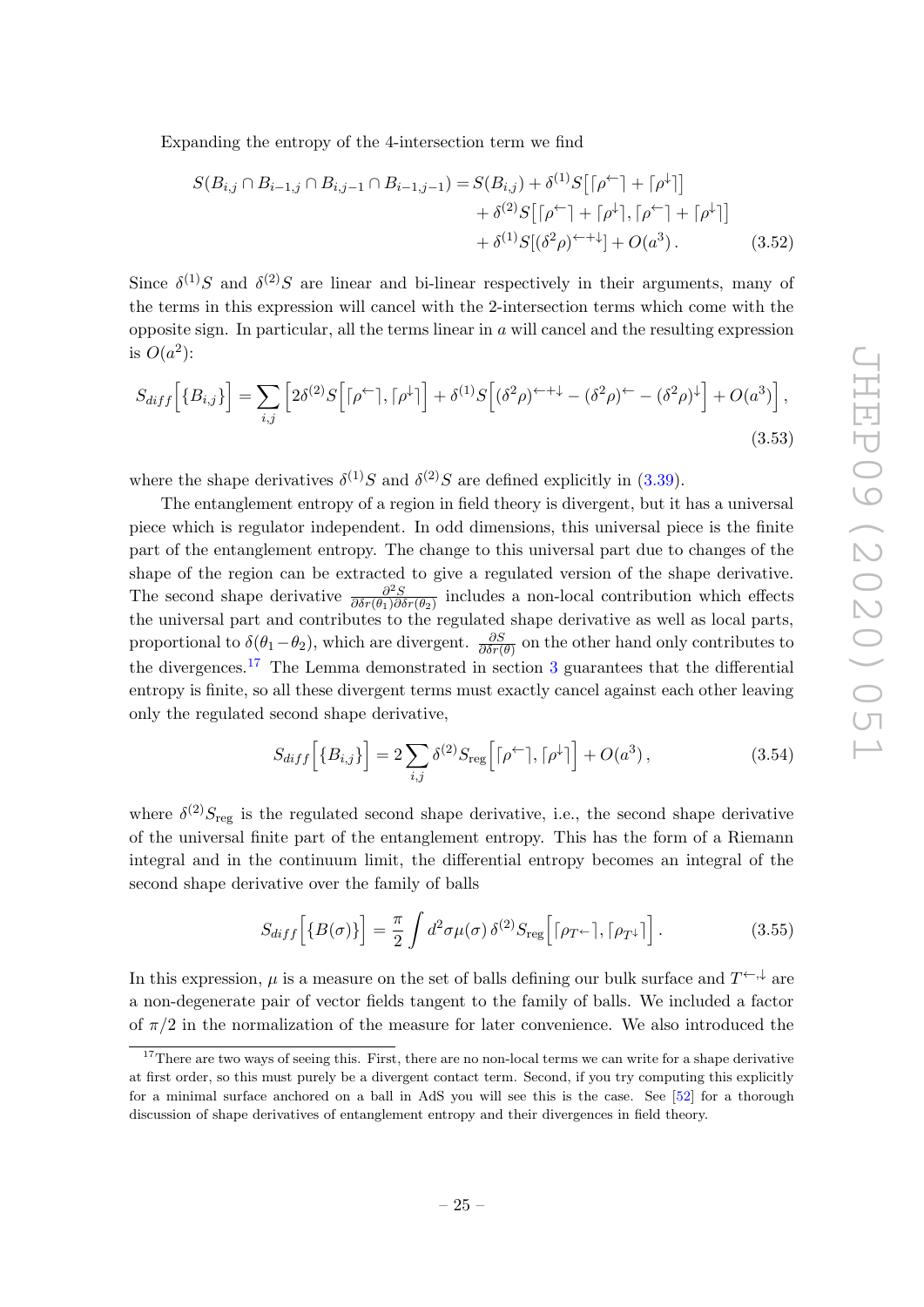Expanding the entropy of the 4-intersection term we find

$$
\begin{aligned}
S(B_{i,j}\cap B_{i-1,j}\cap B_{i,j-1}\cap B_{i-1,j-1}) = S(B_{i,j}) &+ \delta^{(1)}S\big[\lceil\rho^{\leftarrow}\rceil+\lceil\rho^{\downarrow}\rceil\big] \\
&+ \delta^{(2)}S\big[\lceil\rho^{\leftarrow}\rceil+\lceil\rho^{\downarrow}\rceil,\lceil\rho^{\leftarrow}\rceil+\lceil\rho^{\downarrow}\rceil\big] \\
&+ \delta^{(1)}S[(\delta^2\rho)^{\leftarrow+\downarrow}] + O(a^3)\,. 
\end{aligned}
\tag{3.52}
$$

Since $\delta^{(1)}S$ and $\delta^{(2)}S$ are linear and bi-linear respectively in their arguments, many of the terms in this expression will cancel with the 2-intersection terms which come with the opposite sign. In particular, all the terms linear in $a$ will cancel and the resulting expression is $O(a^2)$:

$$
S_{diff}\Big[\{B_{i,j}\}\Big] = \sum_{i,j}\Big[2\delta^{(2)}S\Big[\lceil\rho^{\leftarrow}\rceil,\lceil\rho^{\downarrow}\rceil\Big] + \delta^{(1)}S\Big[(\delta^2\rho)^{\leftarrow+\downarrow}-(\delta^2\rho)^{\leftarrow}-(\delta^2\rho)^{\downarrow}\Big] + O(a^3)\Big]\,,
\tag{3.53}
$$

where the shape derivatives $\delta^{(1)}S$ and $\delta^{(2)}S$ are defined explicitly in (3.39).

The entanglement entropy of a region in field theory is divergent, but it has a universal piece which is regulator independent. In odd dimensions, this universal piece is the finite part of the entanglement entropy. The change to this universal part due to changes of the shape of the region can be extracted to give a regulated version of the shape derivative. The second shape derivative $\frac{\partial^2 S}{\partial\delta r(\theta_1)\partial\delta r(\theta_2)}$ includes a non-local contribution which effects the universal part and contributes to the regulated shape derivative as well as local parts, proportional to $\delta(\theta_1-\theta_2)$, which are divergent. $\frac{\partial S}{\partial\delta r(\theta)}$ on the other hand only contributes to the divergences.[17] The Lemma demonstrated in section 3 guarantees that the differential entropy is finite, so all these divergent terms must exactly cancel against each other leaving only the regulated second shape derivative,

$$
S_{diff}\Big[\{B_{i,j}\}\Big] = 2\sum_{i,j}\delta^{(2)}S_{\text{reg}}\Big[\lceil\rho^{\leftarrow}\rceil,\lceil\rho^{\downarrow}\rceil\Big] + O(a^3)\,,
\tag{3.54}
$$

where $\delta^{(2)}S_{\text{reg}}$ is the regulated second shape derivative, i.e., the second shape derivative of the universal finite part of the entanglement entropy. This has the form of a Riemann integral and in the continuum limit, the differential entropy becomes an integral of the second shape derivative over the family of balls

$$
S_{diff}\Big[\{B(\sigma)\}\Big] = \frac{\pi}{2}\int d^2\sigma\mu(\sigma)\,\delta^{(2)}S_{\text{reg}}\Big[\lceil\rho_{T^{\leftarrow}}\rceil,\lceil\rho_{T^{\downarrow}}\rceil\Big]\,.
\tag{3.55}
$$

In this expression, $\mu$ is a measure on the set of balls defining our bulk surface and $T^{\leftarrow,\downarrow}$ are a non-degenerate pair of vector fields tangent to the family of balls. We included a factor of $\pi/2$ in the normalization of the measure for later convenience. We also introduced the

[17] There are two ways of seeing this. First, there are no non-local terms we can write for a shape derivative at first order, so this must purely be a divergent contact term. Second, if you try computing this explicitly for a minimal surface anchored on a ball in AdS you will see this is the case. See [52] for a thorough discussion of shape derivatives of entanglement entropy and their divergences in field theory.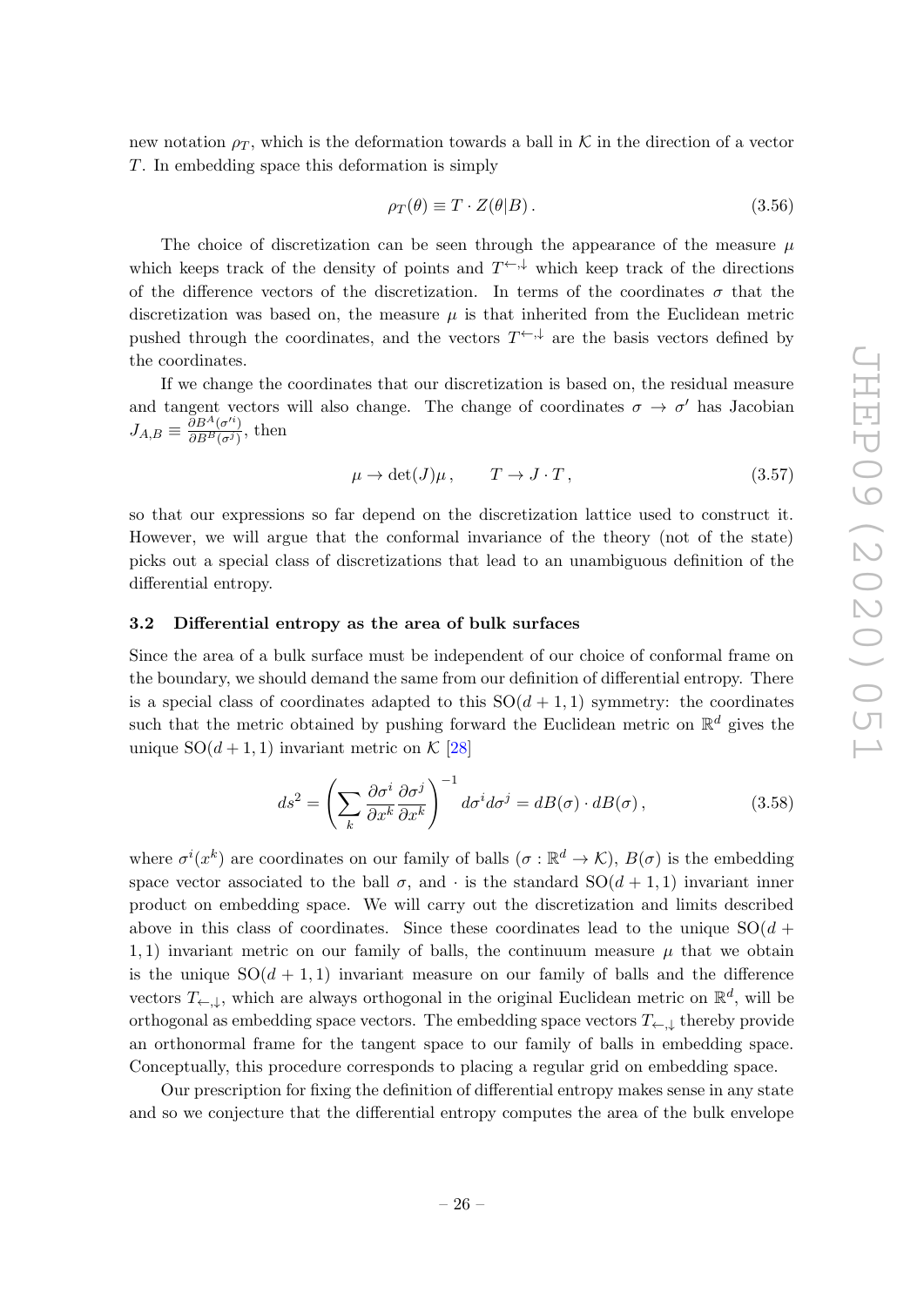new notation $\rho_T$, which is the deformation towards a ball in $\mathcal{K}$ in the direction of a vector $T$. In embedding space this deformation is simply

$$\rho_T(\theta) \equiv T \cdot Z(\theta|B)\,. \tag{3.56}$$

The choice of discretization can be seen through the appearance of the measure $\mu$ which keeps track of the density of points and $T^{\leftarrow,\downarrow}$ which keep track of the directions of the difference vectors of the discretization. In terms of the coordinates $\sigma$ that the discretization was based on, the measure $\mu$ is that inherited from the Euclidean metric pushed through the coordinates, and the vectors $T^{\leftarrow,\downarrow}$ are the basis vectors defined by the coordinates.

If we change the coordinates that our discretization is based on, the residual measure and tangent vectors will also change. The change of coordinates $\sigma \to \sigma'$ has Jacobian $J_{A,B} \equiv \frac{\partial B^A(\sigma'^i)}{\partial B^B(\sigma^j)}$, then

$$\mu \to \det(J)\mu\,, \qquad T \to J \cdot T\,, \tag{3.57}$$

so that our expressions so far depend on the discretization lattice used to construct it. However, we will argue that the conformal invariance of the theory (not of the state) picks out a special class of discretizations that lead to an unambiguous definition of the differential entropy.

### 3.2 Differential entropy as the area of bulk surfaces

Since the area of a bulk surface must be independent of our choice of conformal frame on the boundary, we should demand the same from our definition of differential entropy. There is a special class of coordinates adapted to this $\mathrm{SO}(d+1,1)$ symmetry: the coordinates such that the metric obtained by pushing forward the Euclidean metric on $\mathbb{R}^d$ gives the unique $\mathrm{SO}(d+1,1)$ invariant metric on $\mathcal{K}$ [28]

$$ds^2 = \left(\sum_k \frac{\partial \sigma^i}{\partial x^k}\frac{\partial \sigma^j}{\partial x^k}\right)^{-1} d\sigma^i d\sigma^j = dB(\sigma) \cdot dB(\sigma)\,, \tag{3.58}$$

where $\sigma^i(x^k)$ are coordinates on our family of balls ($\sigma : \mathbb{R}^d \to \mathcal{K}$), $B(\sigma)$ is the embedding space vector associated to the ball $\sigma$, and $\cdot$ is the standard $\mathrm{SO}(d+1,1)$ invariant inner product on embedding space. We will carry out the discretization and limits described above in this class of coordinates. Since these coordinates lead to the unique $\mathrm{SO}(d+1,1)$ invariant metric on our family of balls, the continuum measure $\mu$ that we obtain is the unique $\mathrm{SO}(d+1,1)$ invariant measure on our family of balls and the difference vectors $T_{\leftarrow,\downarrow}$, which are always orthogonal in the original Euclidean metric on $\mathbb{R}^d$, will be orthogonal as embedding space vectors. The embedding space vectors $T_{\leftarrow,\downarrow}$ thereby provide an orthonormal frame for the tangent space to our family of balls in embedding space. Conceptually, this procedure corresponds to placing a regular grid on embedding space.

Our prescription for fixing the definition of differential entropy makes sense in any state and so we conjecture that the differential entropy computes the area of the bulk envelope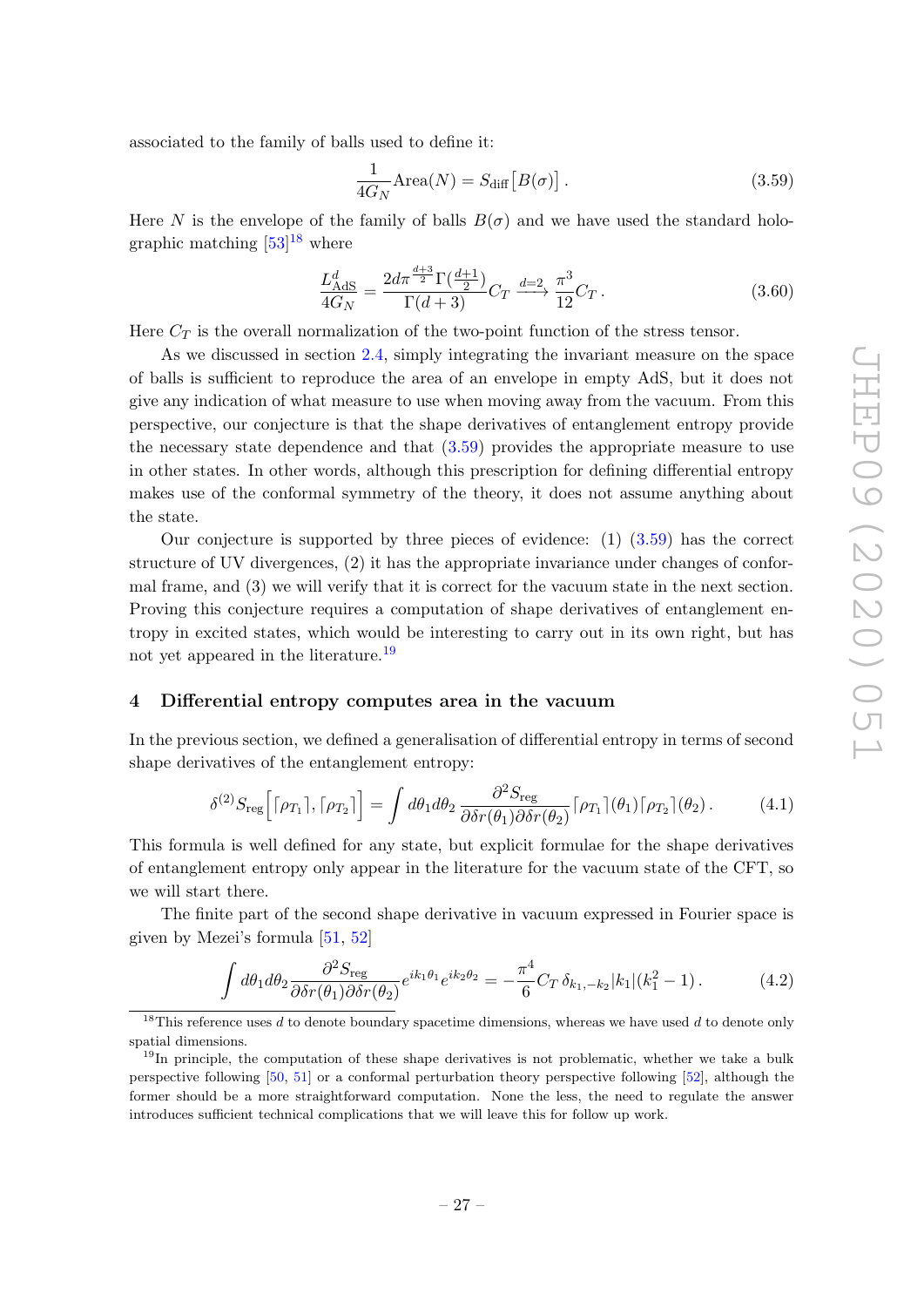associated to the family of balls used to define it:

$$\frac{1}{4G_N}\text{Area}(N) = S_{\text{diff}}\big[B(\sigma)\big]\,. \tag{3.59}$$

Here $N$ is the envelope of the family of balls $B(\sigma)$ and we have used the standard holographic matching [53][18] where

$$\frac{L^d_{\text{AdS}}}{4G_N} = \frac{2d\pi^{\frac{d+3}{2}}\Gamma(\frac{d+1}{2})}{\Gamma(d+3)}C_T \xrightarrow{d=2} \frac{\pi^3}{12}C_T\,. \tag{3.60}$$

Here $C_T$ is the overall normalization of the two-point function of the stress tensor.

As we discussed in section 2.4, simply integrating the invariant measure on the space of balls is sufficient to reproduce the area of an envelope in empty AdS, but it does not give any indication of what measure to use when moving away from the vacuum. From this perspective, our conjecture is that the shape derivatives of entanglement entropy provide the necessary state dependence and that (3.59) provides the appropriate measure to use in other states. In other words, although this prescription for defining differential entropy makes use of the conformal symmetry of the theory, it does not assume anything about the state.

Our conjecture is supported by three pieces of evidence: (1) (3.59) has the correct structure of UV divergences, (2) it has the appropriate invariance under changes of conformal frame, and (3) we will verify that it is correct for the vacuum state in the next section. Proving this conjecture requires a computation of shape derivatives of entanglement entropy in excited states, which would be interesting to carry out in its own right, but has not yet appeared in the literature.[19]

## 4 Differential entropy computes area in the vacuum

In the previous section, we defined a generalisation of differential entropy in terms of second shape derivatives of the entanglement entropy:

$$\delta^{(2)}S_{\text{reg}}\Big[\lceil\rho_{T_1}\rceil, \lceil\rho_{T_2}\rceil\Big] = \int d\theta_1 d\theta_2\, \frac{\partial^2 S_{\text{reg}}}{\partial\delta r(\theta_1)\partial\delta r(\theta_2)}\lceil\rho_{T_1}\rceil(\theta_1)\lceil\rho_{T_2}\rceil(\theta_2)\,. \tag{4.1}$$

This formula is well defined for any state, but explicit formulae for the shape derivatives of entanglement entropy only appear in the literature for the vacuum state of the CFT, so we will start there.

The finite part of the second shape derivative in vacuum expressed in Fourier space is given by Mezei's formula [51, 52]

$$\int d\theta_1 d\theta_2 \frac{\partial^2 S_{\text{reg}}}{\partial\delta r(\theta_1)\partial\delta r(\theta_2)} e^{ik_1\theta_1}e^{ik_2\theta_2} = -\frac{\pi^4}{6}C_T\,\delta_{k_1,-k_2}|k_1|(k_1^2-1)\,. \tag{4.2}$$

[18] This reference uses $d$ to denote boundary spacetime dimensions, whereas we have used $d$ to denote only spatial dimensions.

[19] In principle, the computation of these shape derivatives is not problematic, whether we take a bulk perspective following [50, 51] or a conformal perturbation theory perspective following [52], although the former should be a more straightforward computation. None the less, the need to regulate the answer introduces sufficient technical complications that we will leave this for follow up work.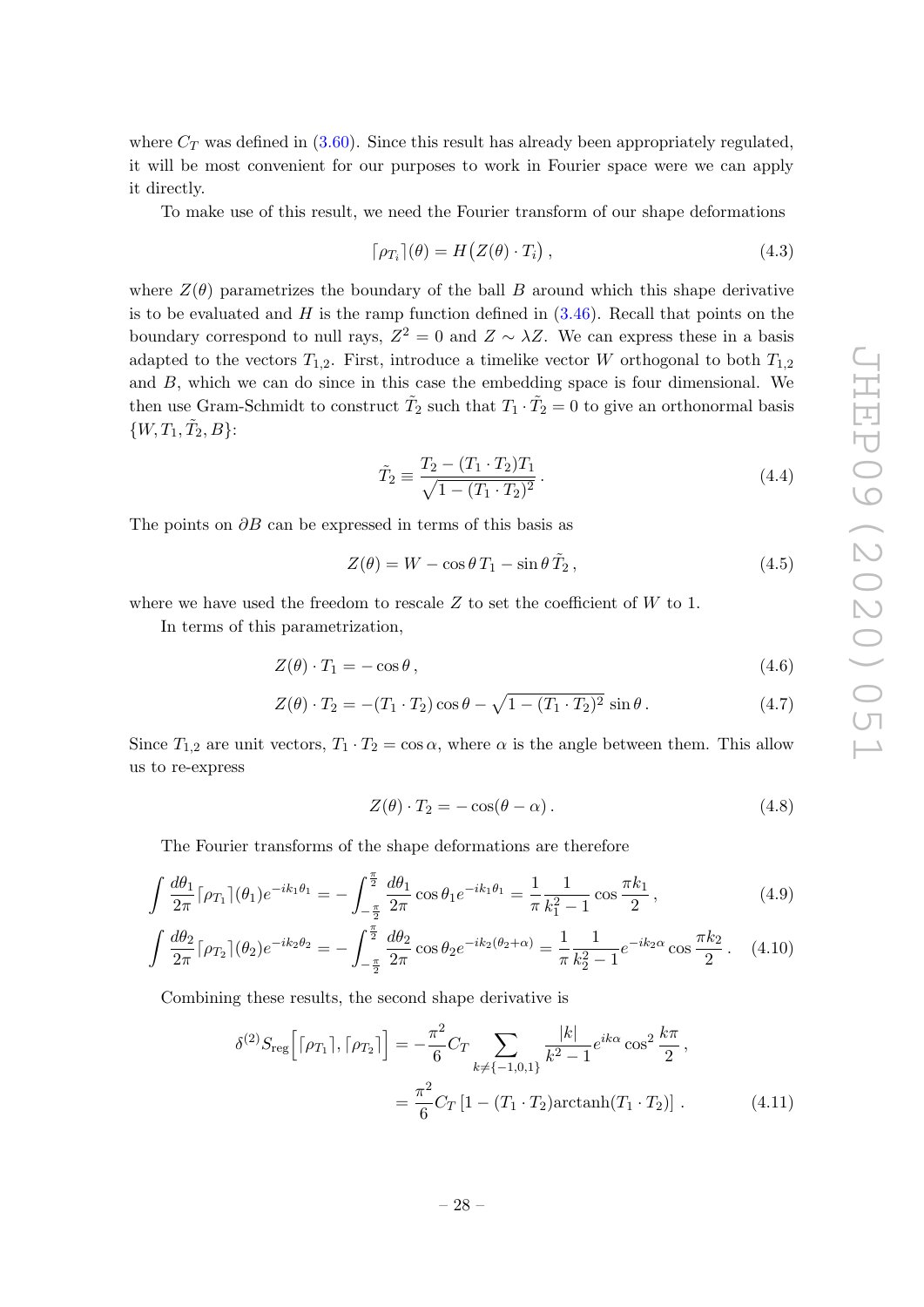where $C_T$ was defined in (3.60). Since this result has already been appropriately regulated, it will be most convenient for our purposes to work in Fourier space were we can apply it directly.

To make use of this result, we need the Fourier transform of our shape deformations

$$\lceil \rho_{T_i} \rceil(\theta) = H\big(Z(\theta) \cdot T_i\big)\,, \tag{4.3}$$

where $Z(\theta)$ parametrizes the boundary of the ball $B$ around which this shape derivative is to be evaluated and $H$ is the ramp function defined in (3.46). Recall that points on the boundary correspond to null rays, $Z^2 = 0$ and $Z \sim \lambda Z$. We can express these in a basis adapted to the vectors $T_{1,2}$. First, introduce a timelike vector $W$ orthogonal to both $T_{1,2}$ and $B$, which we can do since in this case the embedding space is four dimensional. We then use Gram-Schmidt to construct $\tilde{T}_2$ such that $T_1 \cdot \tilde{T}_2 = 0$ to give an orthonormal basis $\{W, T_1, \tilde{T}_2, B\}$:

$$\tilde{T}_2 \equiv \frac{T_2 - (T_1 \cdot T_2) T_1}{\sqrt{1 - (T_1 \cdot T_2)^2}}\,. \tag{4.4}$$

The points on $\partial B$ can be expressed in terms of this basis as

$$Z(\theta) = W - \cos\theta \, T_1 - \sin\theta \, \tilde{T}_2\,, \tag{4.5}$$

where we have used the freedom to rescale $Z$ to set the coefficient of $W$ to 1.

In terms of this parametrization,

$$Z(\theta) \cdot T_1 = -\cos\theta\,, \tag{4.6}$$

$$Z(\theta) \cdot T_2 = -(T_1 \cdot T_2)\cos\theta - \sqrt{1 - (T_1 \cdot T_2)^2}\,\sin\theta\,. \tag{4.7}$$

Since $T_{1,2}$ are unit vectors, $T_1 \cdot T_2 = \cos\alpha$, where $\alpha$ is the angle between them. This allow us to re-express

$$Z(\theta) \cdot T_2 = -\cos(\theta - \alpha)\,. \tag{4.8}$$

The Fourier transforms of the shape deformations are therefore

$$\int \frac{d\theta_1}{2\pi} \lceil \rho_{T_1} \rceil(\theta_1) e^{-ik_1\theta_1} = -\int_{-\frac{\pi}{2}}^{\frac{\pi}{2}} \frac{d\theta_1}{2\pi} \cos\theta_1 e^{-ik_1\theta_1} = \frac{1}{\pi}\frac{1}{k_1^2 - 1}\cos\frac{\pi k_1}{2}\,, \tag{4.9}$$

$$\int \frac{d\theta_2}{2\pi} \lceil \rho_{T_2} \rceil(\theta_2) e^{-ik_2\theta_2} = -\int_{-\frac{\pi}{2}}^{\frac{\pi}{2}} \frac{d\theta_2}{2\pi} \cos\theta_2 e^{-ik_2(\theta_2+\alpha)} = \frac{1}{\pi}\frac{1}{k_2^2 - 1} e^{-ik_2\alpha}\cos\frac{\pi k_2}{2}\,. \tag{4.10}$$

Combining these results, the second shape derivative is

$$\begin{aligned} \delta^{(2)} S_{\text{reg}}\Big[\lceil \rho_{T_1} \rceil, \lceil \rho_{T_2} \rceil\Big] &= -\frac{\pi^2}{6} C_T \sum_{k \neq \{-1,0,1\}} \frac{|k|}{k^2 - 1} e^{ik\alpha} \cos^2\frac{k\pi}{2}\,, \\ &= \frac{\pi^2}{6} C_T \left[1 - (T_1 \cdot T_2)\text{arctanh}(T_1 \cdot T_2)\right]\,. \end{aligned} \tag{4.11}$$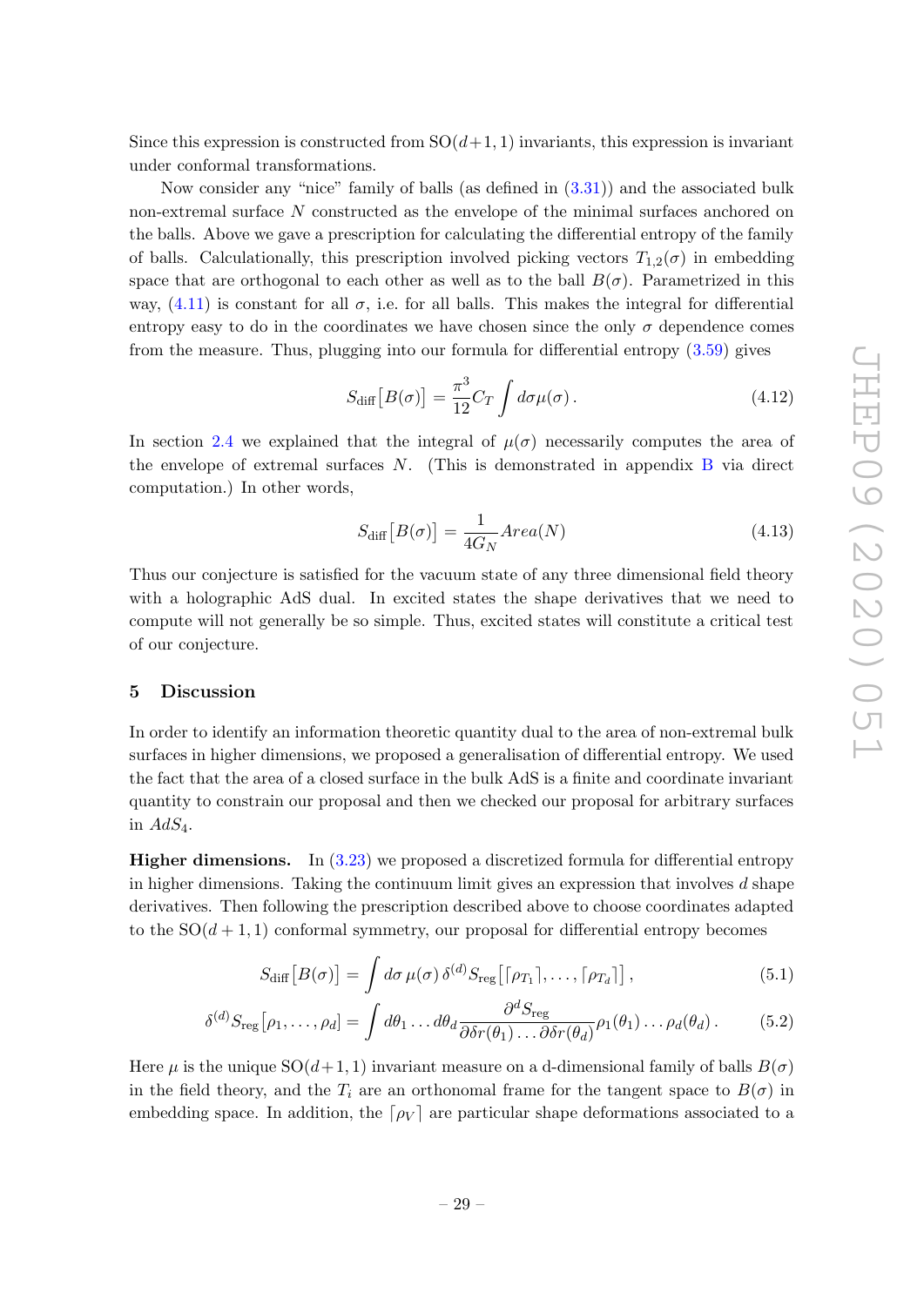Since this expression is constructed from SO$(d+1,1)$ invariants, this expression is invariant under conformal transformations.

Now consider any "nice" family of balls (as defined in (3.31)) and the associated bulk non-extremal surface $N$ constructed as the envelope of the minimal surfaces anchored on the balls. Above we gave a prescription for calculating the differential entropy of the family of balls. Calculationally, this prescription involved picking vectors $T_{1,2}(\sigma)$ in embedding space that are orthogonal to each other as well as to the ball $B(\sigma)$. Parametrized in this way, (4.11) is constant for all $\sigma$, i.e. for all balls. This makes the integral for differential entropy easy to do in the coordinates we have chosen since the only $\sigma$ dependence comes from the measure. Thus, plugging into our formula for differential entropy (3.59) gives

$$S_{\text{diff}}\big[B(\sigma)\big] = \frac{\pi^3}{12} C_T \int d\sigma \mu(\sigma)\,. \tag{4.12}$$

In section 2.4 we explained that the integral of $\mu(\sigma)$ necessarily computes the area of the envelope of extremal surfaces $N$. (This is demonstrated in appendix B via direct computation.) In other words,

$$S_{\text{diff}}\big[B(\sigma)\big] = \frac{1}{4G_N} Area(N) \tag{4.13}$$

Thus our conjecture is satisfied for the vacuum state of any three dimensional field theory with a holographic AdS dual. In excited states the shape derivatives that we need to compute will not generally be so simple. Thus, excited states will constitute a critical test of our conjecture.

## 5 Discussion

In order to identify an information theoretic quantity dual to the area of non-extremal bulk surfaces in higher dimensions, we proposed a generalisation of differential entropy. We used the fact that the area of a closed surface in the bulk AdS is a finite and coordinate invariant quantity to constrain our proposal and then we checked our proposal for arbitrary surfaces in $AdS_4$.

**Higher dimensions.** In (3.23) we proposed a discretized formula for differential entropy in higher dimensions. Taking the continuum limit gives an expression that involves $d$ shape derivatives. Then following the prescription described above to choose coordinates adapted to the SO$(d+1,1)$ conformal symmetry, our proposal for differential entropy becomes

$$S_{\text{diff}}\big[B(\sigma)\big] = \int d\sigma\, \mu(\sigma)\, \delta^{(d)} S_{\text{reg}}\big[\lceil \rho_{T_1} \rceil, \dots, \lceil \rho_{T_d} \rceil\big]\,, \tag{5.1}$$

$$\delta^{(d)} S_{\text{reg}}\big[\rho_1, \dots, \rho_d\big] = \int d\theta_1 \dots d\theta_d \frac{\partial^d S_{\text{reg}}}{\partial \delta r(\theta_1) \dots \partial \delta r(\theta_d)} \rho_1(\theta_1) \dots \rho_d(\theta_d)\,. \tag{5.2}$$

Here $\mu$ is the unique SO$(d+1,1)$ invariant measure on a d-dimensional family of balls $B(\sigma)$ in the field theory, and the $T_i$ are an orthonomal frame for the tangent space to $B(\sigma)$ in embedding space. In addition, the $\lceil \rho_V \rceil$ are particular shape deformations associated to a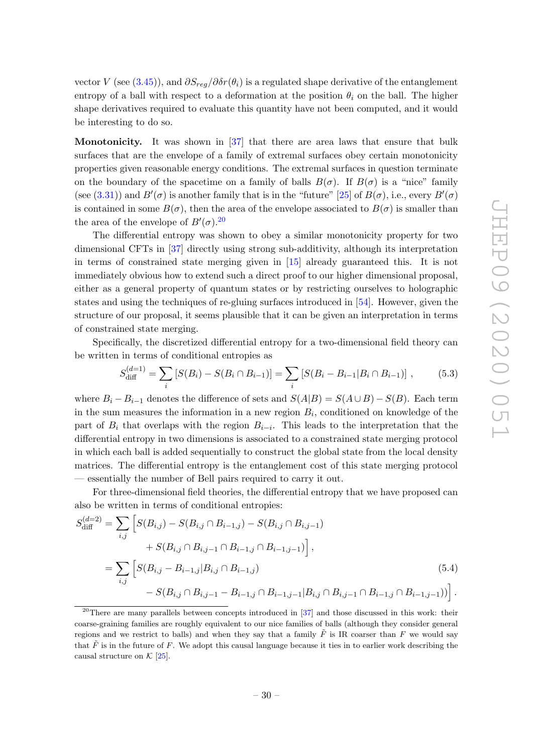vector $V$ (see (3.45)), and $\partial S_{reg}/\partial \delta r(\theta_i)$ is a regulated shape derivative of the entanglement entropy of a ball with respect to a deformation at the position $\theta_i$ on the ball. The higher shape derivatives required to evaluate this quantity have not been computed, and it would be interesting to do so.

**Monotonicity.** It was shown in [37] that there are area laws that ensure that bulk surfaces that are the envelope of a family of extremal surfaces obey certain monotonicity properties given reasonable energy conditions. The extremal surfaces in question terminate on the boundary of the spacetime on a family of balls $B(\sigma)$. If $B(\sigma)$ is a "nice" family (see (3.31)) and $B'(\sigma)$ is another family that is in the "future" [25] of $B(\sigma)$, i.e., every $B'(\sigma)$ is contained in some $B(\sigma)$, then the area of the envelope associated to $B(\sigma)$ is smaller than the area of the envelope of $B'(\sigma)$.[20]

The differential entropy was shown to obey a similar monotonicity property for two dimensional CFTs in [37] directly using strong sub-additivity, although its interpretation in terms of constrained state merging given in [15] already guaranteed this. It is not immediately obvious how to extend such a direct proof to our higher dimensional proposal, either as a general property of quantum states or by restricting ourselves to holographic states and using the techniques of re-gluing surfaces introduced in [54]. However, given the structure of our proposal, it seems plausible that it can be given an interpretation in terms of constrained state merging.

Specifically, the discretized differential entropy for a two-dimensional field theory can be written in terms of conditional entropies as

$$S_{\rm diff}^{(d=1)} = \sum_i \left[S(B_i) - S(B_i \cap B_{i-1})\right] = \sum_i \left[S(B_i - B_{i-1} | B_i \cap B_{i-1})\right] , \tag{5.3}$$

where $B_i - B_{i-1}$ denotes the difference of sets and $S(A|B) = S(A \cup B) - S(B)$. Each term in the sum measures the information in a new region $B_i$, conditioned on knowledge of the part of $B_i$ that overlaps with the region $B_{i-i}$. This leads to the interpretation that the differential entropy in two dimensions is associated to a constrained state merging protocol in which each ball is added sequentially to construct the global state from the local density matrices. The differential entropy is the entanglement cost of this state merging protocol — essentially the number of Bell pairs required to carry it out.

For three-dimensional field theories, the differential entropy that we have proposed can also be written in terms of conditional entropies:

$$\begin{aligned}
S_{\rm diff}^{(d=2)} &= \sum_{i,j} \Big[ S(B_{i,j}) - S(B_{i,j} \cap B_{i-1,j}) - S(B_{i,j} \cap B_{i,j-1}) \\
&\qquad\qquad + S(B_{i,j} \cap B_{i,j-1} \cap B_{i-1,j} \cap B_{i-1,j-1}) \Big] , \\
&= \sum_{i,j} \Big[ S(B_{i,j} - B_{i-1,j} | B_{i,j} \cap B_{i-1,j}) \\
&\qquad\qquad - S(B_{i,j} \cap B_{i,j-1} - B_{i-1,j} \cap B_{i-1,j-1} | B_{i,j} \cap B_{i,j-1} \cap B_{i-1,j} \cap B_{i-1,j-1})) \Big] .
\end{aligned} \tag{5.4}$$

[20] There are many parallels between concepts introduced in [37] and those discussed in this work: their coarse-graining families are roughly equivalent to our nice families of balls (although they consider general regions and we restrict to balls) and when they say that a family $\tilde{F}$ is IR coarser than $F$ we would say that $\tilde{F}$ is in the future of $F$. We adopt this causal language because it ties in to earlier work describing the causal structure on $\mathcal{K}$ [25].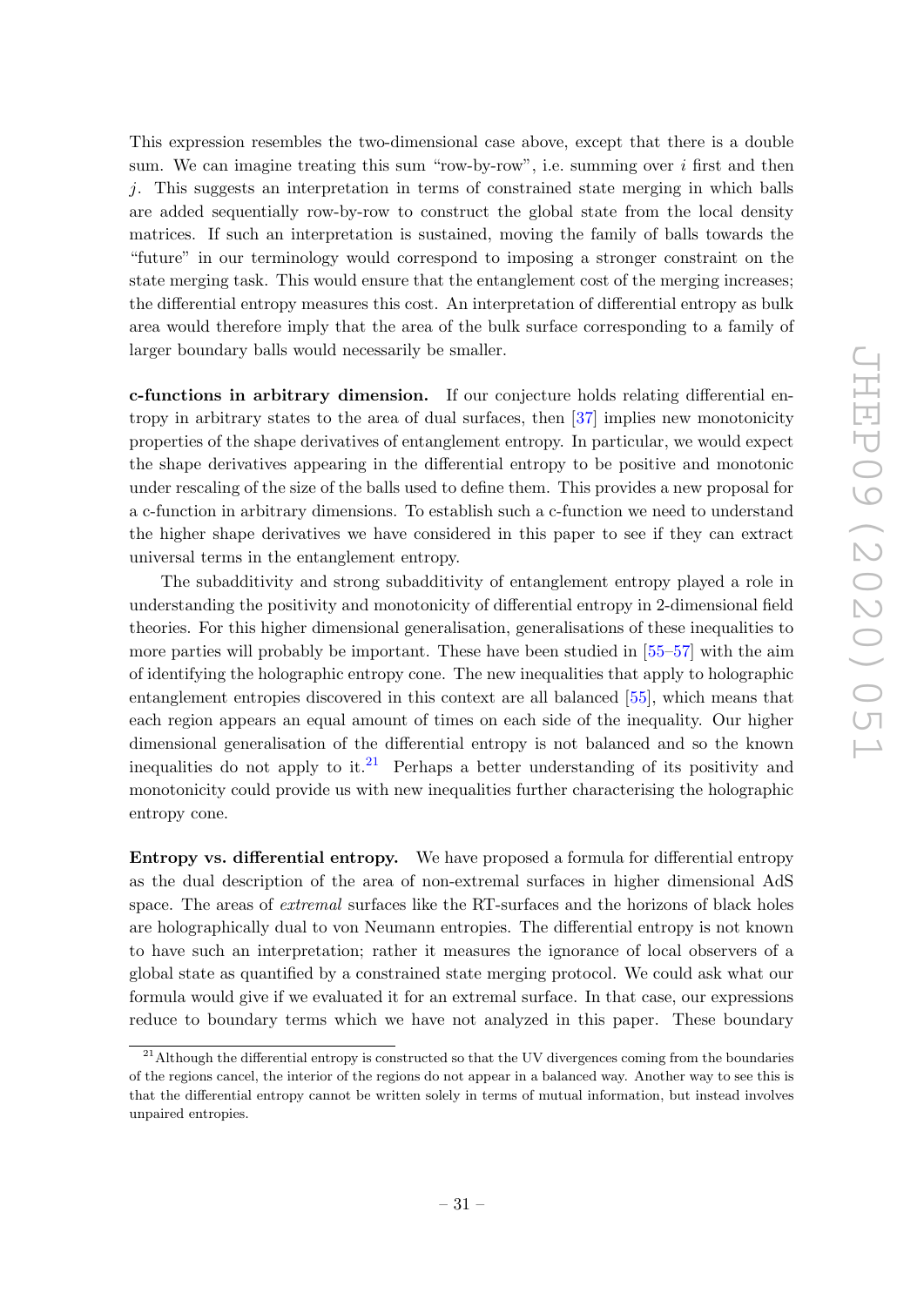This expression resembles the two-dimensional case above, except that there is a double sum. We can imagine treating this sum "row-by-row", i.e. summing over $i$ first and then $j$. This suggests an interpretation in terms of constrained state merging in which balls are added sequentially row-by-row to construct the global state from the local density matrices. If such an interpretation is sustained, moving the family of balls towards the "future" in our terminology would correspond to imposing a stronger constraint on the state merging task. This would ensure that the entanglement cost of the merging increases; the differential entropy measures this cost. An interpretation of differential entropy as bulk area would therefore imply that the area of the bulk surface corresponding to a family of larger boundary balls would necessarily be smaller.

**c-functions in arbitrary dimension.** If our conjecture holds relating differential entropy in arbitrary states to the area of dual surfaces, then [37] implies new monotonicity properties of the shape derivatives of entanglement entropy. In particular, we would expect the shape derivatives appearing in the differential entropy to be positive and monotonic under rescaling of the size of the balls used to define them. This provides a new proposal for a c-function in arbitrary dimensions. To establish such a c-function we need to understand the higher shape derivatives we have considered in this paper to see if they can extract universal terms in the entanglement entropy.

The subadditivity and strong subadditivity of entanglement entropy played a role in understanding the positivity and monotonicity of differential entropy in 2-dimensional field theories. For this higher dimensional generalisation, generalisations of these inequalities to more parties will probably be important. These have been studied in [55–57] with the aim of identifying the holographic entropy cone. The new inequalities that apply to holographic entanglement entropies discovered in this context are all balanced [55], which means that each region appears an equal amount of times on each side of the inequality. Our higher dimensional generalisation of the differential entropy is not balanced and so the known inequalities do not apply to it.[21] Perhaps a better understanding of its positivity and monotonicity could provide us with new inequalities further characterising the holographic entropy cone.

**Entropy vs. differential entropy.** We have proposed a formula for differential entropy as the dual description of the area of non-extremal surfaces in higher dimensional AdS space. The areas of *extremal* surfaces like the RT-surfaces and the horizons of black holes are holographically dual to von Neumann entropies. The differential entropy is not known to have such an interpretation; rather it measures the ignorance of local observers of a global state as quantified by a constrained state merging protocol. We could ask what our formula would give if we evaluated it for an extremal surface. In that case, our expressions reduce to boundary terms which we have not analyzed in this paper. These boundary

[21] Although the differential entropy is constructed so that the UV divergences coming from the boundaries of the regions cancel, the interior of the regions do not appear in a balanced way. Another way to see this is that the differential entropy cannot be written solely in terms of mutual information, but instead involves unpaired entropies.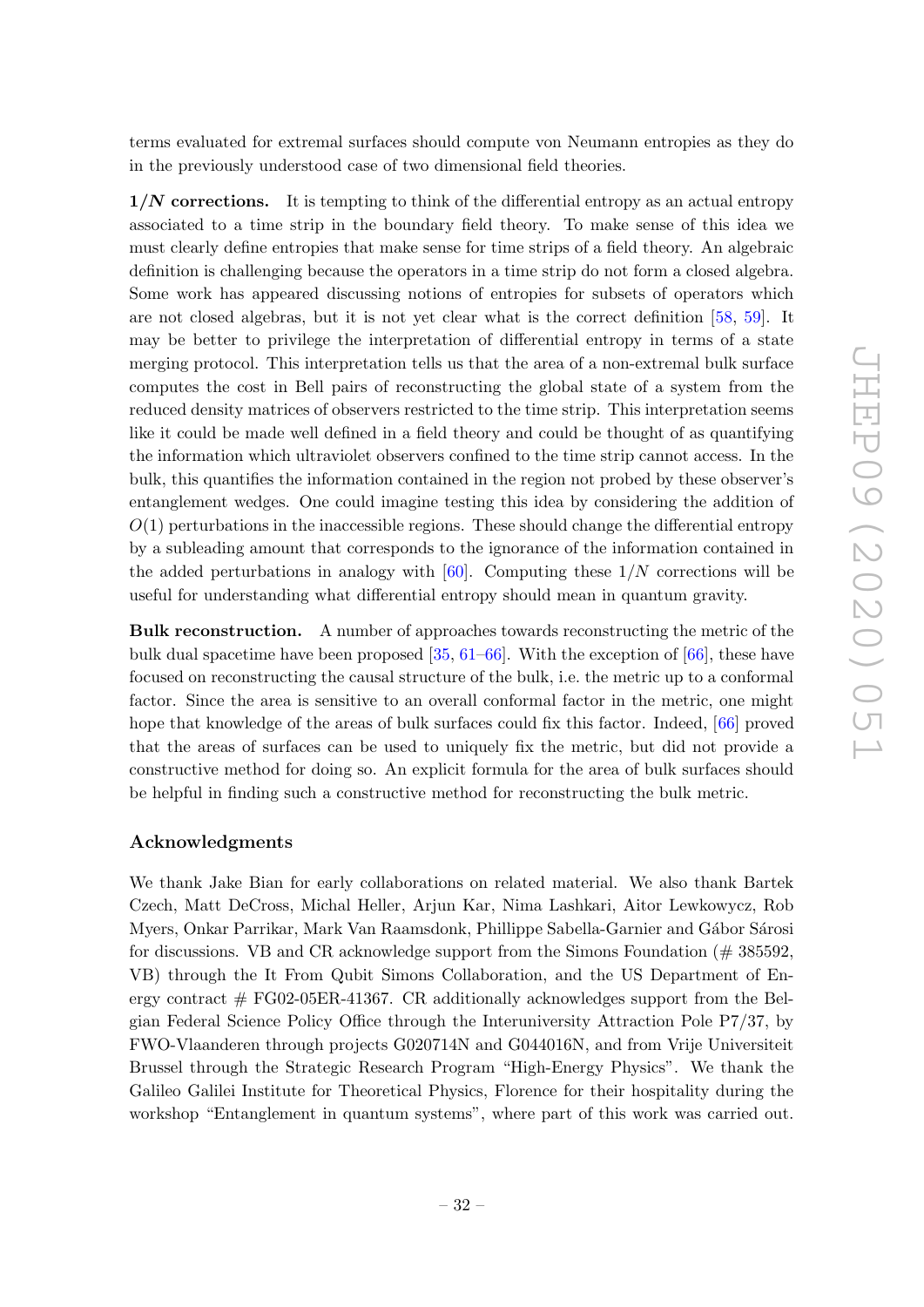terms evaluated for extremal surfaces should compute von Neumann entropies as they do in the previously understood case of two dimensional field theories.

**$1/N$ corrections.** It is tempting to think of the differential entropy as an actual entropy associated to a time strip in the boundary field theory. To make sense of this idea we must clearly define entropies that make sense for time strips of a field theory. An algebraic definition is challenging because the operators in a time strip do not form a closed algebra. Some work has appeared discussing notions of entropies for subsets of operators which are not closed algebras, but it is not yet clear what is the correct definition [58, 59]. It may be better to privilege the interpretation of differential entropy in terms of a state merging protocol. This interpretation tells us that the area of a non-extremal bulk surface computes the cost in Bell pairs of reconstructing the global state of a system from the reduced density matrices of observers restricted to the time strip. This interpretation seems like it could be made well defined in a field theory and could be thought of as quantifying the information which ultraviolet observers confined to the time strip cannot access. In the bulk, this quantifies the information contained in the region not probed by these observer's entanglement wedges. One could imagine testing this idea by considering the addition of $O(1)$ perturbations in the inaccessible regions. These should change the differential entropy by a subleading amount that corresponds to the ignorance of the information contained in the added perturbations in analogy with [60]. Computing these $1/N$ corrections will be useful for understanding what differential entropy should mean in quantum gravity.

**Bulk reconstruction.** A number of approaches towards reconstructing the metric of the bulk dual spacetime have been proposed [35, 61–66]. With the exception of [66], these have focused on reconstructing the causal structure of the bulk, i.e. the metric up to a conformal factor. Since the area is sensitive to an overall conformal factor in the metric, one might hope that knowledge of the areas of bulk surfaces could fix this factor. Indeed, [66] proved that the areas of surfaces can be used to uniquely fix the metric, but did not provide a constructive method for doing so. An explicit formula for the area of bulk surfaces should be helpful in finding such a constructive method for reconstructing the bulk metric.

## Acknowledgments

We thank Jake Bian for early collaborations on related material. We also thank Bartek Czech, Matt DeCross, Michal Heller, Arjun Kar, Nima Lashkari, Aitor Lewkowycz, Rob Myers, Onkar Parrikar, Mark Van Raamsdonk, Phillippe Sabella-Garnier and Gábor Sárosi for discussions. VB and CR acknowledge support from the Simons Foundation (# 385592, VB) through the It From Qubit Simons Collaboration, and the US Department of Energy contract # FG02-05ER-41367. CR additionally acknowledges support from the Belgian Federal Science Policy Office through the Interuniversity Attraction Pole P7/37, by FWO-Vlaanderen through projects G020714N and G044016N, and from Vrije Universiteit Brussel through the Strategic Research Program "High-Energy Physics". We thank the Galileo Galilei Institute for Theoretical Physics, Florence for their hospitality during the workshop "Entanglement in quantum systems", where part of this work was carried out.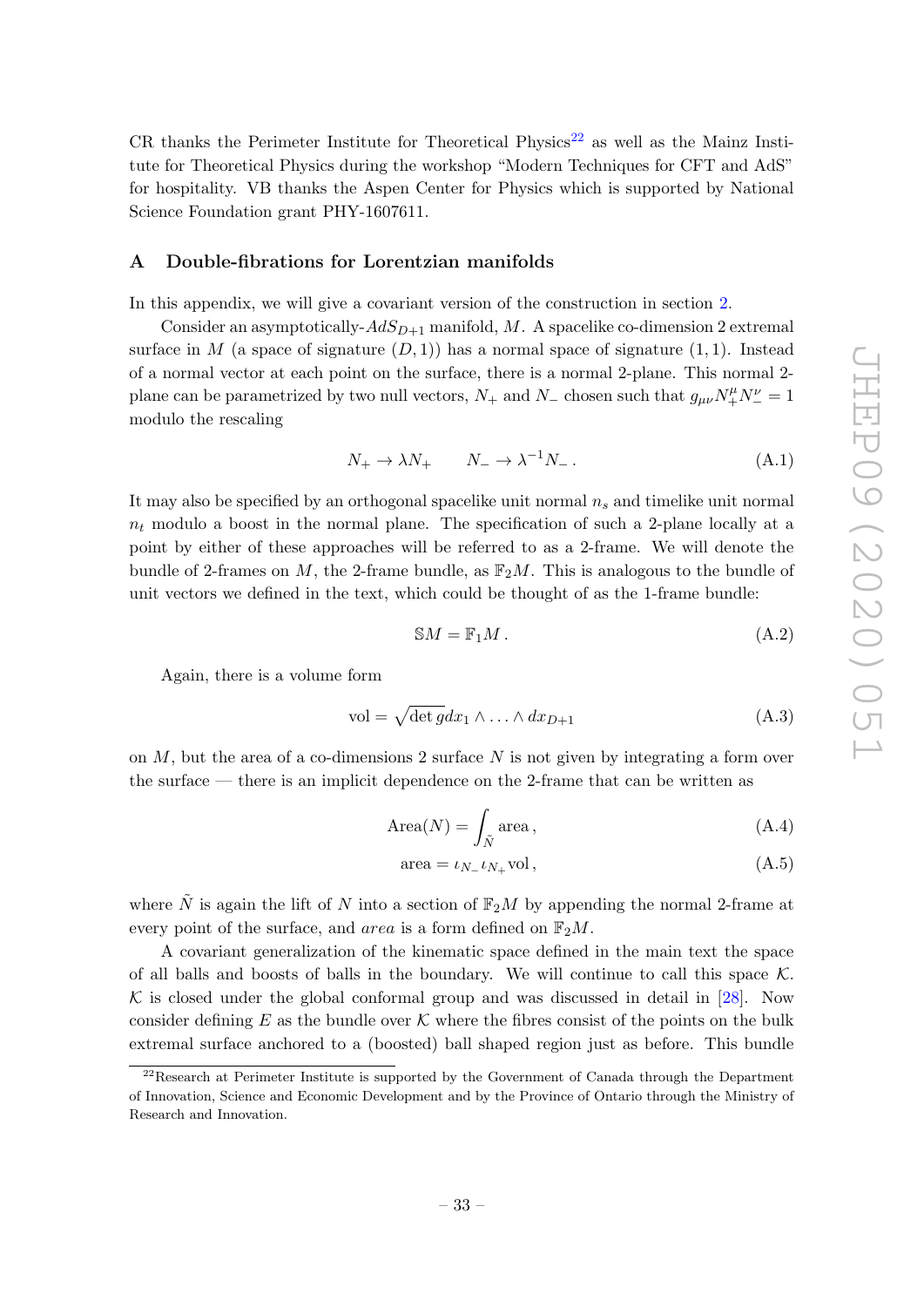CR thanks the Perimeter Institute for Theoretical Physics[22] as well as the Mainz Institute for Theoretical Physics during the workshop "Modern Techniques for CFT and AdS" for hospitality. VB thanks the Aspen Center for Physics which is supported by National Science Foundation grant PHY-1607611.

## A Double-fibrations for Lorentzian manifolds

In this appendix, we will give a covariant version of the construction in section 2.

Consider an asymptotically-$AdS_{D+1}$ manifold, $M$. A spacelike co-dimension 2 extremal surface in $M$ (a space of signature $(D, 1)$) has a normal space of signature $(1, 1)$. Instead of a normal vector at each point on the surface, there is a normal 2-plane. This normal 2-plane can be parametrized by two null vectors, $N_+$ and $N_-$ chosen such that $g_{\mu\nu}N_+^\mu N_-^\nu = 1$ modulo the rescaling

$$N_+ \to \lambda N_+ \qquad N_- \to \lambda^{-1} N_- \,. \tag{A.1}$$

It may also be specified by an orthogonal spacelike unit normal $n_s$ and timelike unit normal $n_t$ modulo a boost in the normal plane. The specification of such a 2-plane locally at a point by either of these approaches will be referred to as a 2-frame. We will denote the bundle of 2-frames on $M$, the 2-frame bundle, as $\mathbb{F}_2 M$. This is analogous to the bundle of unit vectors we defined in the text, which could be thought of as the 1-frame bundle:

$$\mathbb{S}M = \mathbb{F}_1 M \,. \tag{A.2}$$

Again, there is a volume form

$$\text{vol} = \sqrt{\det g}\, dx_1 \wedge \ldots \wedge dx_{D+1} \tag{A.3}$$

on $M$, but the area of a co-dimensions 2 surface $N$ is not given by integrating a form over the surface — there is an implicit dependence on the 2-frame that can be written as

$$\text{Area}(N) = \int_{\tilde{N}} \text{area} \,, \tag{A.4}$$

$$\text{area} = \iota_{N_-} \iota_{N_+} \text{vol} \,, \tag{A.5}$$

where $\tilde{N}$ is again the lift of $N$ into a section of $\mathbb{F}_2 M$ by appending the normal 2-frame at every point of the surface, and *area* is a form defined on $\mathbb{F}_2 M$.

A covariant generalization of the kinematic space defined in the main text the space of all balls and boosts of balls in the boundary. We will continue to call this space $\mathcal{K}$. $\mathcal{K}$ is closed under the global conformal group and was discussed in detail in [28]. Now consider defining $E$ as the bundle over $\mathcal{K}$ where the fibres consist of the points on the bulk extremal surface anchored to a (boosted) ball shaped region just as before. This bundle

[22] Research at Perimeter Institute is supported by the Government of Canada through the Department of Innovation, Science and Economic Development and by the Province of Ontario through the Ministry of Research and Innovation.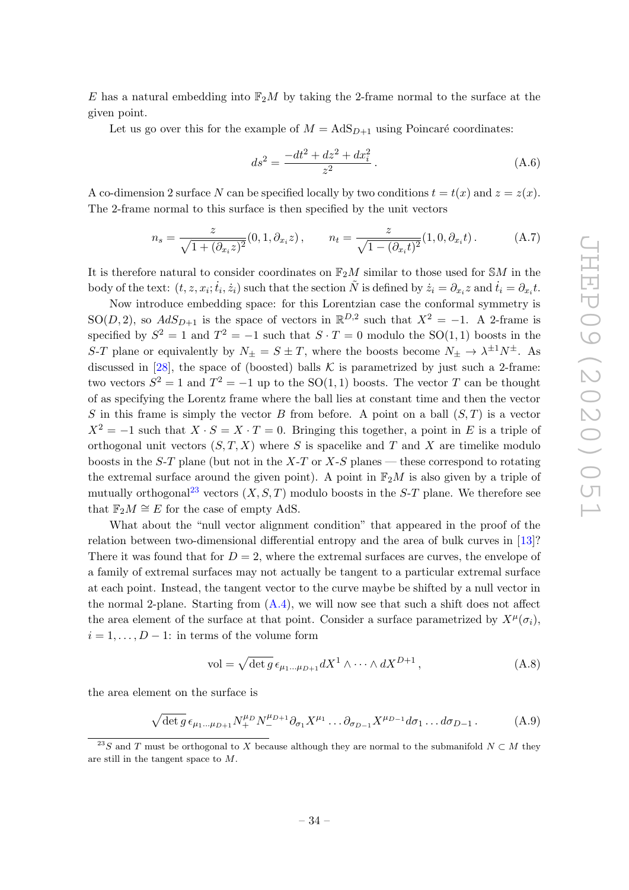$E$ has a natural embedding into $\mathbb{F}_2 M$ by taking the 2-frame normal to the surface at the given point.

Let us go over this for the example of $M = \mathrm{AdS}_{D+1}$ using Poincaré coordinates:

$$ds^2 = \frac{-dt^2 + dz^2 + dx_i^2}{z^2}\,. \tag{A.6}$$

A co-dimension 2 surface $N$ can be specified locally by two conditions $t = t(x)$ and $z = z(x)$. The 2-frame normal to this surface is then specified by the unit vectors

$$n_s = \frac{z}{\sqrt{1+(\partial_{x_i} z)^2}}(0, 1, \partial_{x_i} z)\,, \qquad n_t = \frac{z}{\sqrt{1-(\partial_{x_i} t)^2}}(1, 0, \partial_{x_i} t)\,. \tag{A.7}$$

It is therefore natural to consider coordinates on $\mathbb{F}_2 M$ similar to those used for $\mathbb{S}M$ in the body of the text: $(t, z, x_i; \dot{t}_i, \dot{z}_i)$ such that the section $\tilde{N}$ is defined by $\dot{z}_i = \partial_{x_i} z$ and $\dot{t}_i = \partial_{x_i} t$.

Now introduce embedding space: for this Lorentzian case the conformal symmetry is $\mathrm{SO}(D,2)$, so $AdS_{D+1}$ is the space of vectors in $\mathbb{R}^{D,2}$ such that $X^2 = -1$. A 2-frame is specified by $S^2 = 1$ and $T^2 = -1$ such that $S \cdot T = 0$ modulo the $\mathrm{SO}(1,1)$ boosts in the $S$-$T$ plane or equivalently by $N_\pm = S \pm T$, where the boosts become $N_\pm \to \lambda^{\pm 1} N^\pm$. As discussed in [28], the space of (boosted) balls $\mathcal{K}$ is parametrized by just such a 2-frame: two vectors $S^2 = 1$ and $T^2 = -1$ up to the $\mathrm{SO}(1,1)$ boosts. The vector $T$ can be thought of as specifying the Lorentz frame where the ball lies at constant time and then the vector $S$ in this frame is simply the vector $B$ from before. A point on a ball $(S,T)$ is a vector $X^2 = -1$ such that $X \cdot S = X \cdot T = 0$. Bringing this together, a point in $E$ is a triple of orthogonal unit vectors $(S, T, X)$ where $S$ is spacelike and $T$ and $X$ are timelike modulo boosts in the $S$-$T$ plane (but not in the $X$-$T$ or $X$-$S$ planes — these correspond to rotating the extremal surface around the given point). A point in $\mathbb{F}_2 M$ is also given by a triple of mutually orthogonal[23] vectors $(X, S, T)$ modulo boosts in the $S$-$T$ plane. We therefore see that $\mathbb{F}_2 M \cong E$ for the case of empty AdS.

What about the "null vector alignment condition" that appeared in the proof of the relation between two-dimensional differential entropy and the area of bulk curves in [13]? There it was found that for $D = 2$, where the extremal surfaces are curves, the envelope of a family of extremal surfaces may not actually be tangent to a particular extremal surface at each point. Instead, the tangent vector to the curve maybe be shifted by a null vector in the normal 2-plane. Starting from (A.4), we will now see that such a shift does not affect the area element of the surface at that point. Consider a surface parametrized by $X^\mu(\sigma_i)$, $i = 1, \ldots, D-1$: in terms of the volume form

$$\mathrm{vol} = \sqrt{\det g}\, \epsilon_{\mu_1 \ldots \mu_{D+1}} dX^1 \wedge \cdots \wedge dX^{D+1}\,, \tag{A.8}$$

the area element on the surface is

$$\sqrt{\det g}\, \epsilon_{\mu_1 \ldots \mu_{D+1}} N_+^{\mu_D} N_-^{\mu_{D+1}} \partial_{\sigma_1} X^{\mu_1} \ldots \partial_{\sigma_{D-1}} X^{\mu_{D-1}} d\sigma_1 \ldots d\sigma_{D-1}\,. \tag{A.9}$$

[23] $S$ and $T$ must be orthogonal to $X$ because although they are normal to the submanifold $N \subset M$ they are still in the tangent space to $M$.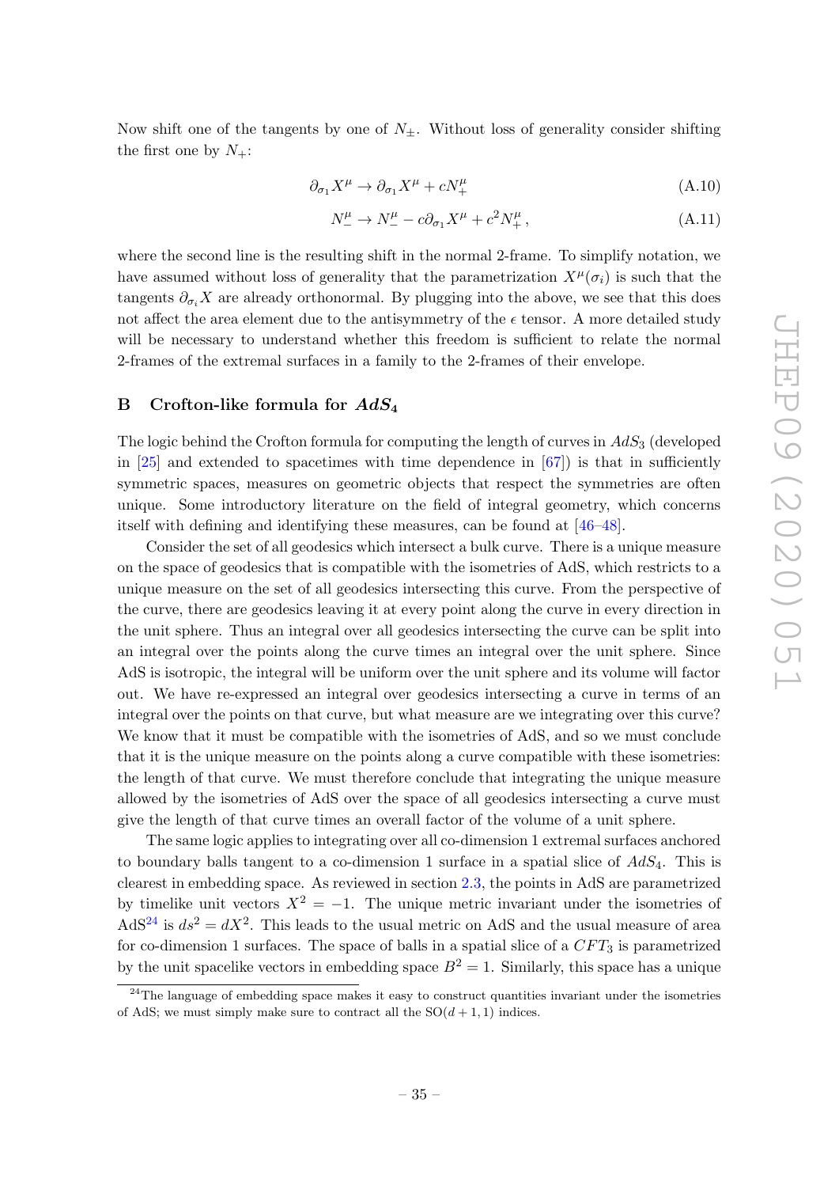Now shift one of the tangents by one of $N_{\pm}$. Without loss of generality consider shifting the first one by $N_+$:

$$\partial_{\sigma_1} X^\mu \to \partial_{\sigma_1} X^\mu + c N_+^\mu \tag{A.10}$$

$$N_-^\mu \to N_-^\mu - c\partial_{\sigma_1} X^\mu + c^2 N_+^\mu \,, \tag{A.11}$$

where the second line is the resulting shift in the normal 2-frame. To simplify notation, we have assumed without loss of generality that the parametrization $X^\mu(\sigma_i)$ is such that the tangents $\partial_{\sigma_i} X$ are already orthonormal. By plugging into the above, we see that this does not affect the area element due to the antisymmetry of the $\epsilon$ tensor. A more detailed study will be necessary to understand whether this freedom is sufficient to relate the normal 2-frames of the extremal surfaces in a family to the 2-frames of their envelope.

## B Crofton-like formula for $AdS_4$

The logic behind the Crofton formula for computing the length of curves in $AdS_3$ (developed in [25] and extended to spacetimes with time dependence in [67]) is that in sufficiently symmetric spaces, measures on geometric objects that respect the symmetries are often unique. Some introductory literature on the field of integral geometry, which concerns itself with defining and identifying these measures, can be found at [46–48].

Consider the set of all geodesics which intersect a bulk curve. There is a unique measure on the space of geodesics that is compatible with the isometries of AdS, which restricts to a unique measure on the set of all geodesics intersecting this curve. From the perspective of the curve, there are geodesics leaving it at every point along the curve in every direction in the unit sphere. Thus an integral over all geodesics intersecting the curve can be split into an integral over the points along the curve times an integral over the unit sphere. Since AdS is isotropic, the integral will be uniform over the unit sphere and its volume will factor out. We have re-expressed an integral over geodesics intersecting a curve in terms of an integral over the points on that curve, but what measure are we integrating over this curve? We know that it must be compatible with the isometries of AdS, and so we must conclude that it is the unique measure on the points along a curve compatible with these isometries: the length of that curve. We must therefore conclude that integrating the unique measure allowed by the isometries of AdS over the space of all geodesics intersecting a curve must give the length of that curve times an overall factor of the volume of a unit sphere.

The same logic applies to integrating over all co-dimension 1 extremal surfaces anchored to boundary balls tangent to a co-dimension 1 surface in a spatial slice of $AdS_4$. This is clearest in embedding space. As reviewed in section 2.3, the points in AdS are parametrized by timelike unit vectors $X^2 = -1$. The unique metric invariant under the isometries of AdS[24] is $ds^2 = dX^2$. This leads to the usual metric on AdS and the usual measure of area for co-dimension 1 surfaces. The space of balls in a spatial slice of a $CFT_3$ is parametrized by the unit spacelike vectors in embedding space $B^2 = 1$. Similarly, this space has a unique

[24]The language of embedding space makes it easy to construct quantities invariant under the isometries of AdS; we must simply make sure to contract all the $\mathrm{SO}(d+1,1)$ indices.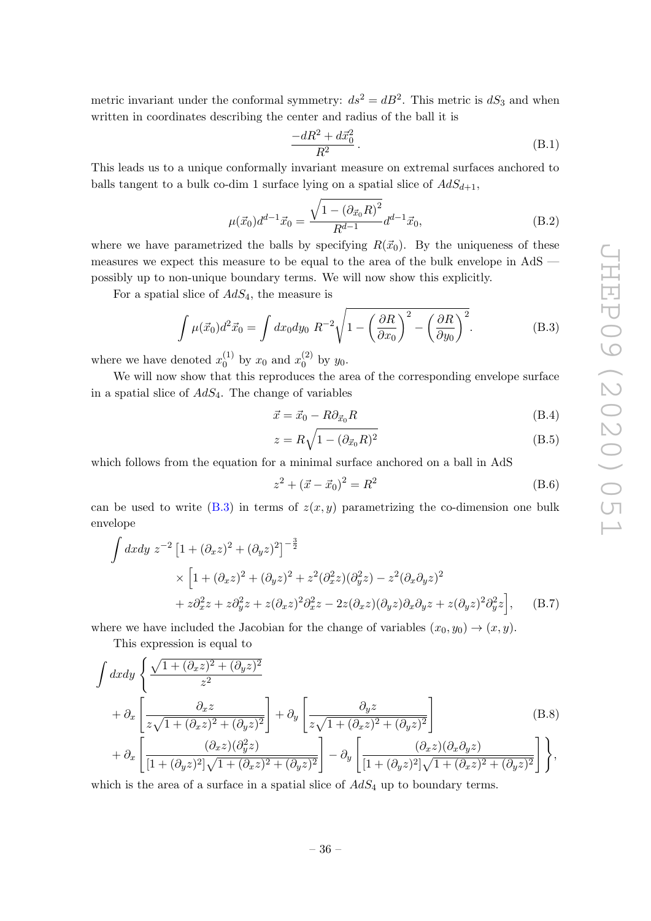metric invariant under the conformal symmetry: $ds^2 = dB^2$. This metric is $dS_3$ and when written in coordinates describing the center and radius of the ball it is

$$\frac{-dR^2 + d\vec{x}_0^2}{R^2}\,. \tag{B.1}$$

This leads us to a unique conformally invariant measure on extremal surfaces anchored to balls tangent to a bulk co-dim 1 surface lying on a spatial slice of $AdS_{d+1}$,

$$\mu(\vec{x}_0)d^{d-1}\vec{x}_0 = \frac{\sqrt{1-\left(\partial_{\vec{x}_0}R\right)^2}}{R^{d-1}}d^{d-1}\vec{x}_0, \tag{B.2}$$

where we have parametrized the balls by specifying $R(\vec{x}_0)$. By the uniqueness of these measures we expect this measure to be equal to the area of the bulk envelope in AdS — possibly up to non-unique boundary terms. We will now show this explicitly.

For a spatial slice of $AdS_4$, the measure is

$$\int \mu(\vec{x}_0)d^2\vec{x}_0 = \int dx_0 dy_0\ R^{-2}\sqrt{1-\left(\frac{\partial R}{\partial x_0}\right)^2-\left(\frac{\partial R}{\partial y_0}\right)^2}. \tag{B.3}$$

where we have denoted $x_0^{(1)}$ by $x_0$ and $x_0^{(2)}$ by $y_0$.

We will now show that this reproduces the area of the corresponding envelope surface in a spatial slice of $AdS_4$. The change of variables

$$\vec{x} = \vec{x}_0 - R\partial_{\vec{x}_0}R \tag{B.4}$$

$$z = R\sqrt{1-(\partial_{\vec{x}_0}R)^2} \tag{B.5}$$

which follows from the equation for a minimal surface anchored on a ball in AdS

$$z^2 + \left(\vec{x}-\vec{x}_0\right)^2 = R^2 \tag{B.6}$$

can be used to write (B.3) in terms of $z(x,y)$ parametrizing the co-dimension one bulk envelope

$$\begin{aligned}\int dxdy\ z^{-2}\left[1+(\partial_x z)^2+(\partial_y z)^2\right]^{-\frac{3}{2}} \\ \times\Big[1+(\partial_x z)^2+(\partial_y z)^2+z^2(\partial_x^2 z)(\partial_y^2 z)-z^2(\partial_x\partial_y z)^2 \\ +z\partial_x^2 z+z\partial_y^2 z+z(\partial_x z)^2\partial_x^2 z-2z(\partial_x z)(\partial_y z)\partial_x\partial_y z+z(\partial_y z)^2\partial_y^2 z\Big],\end{aligned} \tag{B.7}$$

where we have included the Jacobian for the change of variables $(x_0, y_0) \to (x, y)$.

This expression is equal to

$$\begin{aligned}\int dxdy\ \Bigg\{&\frac{\sqrt{1+(\partial_x z)^2+(\partial_y z)^2}}{z^2} \\ &+\partial_x\left[\frac{\partial_x z}{z\sqrt{1+(\partial_x z)^2+(\partial_y z)^2}}\right]+\partial_y\left[\frac{\partial_y z}{z\sqrt{1+(\partial_x z)^2+(\partial_y z)^2}}\right] \\ &+\partial_x\left[\frac{(\partial_x z)(\partial_y^2 z)}{[1+(\partial_y z)^2]\sqrt{1+(\partial_x z)^2+(\partial_y z)^2}}\right]-\partial_y\left[\frac{(\partial_x z)(\partial_x\partial_y z)}{[1+(\partial_y z)^2]\sqrt{1+(\partial_x z)^2+(\partial_y z)^2}}\right]\Bigg\},\end{aligned} \tag{B.8}$$

which is the area of a surface in a spatial slice of $AdS_4$ up to boundary terms.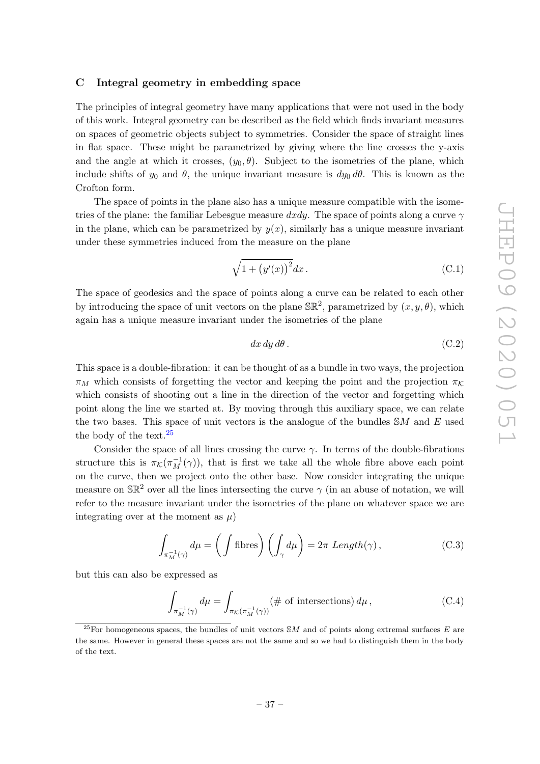## C Integral geometry in embedding space

The principles of integral geometry have many applications that were not used in the body of this work. Integral geometry can be described as the field which finds invariant measures on spaces of geometric objects subject to symmetries. Consider the space of straight lines in flat space. These might be parametrized by giving where the line crosses the y-axis and the angle at which it crosses, $(y_0, \theta)$. Subject to the isometries of the plane, which include shifts of $y_0$ and $\theta$, the unique invariant measure is $dy_0\, d\theta$. This is known as the Crofton form.

The space of points in the plane also has a unique measure compatible with the isometries of the plane: the familiar Lebesgue measure $dxdy$. The space of points along a curve $\gamma$ in the plane, which can be parametrized by $y(x)$, similarly has a unique measure invariant under these symmetries induced from the measure on the plane

$$\sqrt{1 + \left(y'(x)\right)^2} dx \,. \tag{C.1}$$

The space of geodesics and the space of points along a curve can be related to each other by introducing the space of unit vectors on the plane $\mathbb{SR}^2$, parametrized by $(x, y, \theta)$, which again has a unique measure invariant under the isometries of the plane

$$dx\, dy\, d\theta \,. \tag{C.2}$$

This space is a double-fibration: it can be thought of as a bundle in two ways, the projection $\pi_M$ which consists of forgetting the vector and keeping the point and the projection $\pi_{\mathcal{K}}$ which consists of shooting out a line in the direction of the vector and forgetting which point along the line we started at. By moving through this auxiliary space, we can relate the two bases. This space of unit vectors is the analogue of the bundles $\mathbb{S}M$ and $E$ used the body of the text.[25]

Consider the space of all lines crossing the curve $\gamma$. In terms of the double-fibrations structure this is $\pi_{\mathcal{K}}(\pi_M^{-1}(\gamma))$, that is first we take all the whole fibre above each point on the curve, then we project onto the other base. Now consider integrating the unique measure on $\mathbb{SR}^2$ over all the lines intersecting the curve $\gamma$ (in an abuse of notation, we will refer to the measure invariant under the isometries of the plane on whatever space we are integrating over at the moment as $\mu$)

$$\int_{\pi_M^{-1}(\gamma)} d\mu = \left(\int \text{fibres}\right)\left(\int_\gamma d\mu\right) = 2\pi \; Length(\gamma) \,, \tag{C.3}$$

but this can also be expressed as

$$\int_{\pi_M^{-1}(\gamma)} d\mu = \int_{\pi_{\mathcal{K}}(\pi_M^{-1}(\gamma))} (\#\text{ of intersections})\, d\mu \,, \tag{C.4}$$

[25] For homogeneous spaces, the bundles of unit vectors $\mathbb{S}M$ and of points along extremal surfaces $E$ are the same. However in general these spaces are not the same and so we had to distinguish them in the body of the text.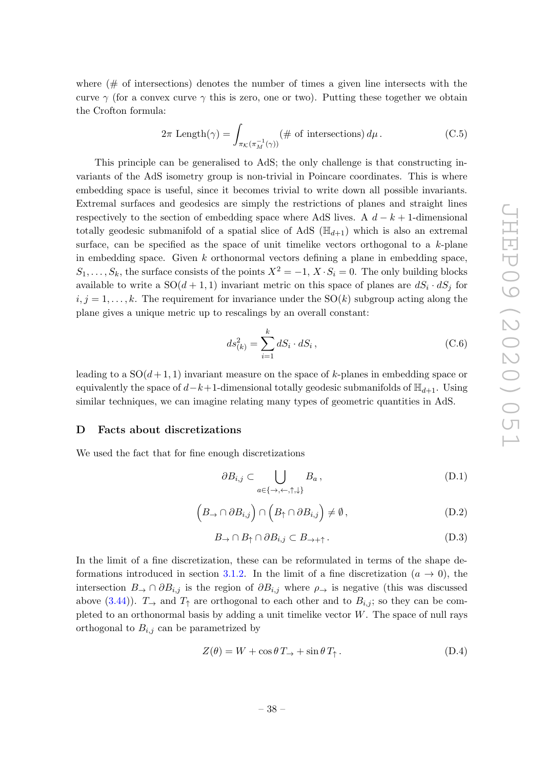where (# of intersections) denotes the number of times a given line intersects with the curve $\gamma$ (for a convex curve $\gamma$ this is zero, one or two). Putting these together we obtain the Crofton formula:

$$2\pi\ \mathrm{Length}(\gamma) = \int_{\pi_{\mathcal{K}}(\pi_M^{-1}(\gamma))} (\#\text{ of intersections})\, d\mu\,. \tag{C.5}$$

This principle can be generalised to AdS; the only challenge is that constructing invariants of the AdS isometry group is non-trivial in Poincare coordinates. This is where embedding space is useful, since it becomes trivial to write down all possible invariants. Extremal surfaces and geodesics are simply the restrictions of planes and straight lines respectively to the section of embedding space where AdS lives. A $d-k+1$-dimensional totally geodesic submanifold of a spatial slice of AdS ($\mathbb{H}_{d+1}$) which is also an extremal surface, can be specified as the space of unit timelike vectors orthogonal to a $k$-plane in embedding space. Given $k$ orthonormal vectors defining a plane in embedding space, $S_1, \ldots, S_k$, the surface consists of the points $X^2 = -1$, $X \cdot S_i = 0$. The only building blocks available to write a $\mathrm{SO}(d+1,1)$ invariant metric on this space of planes are $dS_i \cdot dS_j$ for $i, j = 1, \ldots, k$. The requirement for invariance under the $\mathrm{SO}(k)$ subgroup acting along the plane gives a unique metric up to rescalings by an overall constant:

$$ds^2_{(k)} = \sum_{i=1}^{k} dS_i \cdot dS_i\,, \tag{C.6}$$

leading to a $\mathrm{SO}(d+1,1)$ invariant measure on the space of $k$-planes in embedding space or equivalently the space of $d-k+1$-dimensional totally geodesic submanifolds of $\mathbb{H}_{d+1}$. Using similar techniques, we can imagine relating many types of geometric quantities in AdS.

## D Facts about discretizations

We used the fact that for fine enough discretizations

$$\partial B_{i,j} \subset \bigcup_{a \in \{\rightarrow, \leftarrow, \uparrow, \downarrow\}} B_a\,, \tag{D.1}$$

$$\left(B_{\rightarrow} \cap \partial B_{i,j}\right) \cap \left(B_{\uparrow} \cap \partial B_{i,j}\right) \neq \emptyset\,, \tag{D.2}$$

$$B_{\rightarrow} \cap B_{\uparrow} \cap \partial B_{i,j} \subset B_{\rightarrow + \uparrow}\,. \tag{D.3}$$

In the limit of a fine discretization, these can be reformulated in terms of the shape deformations introduced in section 3.1.2. In the limit of a fine discretization ($a \to 0$), the intersection $B_{\rightarrow} \cap \partial B_{i,j}$ is the region of $\partial B_{i,j}$ where $\rho_{\rightarrow}$ is negative (this was discussed above (3.44)). $T_{\rightarrow}$ and $T_{\uparrow}$ are orthogonal to each other and to $B_{i,j}$; so they can be completed to an orthonormal basis by adding a unit timelike vector $W$. The space of null rays orthogonal to $B_{i,j}$ can be parametrized by

$$Z(\theta) = W + \cos\theta\, T_{\rightarrow} + \sin\theta\, T_{\uparrow}\,. \tag{D.4}$$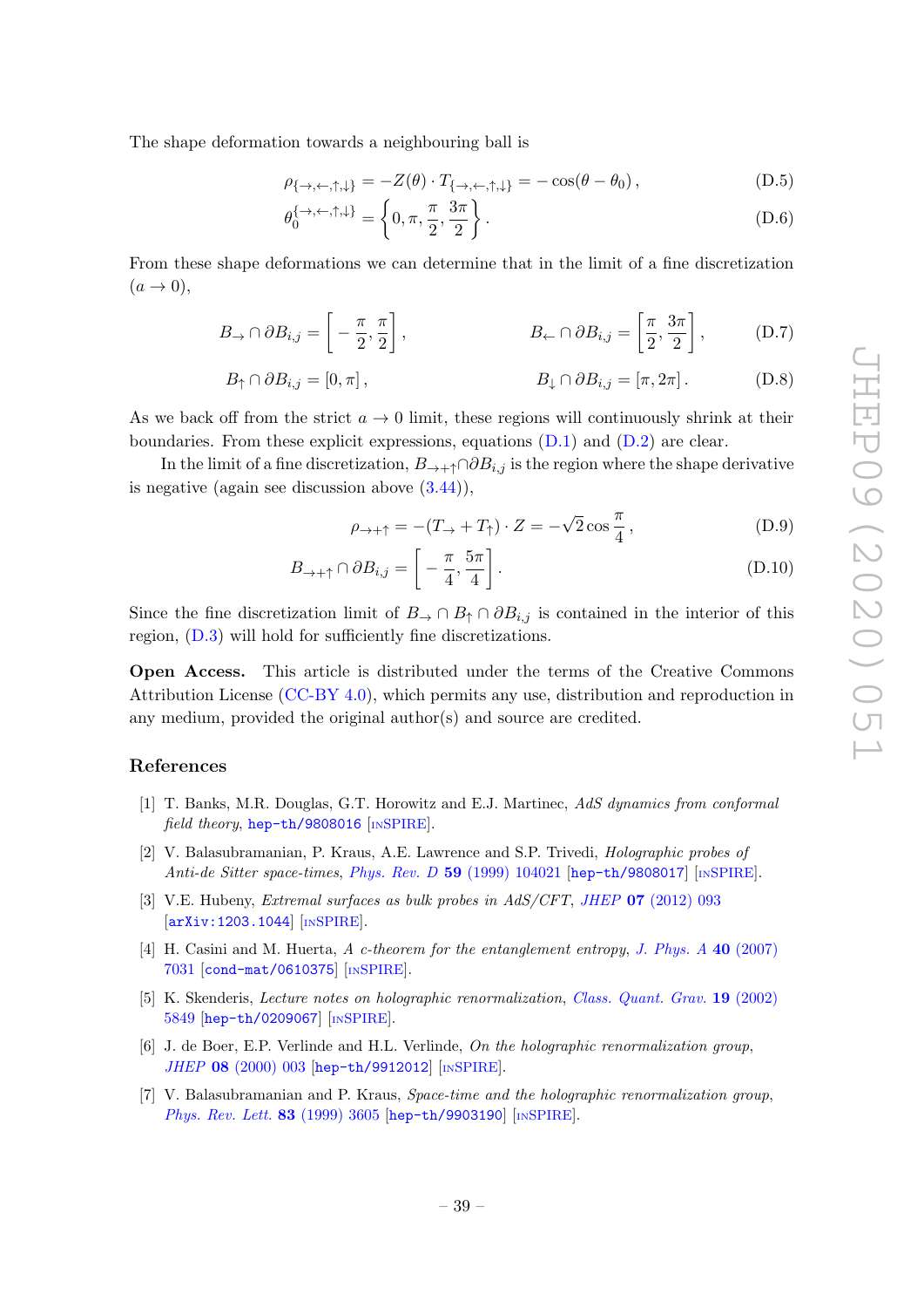The shape deformation towards a neighbouring ball is

$$\rho_{\{\rightarrow,\leftarrow,\uparrow,\downarrow\}} = -Z(\theta) \cdot T_{\{\rightarrow,\leftarrow,\uparrow,\downarrow\}} = -\cos(\theta - \theta_0)\,, \tag{D.5}$$

$$\theta_0^{\{\rightarrow,\leftarrow,\uparrow,\downarrow\}} = \left\{0, \pi, \frac{\pi}{2}, \frac{3\pi}{2}\right\}. \tag{D.6}$$

From these shape deformations we can determine that in the limit of a fine discretization ($a \to 0$),

$$B_\rightarrow \cap \partial B_{i,j} = \left[-\frac{\pi}{2}, \frac{\pi}{2}\right], \qquad B_\leftarrow \cap \partial B_{i,j} = \left[\frac{\pi}{2}, \frac{3\pi}{2}\right], \tag{D.7}$$

$$B_\uparrow \cap \partial B_{i,j} = [0, \pi]\,, \qquad B_\downarrow \cap \partial B_{i,j} = [\pi, 2\pi]\,. \tag{D.8}$$

As we back off from the strict $a \to 0$ limit, these regions will continuously shrink at their boundaries. From these explicit expressions, equations (D.1) and (D.2) are clear.

In the limit of a fine discretization, $B_{\rightarrow+\uparrow} \cap \partial B_{i,j}$ is the region where the shape derivative is negative (again see discussion above (3.44)),

$$\rho_{\rightarrow+\uparrow} = -(T_\rightarrow + T_\uparrow) \cdot Z = -\sqrt{2}\cos\frac{\pi}{4}\,, \tag{D.9}$$

$$B_{\rightarrow+\uparrow} \cap \partial B_{i,j} = \left[-\frac{\pi}{4}, \frac{5\pi}{4}\right]. \tag{D.10}$$

Since the fine discretization limit of $B_\rightarrow \cap B_\uparrow \cap \partial B_{i,j}$ is contained in the interior of this region, (D.3) will hold for sufficiently fine discretizations.

**Open Access.** This article is distributed under the terms of the Creative Commons Attribution License (CC-BY 4.0), which permits any use, distribution and reproduction in any medium, provided the original author(s) and source are credited.

## References

[1] T. Banks, M.R. Douglas, G.T. Horowitz and E.J. Martinec, *AdS dynamics from conformal field theory*, hep-th/9808016 [INSPIRE].

[2] V. Balasubramanian, P. Kraus, A.E. Lawrence and S.P. Trivedi, *Holographic probes of Anti-de Sitter space-times*, *Phys. Rev. D* **59** (1999) 104021 [hep-th/9808017] [INSPIRE].

[3] V.E. Hubeny, *Extremal surfaces as bulk probes in AdS/CFT*, *JHEP* **07** (2012) 093 [arXiv:1203.1044] [INSPIRE].

[4] H. Casini and M. Huerta, *A c-theorem for the entanglement entropy*, *J. Phys. A* **40** (2007) 7031 [cond-mat/0610375] [INSPIRE].

[5] K. Skenderis, *Lecture notes on holographic renormalization*, *Class. Quant. Grav.* **19** (2002) 5849 [hep-th/0209067] [INSPIRE].

[6] J. de Boer, E.P. Verlinde and H.L. Verlinde, *On the holographic renormalization group*, *JHEP* **08** (2000) 003 [hep-th/9912012] [INSPIRE].

[7] V. Balasubramanian and P. Kraus, *Space-time and the holographic renormalization group*, *Phys. Rev. Lett.* **83** (1999) 3605 [hep-th/9903190] [INSPIRE].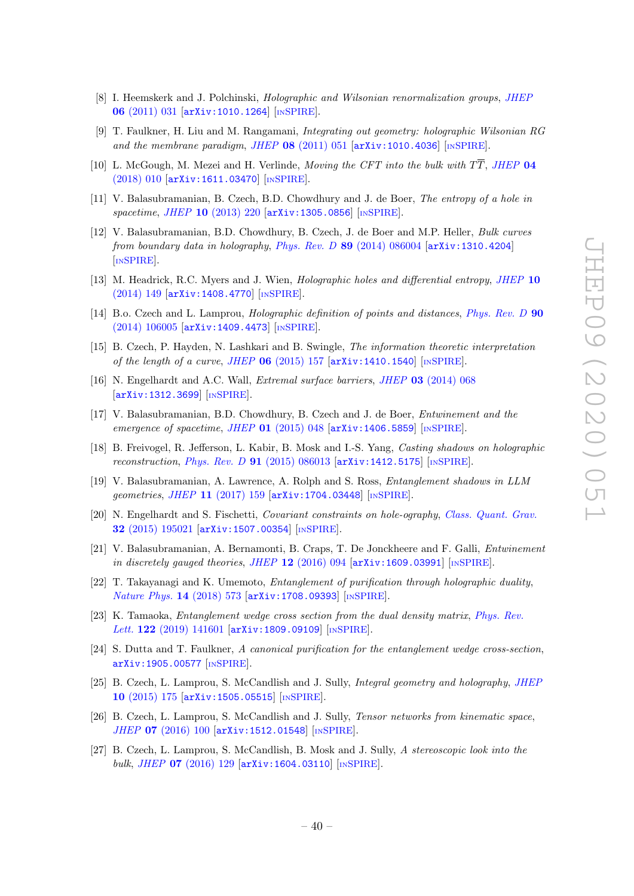- [8] I. Heemskerk and J. Polchinski, *Holographic and Wilsonian renormalization groups*, JHEP **06** (2011) 031 [arXiv:1010.1264] [INSPIRE].
- [9] T. Faulkner, H. Liu and M. Rangamani, *Integrating out geometry: holographic Wilsonian RG and the membrane paradigm*, JHEP **08** (2011) 051 [arXiv:1010.4036] [INSPIRE].
- [10] L. McGough, M. Mezei and H. Verlinde, *Moving the CFT into the bulk with $T\overline{T}$*, JHEP **04** (2018) 010 [arXiv:1611.03470] [INSPIRE].
- [11] V. Balasubramanian, B. Czech, B.D. Chowdhury and J. de Boer, *The entropy of a hole in spacetime*, JHEP **10** (2013) 220 [arXiv:1305.0856] [INSPIRE].
- [12] V. Balasubramanian, B.D. Chowdhury, B. Czech, J. de Boer and M.P. Heller, *Bulk curves from boundary data in holography*, Phys. Rev. D **89** (2014) 086004 [arXiv:1310.4204] [INSPIRE].
- [13] M. Headrick, R.C. Myers and J. Wien, *Holographic holes and differential entropy*, JHEP **10** (2014) 149 [arXiv:1408.4770] [INSPIRE].
- [14] B.o. Czech and L. Lamprou, *Holographic definition of points and distances*, Phys. Rev. D **90** (2014) 106005 [arXiv:1409.4473] [INSPIRE].
- [15] B. Czech, P. Hayden, N. Lashkari and B. Swingle, *The information theoretic interpretation of the length of a curve*, JHEP **06** (2015) 157 [arXiv:1410.1540] [INSPIRE].
- [16] N. Engelhardt and A.C. Wall, *Extremal surface barriers*, JHEP **03** (2014) 068 [arXiv:1312.3699] [INSPIRE].
- [17] V. Balasubramanian, B.D. Chowdhury, B. Czech and J. de Boer, *Entwinement and the emergence of spacetime*, JHEP **01** (2015) 048 [arXiv:1406.5859] [INSPIRE].
- [18] B. Freivogel, R. Jefferson, L. Kabir, B. Mosk and I.-S. Yang, *Casting shadows on holographic reconstruction*, Phys. Rev. D **91** (2015) 086013 [arXiv:1412.5175] [INSPIRE].
- [19] V. Balasubramanian, A. Lawrence, A. Rolph and S. Ross, *Entanglement shadows in LLM geometries*, JHEP **11** (2017) 159 [arXiv:1704.03448] [INSPIRE].
- [20] N. Engelhardt and S. Fischetti, *Covariant constraints on hole-ography*, Class. Quant. Grav. **32** (2015) 195021 [arXiv:1507.00354] [INSPIRE].
- [21] V. Balasubramanian, A. Bernamonti, B. Craps, T. De Jonckheere and F. Galli, *Entwinement in discretely gauged theories*, JHEP **12** (2016) 094 [arXiv:1609.03991] [INSPIRE].
- [22] T. Takayanagi and K. Umemoto, *Entanglement of purification through holographic duality*, Nature Phys. **14** (2018) 573 [arXiv:1708.09393] [INSPIRE].
- [23] K. Tamaoka, *Entanglement wedge cross section from the dual density matrix*, Phys. Rev. Lett. **122** (2019) 141601 [arXiv:1809.09109] [INSPIRE].
- [24] S. Dutta and T. Faulkner, *A canonical purification for the entanglement wedge cross-section*, arXiv:1905.00577 [INSPIRE].
- [25] B. Czech, L. Lamprou, S. McCandlish and J. Sully, *Integral geometry and holography*, JHEP **10** (2015) 175 [arXiv:1505.05515] [INSPIRE].
- [26] B. Czech, L. Lamprou, S. McCandlish and J. Sully, *Tensor networks from kinematic space*, JHEP **07** (2016) 100 [arXiv:1512.01548] [INSPIRE].
- [27] B. Czech, L. Lamprou, S. McCandlish, B. Mosk and J. Sully, *A stereoscopic look into the bulk*, JHEP **07** (2016) 129 [arXiv:1604.03110] [INSPIRE].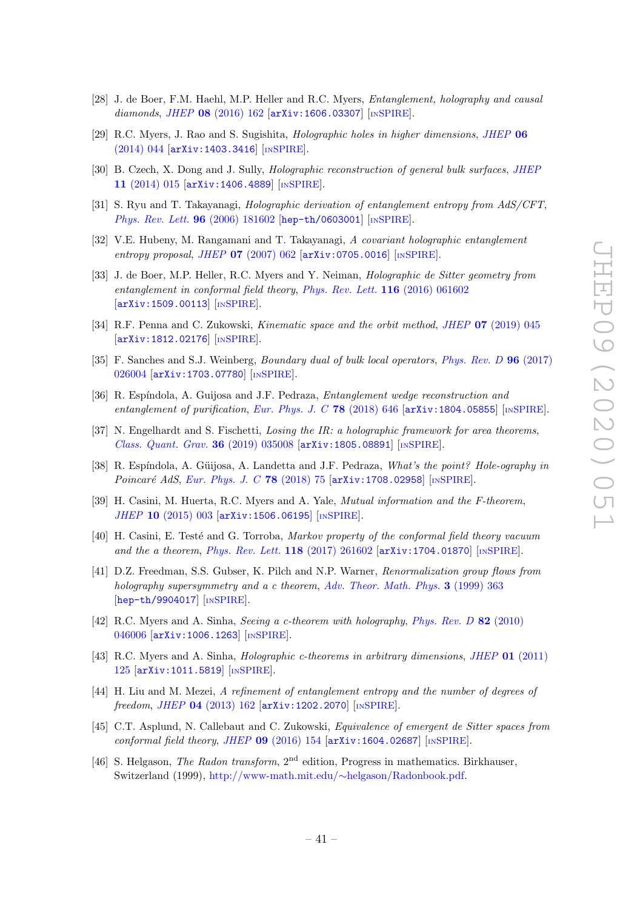- [28] J. de Boer, F.M. Haehl, M.P. Heller and R.C. Myers, *Entanglement, holography and causal diamonds*, JHEP **08** (2016) 162 [arXiv:1606.03307] [INSPIRE].
- [29] R.C. Myers, J. Rao and S. Sugishita, *Holographic holes in higher dimensions*, JHEP **06** (2014) 044 [arXiv:1403.3416] [INSPIRE].
- [30] B. Czech, X. Dong and J. Sully, *Holographic reconstruction of general bulk surfaces*, JHEP **11** (2014) 015 [arXiv:1406.4889] [INSPIRE].
- [31] S. Ryu and T. Takayanagi, *Holographic derivation of entanglement entropy from AdS/CFT*, Phys. Rev. Lett. **96** (2006) 181602 [hep-th/0603001] [INSPIRE].
- [32] V.E. Hubeny, M. Rangamani and T. Takayanagi, *A covariant holographic entanglement entropy proposal*, JHEP **07** (2007) 062 [arXiv:0705.0016] [INSPIRE].
- [33] J. de Boer, M.P. Heller, R.C. Myers and Y. Neiman, *Holographic de Sitter geometry from entanglement in conformal field theory*, Phys. Rev. Lett. **116** (2016) 061602 [arXiv:1509.00113] [INSPIRE].
- [34] R.F. Penna and C. Zukowski, *Kinematic space and the orbit method*, JHEP **07** (2019) 045 [arXiv:1812.02176] [INSPIRE].
- [35] F. Sanches and S.J. Weinberg, *Boundary dual of bulk local operators*, Phys. Rev. D **96** (2017) 026004 [arXiv:1703.07780] [INSPIRE].
- [36] R. Espíndola, A. Guijosa and J.F. Pedraza, *Entanglement wedge reconstruction and entanglement of purification*, Eur. Phys. J. C **78** (2018) 646 [arXiv:1804.05855] [INSPIRE].
- [37] N. Engelhardt and S. Fischetti, *Losing the IR: a holographic framework for area theorems*, Class. Quant. Grav. **36** (2019) 035008 [arXiv:1805.08891] [INSPIRE].
- [38] R. Espíndola, A. Güijosa, A. Landetta and J.F. Pedraza, *What's the point? Hole-ography in Poincaré AdS*, Eur. Phys. J. C **78** (2018) 75 [arXiv:1708.02958] [INSPIRE].
- [39] H. Casini, M. Huerta, R.C. Myers and A. Yale, *Mutual information and the F-theorem*, JHEP **10** (2015) 003 [arXiv:1506.06195] [INSPIRE].
- [40] H. Casini, E. Testé and G. Torroba, *Markov property of the conformal field theory vacuum and the a theorem*, Phys. Rev. Lett. **118** (2017) 261602 [arXiv:1704.01870] [INSPIRE].
- [41] D.Z. Freedman, S.S. Gubser, K. Pilch and N.P. Warner, *Renormalization group flows from holography supersymmetry and a c theorem*, Adv. Theor. Math. Phys. **3** (1999) 363 [hep-th/9904017] [INSPIRE].
- [42] R.C. Myers and A. Sinha, *Seeing a c-theorem with holography*, Phys. Rev. D **82** (2010) 046006 [arXiv:1006.1263] [INSPIRE].
- [43] R.C. Myers and A. Sinha, *Holographic c-theorems in arbitrary dimensions*, JHEP **01** (2011) 125 [arXiv:1011.5819] [INSPIRE].
- [44] H. Liu and M. Mezei, *A refinement of entanglement entropy and the number of degrees of freedom*, JHEP **04** (2013) 162 [arXiv:1202.2070] [INSPIRE].
- [45] C.T. Asplund, N. Callebaut and C. Zukowski, *Equivalence of emergent de Sitter spaces from conformal field theory*, JHEP **09** (2016) 154 [arXiv:1604.02687] [INSPIRE].
- [46] S. Helgason, *The Radon transform*, 2nd edition, Progress in mathematics. Birkhauser, Switzerland (1999), http://www-math.mit.edu/~helgason/Radonbook.pdf.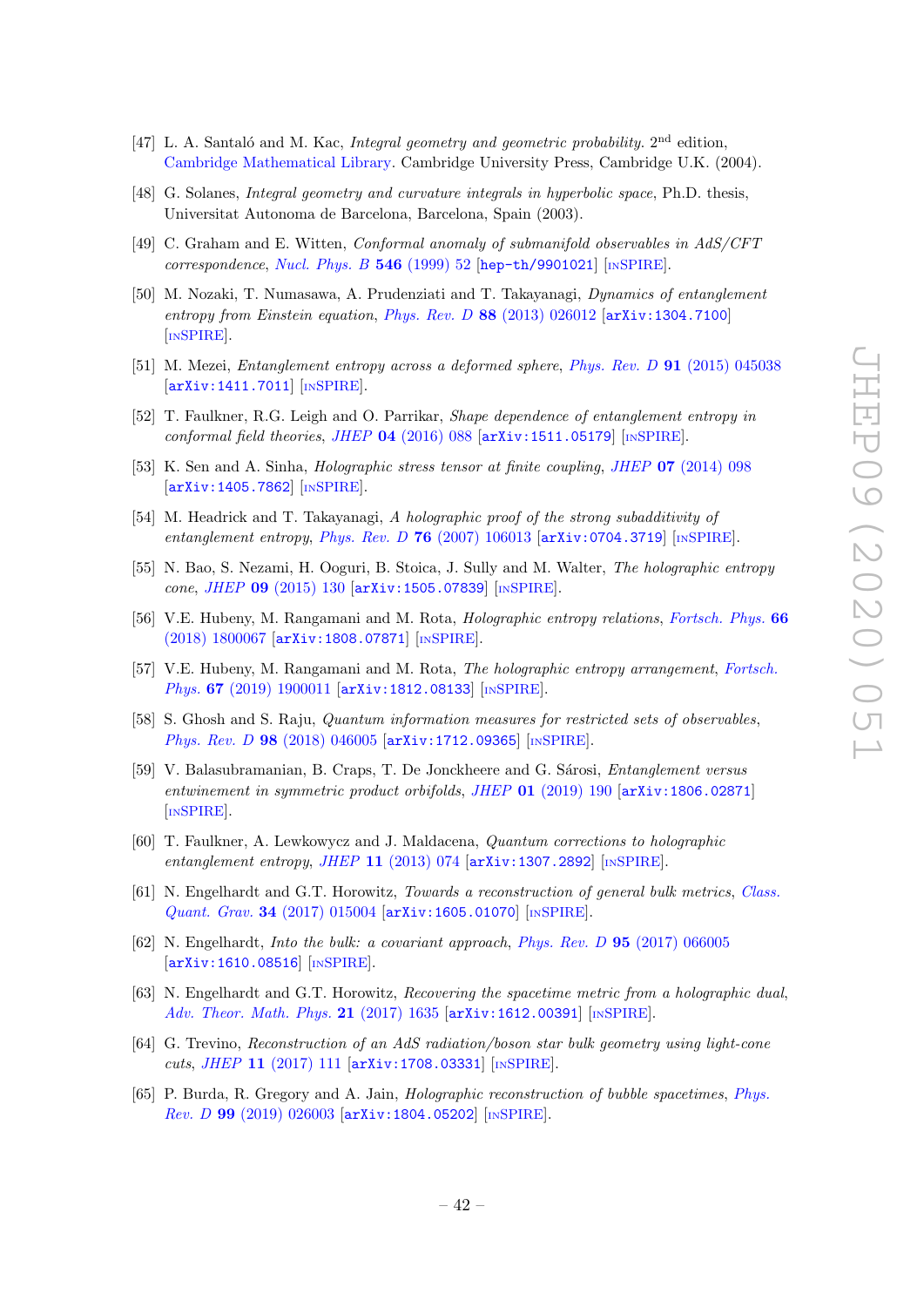[47] L. A. Santaló and M. Kac, *Integral geometry and geometric probability*. 2nd edition, Cambridge Mathematical Library. Cambridge University Press, Cambridge U.K. (2004).

[48] G. Solanes, *Integral geometry and curvature integrals in hyperbolic space*, Ph.D. thesis, Universitat Autonoma de Barcelona, Barcelona, Spain (2003).

[49] C. Graham and E. Witten, *Conformal anomaly of submanifold observables in AdS/CFT correspondence*, *Nucl. Phys. B* **546** (1999) 52 [hep-th/9901021] [INSPIRE].

[50] M. Nozaki, T. Numasawa, A. Prudenziati and T. Takayanagi, *Dynamics of entanglement entropy from Einstein equation*, *Phys. Rev. D* **88** (2013) 026012 [arXiv:1304.7100] [INSPIRE].

[51] M. Mezei, *Entanglement entropy across a deformed sphere*, *Phys. Rev. D* **91** (2015) 045038 [arXiv:1411.7011] [INSPIRE].

[52] T. Faulkner, R.G. Leigh and O. Parrikar, *Shape dependence of entanglement entropy in conformal field theories*, *JHEP* **04** (2016) 088 [arXiv:1511.05179] [INSPIRE].

[53] K. Sen and A. Sinha, *Holographic stress tensor at finite coupling*, *JHEP* **07** (2014) 098 [arXiv:1405.7862] [INSPIRE].

[54] M. Headrick and T. Takayanagi, *A holographic proof of the strong subadditivity of entanglement entropy*, *Phys. Rev. D* **76** (2007) 106013 [arXiv:0704.3719] [INSPIRE].

[55] N. Bao, S. Nezami, H. Ooguri, B. Stoica, J. Sully and M. Walter, *The holographic entropy cone*, *JHEP* **09** (2015) 130 [arXiv:1505.07839] [INSPIRE].

[56] V.E. Hubeny, M. Rangamani and M. Rota, *Holographic entropy relations*, *Fortsch. Phys.* **66** (2018) 1800067 [arXiv:1808.07871] [INSPIRE].

[57] V.E. Hubeny, M. Rangamani and M. Rota, *The holographic entropy arrangement*, *Fortsch. Phys.* **67** (2019) 1900011 [arXiv:1812.08133] [INSPIRE].

[58] S. Ghosh and S. Raju, *Quantum information measures for restricted sets of observables*, *Phys. Rev. D* **98** (2018) 046005 [arXiv:1712.09365] [INSPIRE].

[59] V. Balasubramanian, B. Craps, T. De Jonckheere and G. Sárosi, *Entanglement versus entwinement in symmetric product orbifolds*, *JHEP* **01** (2019) 190 [arXiv:1806.02871] [INSPIRE].

[60] T. Faulkner, A. Lewkowycz and J. Maldacena, *Quantum corrections to holographic entanglement entropy*, *JHEP* **11** (2013) 074 [arXiv:1307.2892] [INSPIRE].

[61] N. Engelhardt and G.T. Horowitz, *Towards a reconstruction of general bulk metrics*, *Class. Quant. Grav.* **34** (2017) 015004 [arXiv:1605.01070] [INSPIRE].

[62] N. Engelhardt, *Into the bulk: a covariant approach*, *Phys. Rev. D* **95** (2017) 066005 [arXiv:1610.08516] [INSPIRE].

[63] N. Engelhardt and G.T. Horowitz, *Recovering the spacetime metric from a holographic dual*, *Adv. Theor. Math. Phys.* **21** (2017) 1635 [arXiv:1612.00391] [INSPIRE].

[64] G. Trevino, *Reconstruction of an AdS radiation/boson star bulk geometry using light-cone cuts*, *JHEP* **11** (2017) 111 [arXiv:1708.03331] [INSPIRE].

[65] P. Burda, R. Gregory and A. Jain, *Holographic reconstruction of bubble spacetimes*, *Phys. Rev. D* **99** (2019) 026003 [arXiv:1804.05202] [INSPIRE].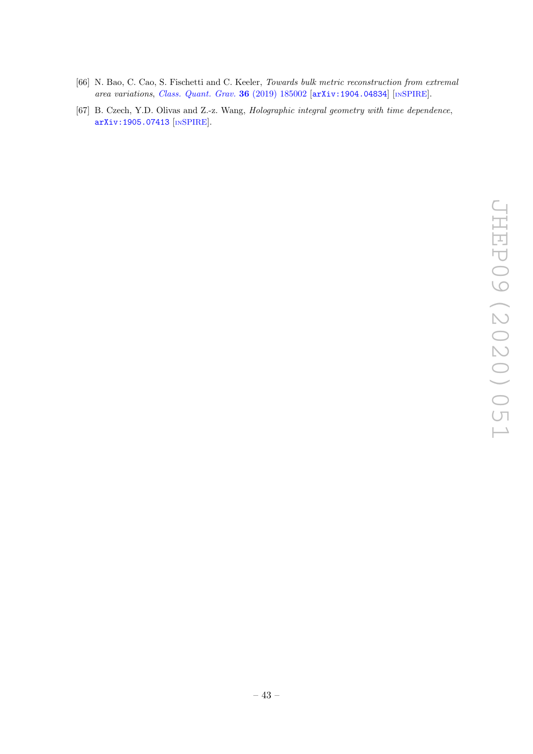[66] N. Bao, C. Cao, S. Fischetti and C. Keeler, *Towards bulk metric reconstruction from extremal area variations*, Class. Quant. Grav. **36** (2019) 185002 [arXiv:1904.04834] [INSPIRE].

[67] B. Czech, Y.D. Olivas and Z.-z. Wang, *Holographic integral geometry with time dependence*, arXiv:1905.07413 [INSPIRE].